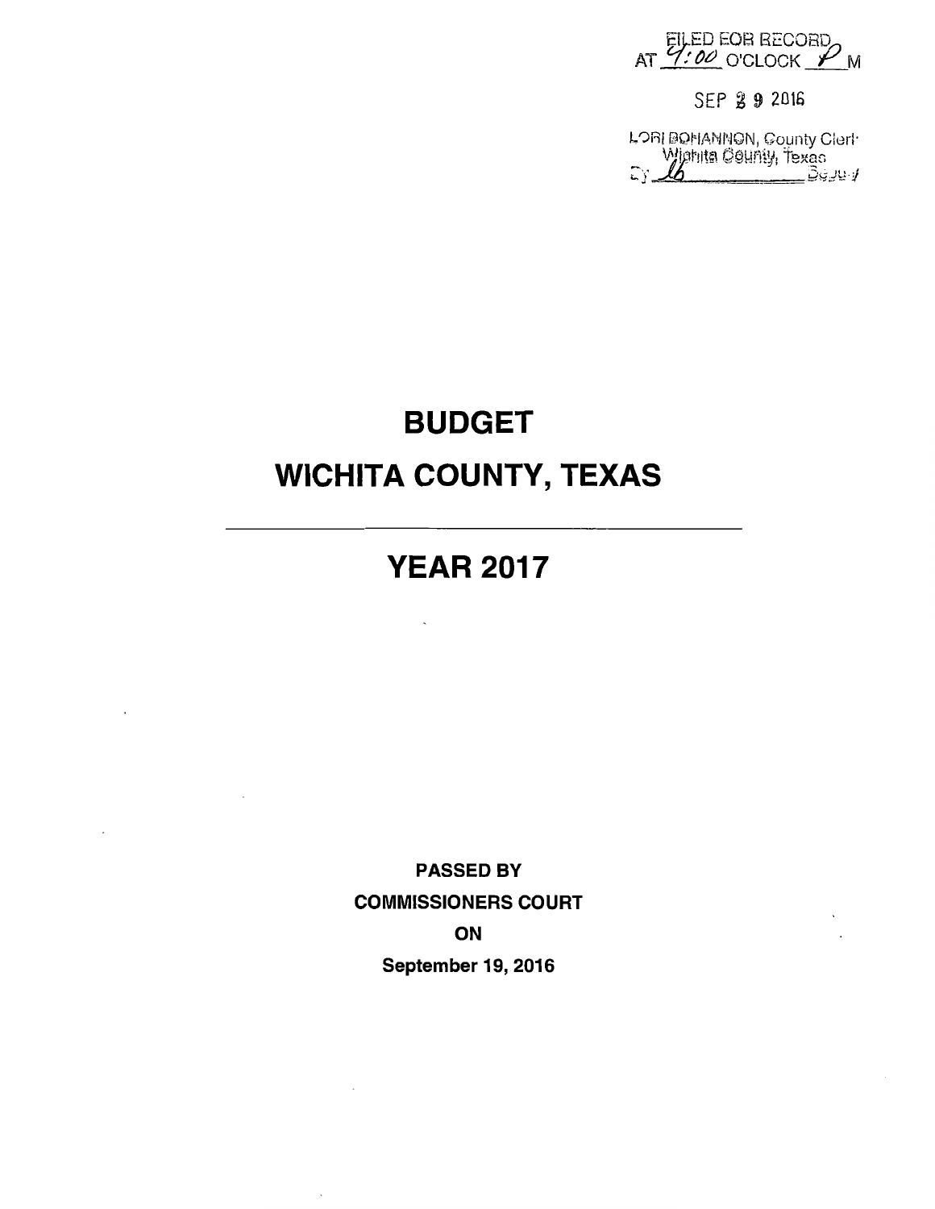FILED FOR RECORD
AT 4:00 O'CLOCK P M

SEP 29 2016

LORI BOHANNON, County Clerk
Wichita County, Texas
By lb Deputy

# BUDGET

# WICHITA COUNTY, TEXAS

---

## YEAR 2017

**PASSED BY**

**COMMISSIONERS COURT**

**ON**

**September 19, 2016**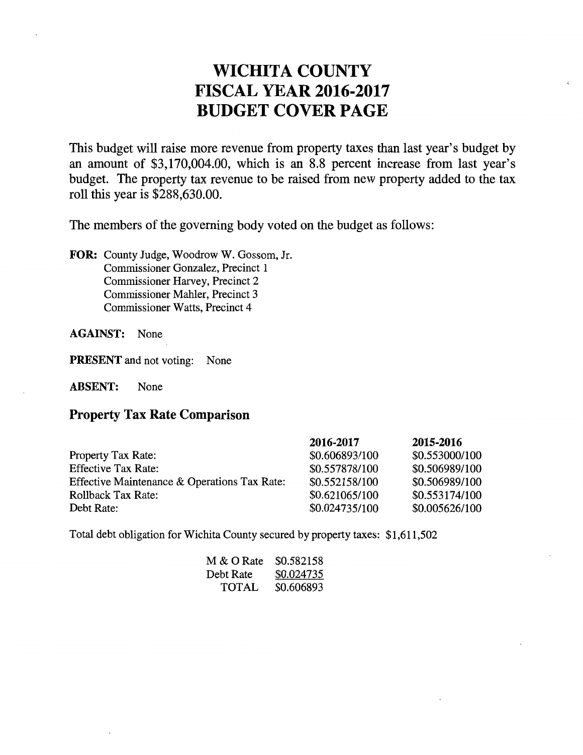# WICHITA COUNTY
# FISCAL YEAR 2016-2017
# BUDGET COVER PAGE

This budget will raise more revenue from property taxes than last year's budget by an amount of $3,170,004.00, which is an 8.8 percent increase from last year's budget. The property tax revenue to be raised from new property added to the tax roll this year is $288,630.00.

The members of the governing body voted on the budget as follows:

**FOR:** County Judge, Woodrow W. Gossom, Jr.
Commissioner Gonzalez, Precinct 1
Commissioner Harvey, Precinct 2
Commissioner Mahler, Precinct 3
Commissioner Watts, Precinct 4

**AGAINST:** None

**PRESENT** and not voting: None

**ABSENT:** None

## Property Tax Rate Comparison

| | 2016-2017 | 2015-2016 |
|---|---|---|
| Property Tax Rate: | $0.606893/100 | $0.553000/100 |
| Effective Tax Rate: | $0.557878/100 | $0.506989/100 |
| Effective Maintenance & Operations Tax Rate: | $0.552158/100 | $0.506989/100 |
| Rollback Tax Rate: | $0.621065/100 | $0.553174/100 |
| Debt Rate: | $0.024735/100 | $0.005626/100 |

Total debt obligation for Wichita County secured by property taxes: $1,611,502

| | |
|---|---|
| M & O Rate | $0.582158 |
| Debt Rate | $0.024735 |
| TOTAL | $0.606893 |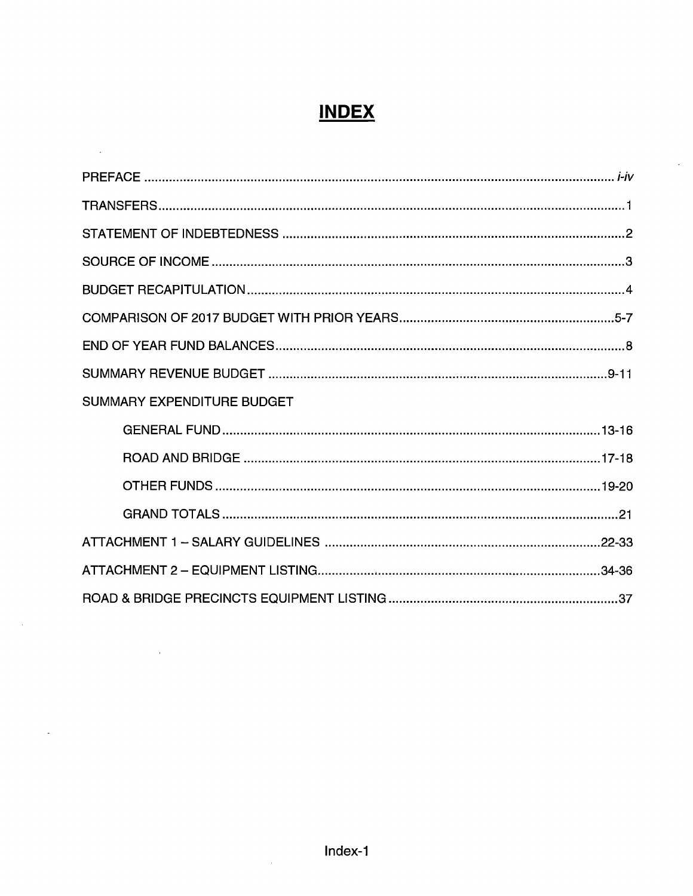# INDEX

PREFACE ........................................................................................................................ *i-iv*

TRANSFERS.................................................................................................................... 1

STATEMENT OF INDEBTEDNESS ................................................................................. 2

SOURCE OF INCOME ..................................................................................................... 3

BUDGET RECAPITULATION........................................................................................... 4

COMPARISON OF 2017 BUDGET WITH PRIOR YEARS............................................... 5-7

END OF YEAR FUND BALANCES................................................................................... 8

SUMMARY REVENUE BUDGET ..................................................................................... 9-11

SUMMARY EXPENDITURE BUDGET

- GENERAL FUND ............................................................................................ 13-16
- ROAD AND BRIDGE ....................................................................................... 17-18
- OTHER FUNDS ............................................................................................... 19-20
- GRAND TOTALS .............................................................................................. 21

ATTACHMENT 1 – SALARY GUIDELINES .................................................................... 22-33

ATTACHMENT 2 – EQUIPMENT LISTING...................................................................... 34-36

ROAD & BRIDGE PRECINCTS EQUIPMENT LISTING ................................................... 37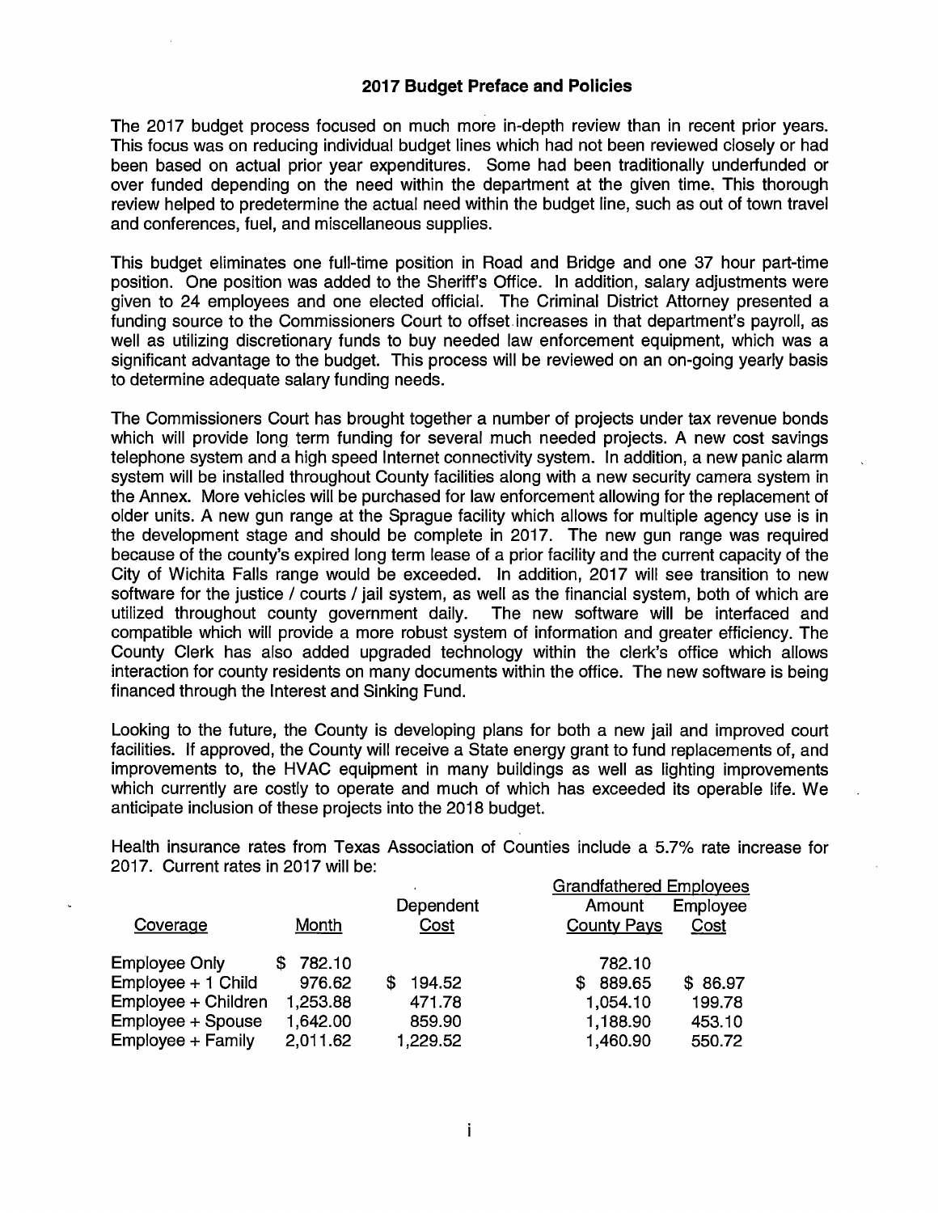## 2017 Budget Preface and Policies

The 2017 budget process focused on much more in-depth review than in recent prior years. This focus was on reducing individual budget lines which had not been reviewed closely or had been based on actual prior year expenditures. Some had been traditionally underfunded or over funded depending on the need within the department at the given time. This thorough review helped to predetermine the actual need within the budget line, such as out of town travel and conferences, fuel, and miscellaneous supplies.

This budget eliminates one full-time position in Road and Bridge and one 37 hour part-time position. One position was added to the Sheriff's Office. In addition, salary adjustments were given to 24 employees and one elected official. The Criminal District Attorney presented a funding source to the Commissioners Court to offset increases in that department's payroll, as well as utilizing discretionary funds to buy needed law enforcement equipment, which was a significant advantage to the budget. This process will be reviewed on an on-going yearly basis to determine adequate salary funding needs.

The Commissioners Court has brought together a number of projects under tax revenue bonds which will provide long term funding for several much needed projects. A new cost savings telephone system and a high speed Internet connectivity system. In addition, a new panic alarm system will be installed throughout County facilities along with a new security camera system in the Annex. More vehicles will be purchased for law enforcement allowing for the replacement of older units. A new gun range at the Sprague facility which allows for multiple agency use is in the development stage and should be complete in 2017. The new gun range was required because of the county's expired long term lease of a prior facility and the current capacity of the City of Wichita Falls range would be exceeded. In addition, 2017 will see transition to new software for the justice / courts / jail system, as well as the financial system, both of which are utilized throughout county government daily. The new software will be interfaced and compatible which will provide a more robust system of information and greater efficiency. The County Clerk has also added upgraded technology within the clerk's office which allows interaction for county residents on many documents within the office. The new software is being financed through the Interest and Sinking Fund.

Looking to the future, the County is developing plans for both a new jail and improved court facilities. If approved, the County will receive a State energy grant to fund replacements of, and improvements to, the HVAC equipment in many buildings as well as lighting improvements which currently are costly to operate and much of which has exceeded its operable life. We anticipate inclusion of these projects into the 2018 budget.

Health insurance rates from Texas Association of Counties include a 5.7% rate increase for 2017. Current rates in 2017 will be:

| | | | Grandfathered Employees | |
|---|---|---|---|---|
| Coverage | Month | Dependent Cost | Amount County Pays | Employee Cost |
| Employee Only | $ 782.10 | | 782.10 | |
| Employee + 1 Child | 976.62 | $ 194.52 | $ 889.65 | $ 86.97 |
| Employee + Children | 1,253.88 | 471.78 | 1,054.10 | 199.78 |
| Employee + Spouse | 1,642.00 | 859.90 | 1,188.90 | 453.10 |
| Employee + Family | 2,011.62 | 1,229.52 | 1,460.90 | 550.72 |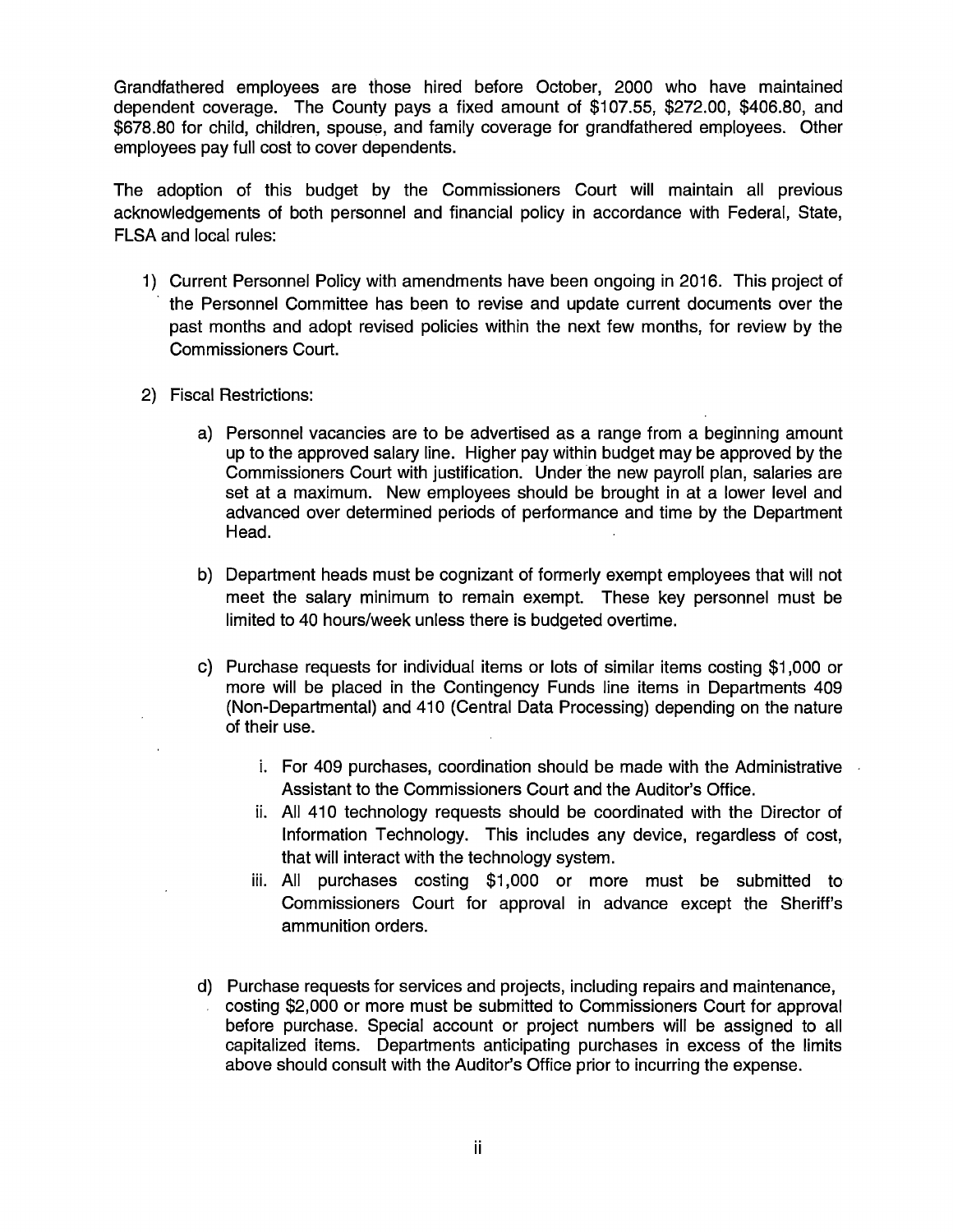Grandfathered employees are those hired before October, 2000 who have maintained dependent coverage. The County pays a fixed amount of $107.55, $272.00, $406.80, and $678.80 for child, children, spouse, and family coverage for grandfathered employees. Other employees pay full cost to cover dependents.

The adoption of this budget by the Commissioners Court will maintain all previous acknowledgements of both personnel and financial policy in accordance with Federal, State, FLSA and local rules:

1) Current Personnel Policy with amendments have been ongoing in 2016. This project of the Personnel Committee has been to revise and update current documents over the past months and adopt revised policies within the next few months, for review by the Commissioners Court.

2) Fiscal Restrictions:

   a) Personnel vacancies are to be advertised as a range from a beginning amount up to the approved salary line. Higher pay within budget may be approved by the Commissioners Court with justification. Under the new payroll plan, salaries are set at a maximum. New employees should be brought in at a lower level and advanced over determined periods of performance and time by the Department Head.

   b) Department heads must be cognizant of formerly exempt employees that will not meet the salary minimum to remain exempt. These key personnel must be limited to 40 hours/week unless there is budgeted overtime.

   c) Purchase requests for individual items or lots of similar items costing $1,000 or more will be placed in the Contingency Funds line items in Departments 409 (Non-Departmental) and 410 (Central Data Processing) depending on the nature of their use.

      i. For 409 purchases, coordination should be made with the Administrative Assistant to the Commissioners Court and the Auditor's Office.
      ii. All 410 technology requests should be coordinated with the Director of Information Technology. This includes any device, regardless of cost, that will interact with the technology system.
      iii. All purchases costing $1,000 or more must be submitted to Commissioners Court for approval in advance except the Sheriff's ammunition orders.

   d) Purchase requests for services and projects, including repairs and maintenance, costing $2,000 or more must be submitted to Commissioners Court for approval before purchase. Special account or project numbers will be assigned to all capitalized items. Departments anticipating purchases in excess of the limits above should consult with the Auditor's Office prior to incurring the expense.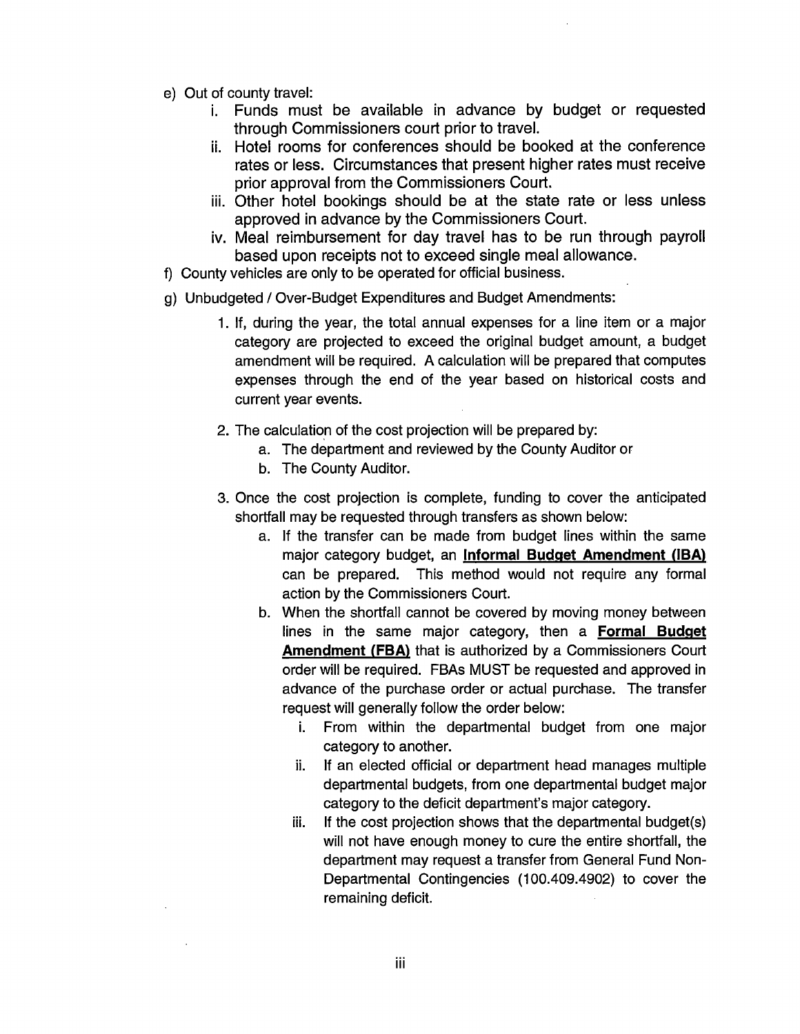e) Out of county travel:

   i. Funds must be available in advance by budget or requested through Commissioners court prior to travel.

   ii. Hotel rooms for conferences should be booked at the conference rates or less. Circumstances that present higher rates must receive prior approval from the Commissioners Court.

   iii. Other hotel bookings should be at the state rate or less unless approved in advance by the Commissioners Court.

   iv. Meal reimbursement for day travel has to be run through payroll based upon receipts not to exceed single meal allowance.

f) County vehicles are only to be operated for official business.

g) Unbudgeted / Over-Budget Expenditures and Budget Amendments:

   1. If, during the year, the total annual expenses for a line item or a major category are projected to exceed the original budget amount, a budget amendment will be required. A calculation will be prepared that computes expenses through the end of the year based on historical costs and current year events.

   2. The calculation of the cost projection will be prepared by:
      a. The department and reviewed by the County Auditor or
      b. The County Auditor.

   3. Once the cost projection is complete, funding to cover the anticipated shortfall may be requested through transfers as shown below:
      a. If the transfer can be made from budget lines within the same major category budget, an **Informal Budget Amendment (IBA)** can be prepared. This method would not require any formal action by the Commissioners Court.
      b. When the shortfall cannot be covered by moving money between lines in the same major category, then a **Formal Budget Amendment (FBA)** that is authorized by a Commissioners Court order will be required. FBAs MUST be requested and approved in advance of the purchase order or actual purchase. The transfer request will generally follow the order below:
         i. From within the departmental budget from one major category to another.
         ii. If an elected official or department head manages multiple departmental budgets, from one departmental budget major category to the deficit department's major category.
         iii. If the cost projection shows that the departmental budget(s) will not have enough money to cure the entire shortfall, the department may request a transfer from General Fund Non-Departmental Contingencies (100.409.4902) to cover the remaining deficit.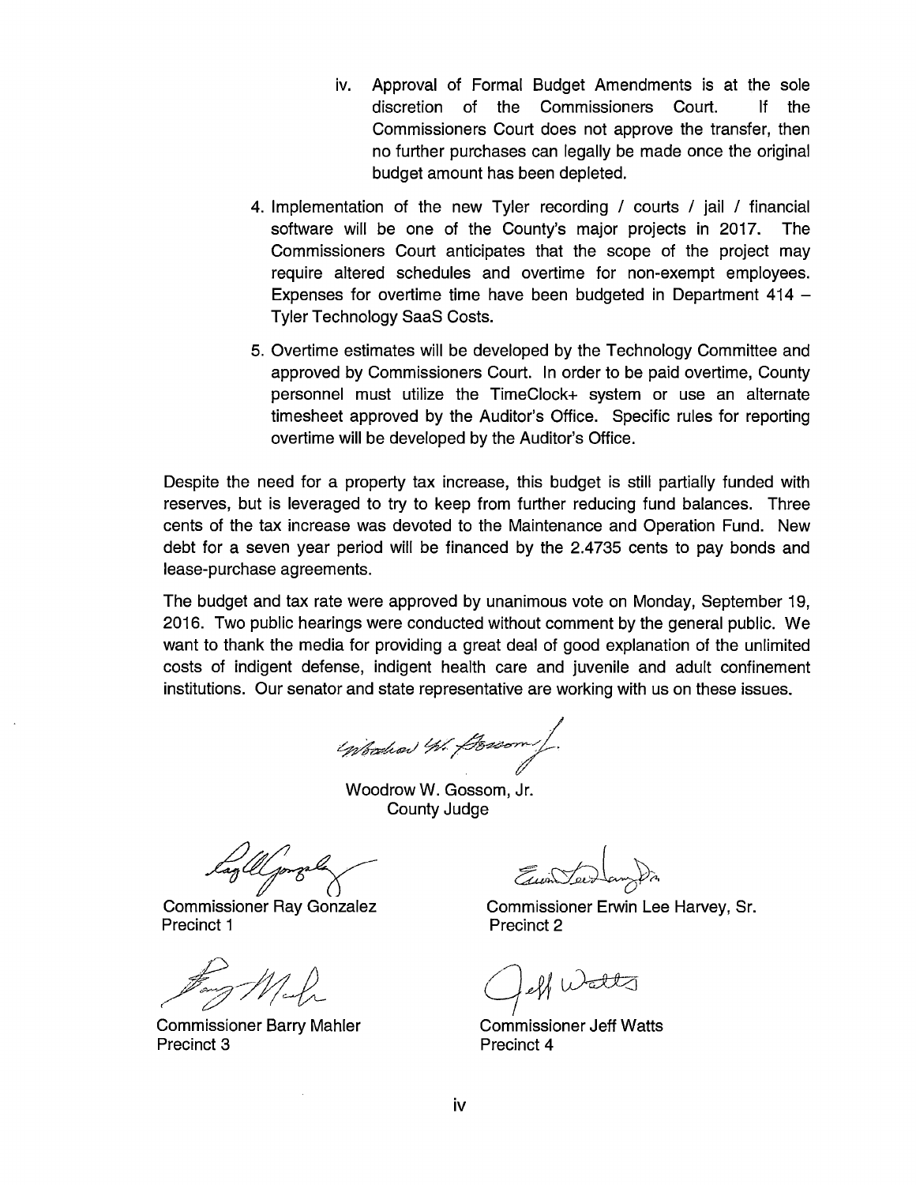iv. Approval of Formal Budget Amendments is at the sole discretion of the Commissioners Court. If the Commissioners Court does not approve the transfer, then no further purchases can legally be made once the original budget amount has been depleted.

4. Implementation of the new Tyler recording / courts / jail / financial software will be one of the County's major projects in 2017. The Commissioners Court anticipates that the scope of the project may require altered schedules and overtime for non-exempt employees. Expenses for overtime time have been budgeted in Department 414 – Tyler Technology SaaS Costs.

5. Overtime estimates will be developed by the Technology Committee and approved by Commissioners Court. In order to be paid overtime, County personnel must utilize the TimeClock+ system or use an alternate timesheet approved by the Auditor's Office. Specific rules for reporting overtime will be developed by the Auditor's Office.

Despite the need for a property tax increase, this budget is still partially funded with reserves, but is leveraged to try to keep from further reducing fund balances. Three cents of the tax increase was devoted to the Maintenance and Operation Fund. New debt for a seven year period will be financed by the 2.4735 cents to pay bonds and lease-purchase agreements.

The budget and tax rate were approved by unanimous vote on Monday, September 19, 2016. Two public hearings were conducted without comment by the general public. We want to thank the media for providing a great deal of good explanation of the unlimited costs of indigent defense, indigent health care and juvenile and adult confinement institutions. Our senator and state representative are working with us on these issues.

Woodrow W. Gossom, Jr.
County Judge

Commissioner Ray Gonzalez
Precinct 1

Commissioner Erwin Lee Harvey, Sr.
Precinct 2

Commissioner Barry Mahler
Precinct 3

Commissioner Jeff Watts
Precinct 4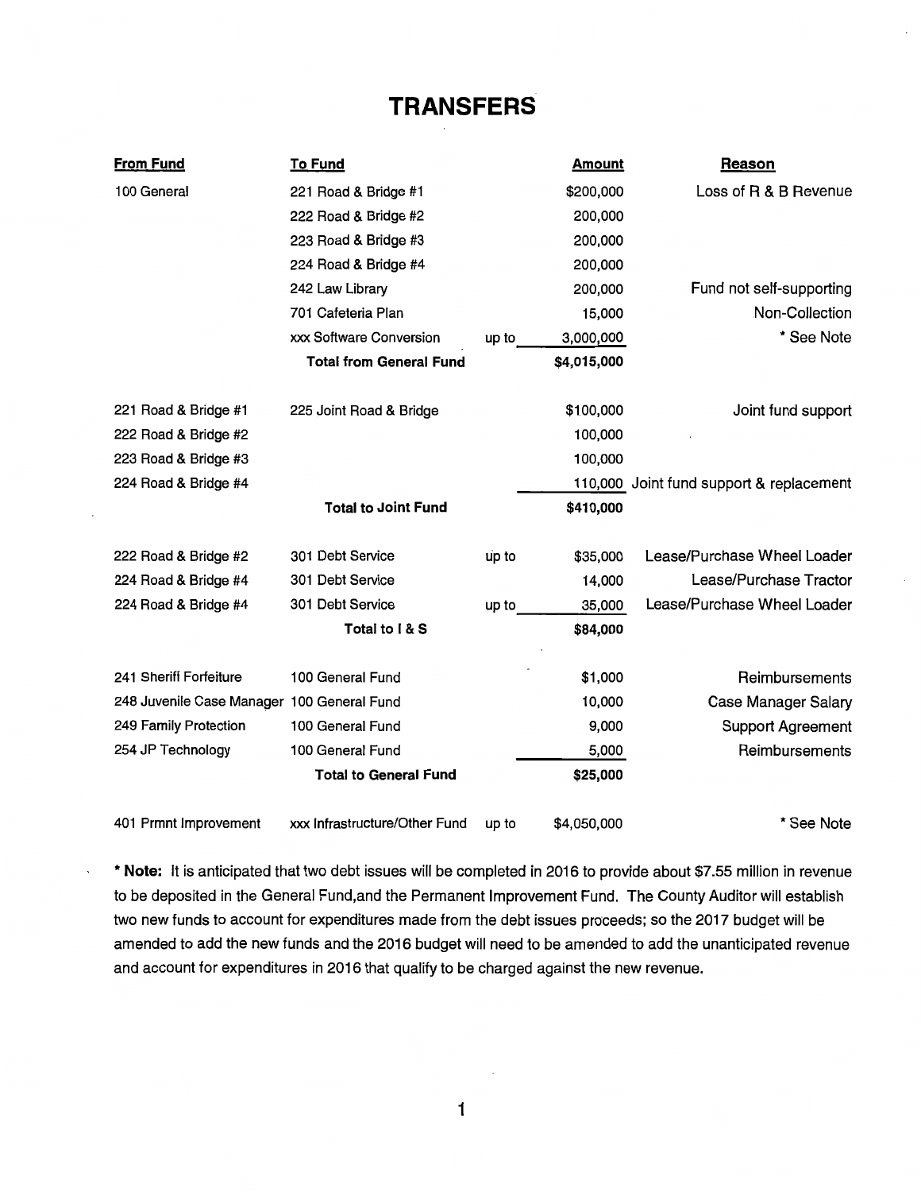# TRANSFERS

| From Fund | To Fund | | Amount | Reason |
|---|---|---|---|---|
| 100 General | 221 Road & Bridge #1 | | $200,000 | Loss of R & B Revenue |
| | 222 Road & Bridge #2 | | 200,000 | |
| | 223 Road & Bridge #3 | | 200,000 | |
| | 224 Road & Bridge #4 | | 200,000 | |
| | 242 Law Library | | 200,000 | Fund not self-supporting |
| | 701 Cafeteria Plan | | 15,000 | Non-Collection |
| | xxx Software Conversion | up to | 3,000,000 | * See Note |
| | **Total from General Fund** | | **$4,015,000** | |
| | | | | |
| 221 Road & Bridge #1 | 225 Joint Road & Bridge | | $100,000 | Joint fund support |
| 222 Road & Bridge #2 | | | 100,000 | |
| 223 Road & Bridge #3 | | | 100,000 | |
| 224 Road & Bridge #4 | | | 110,000 | Joint fund support & replacement |
| | **Total to Joint Fund** | | **$410,000** | |
| | | | | |
| 222 Road & Bridge #2 | 301 Debt Service | up to | $35,000 | Lease/Purchase Wheel Loader |
| 224 Road & Bridge #4 | 301 Debt Service | | 14,000 | Lease/Purchase Tractor |
| 224 Road & Bridge #4 | 301 Debt Service | up to | 35,000 | Lease/Purchase Wheel Loader |
| | **Total to I & S** | | **$84,000** | |
| | | | | |
| 241 Sheriff Forfeiture | 100 General Fund | | $1,000 | Reimbursements |
| 248 Juvenile Case Manager | 100 General Fund | | 10,000 | Case Manager Salary |
| 249 Family Protection | 100 General Fund | | 9,000 | Support Agreement |
| 254 JP Technology | 100 General Fund | | 5,000 | Reimbursements |
| | **Total to General Fund** | | **$25,000** | |
| | | | | |
| 401 Prmnt Improvement | xxx Infrastructure/Other Fund | up to | $4,050,000 | * See Note |

**\* Note:** It is anticipated that two debt issues will be completed in 2016 to provide about $7.55 million in revenue to be deposited in the General Fund,and the Permanent Improvement Fund. The County Auditor will establish two new funds to account for expenditures made from the debt issues proceeds; so the 2017 budget will be amended to add the new funds and the 2016 budget will need to be amended to add the unanticipated revenue and account for expenditures in 2016 that qualify to be charged against the new revenue.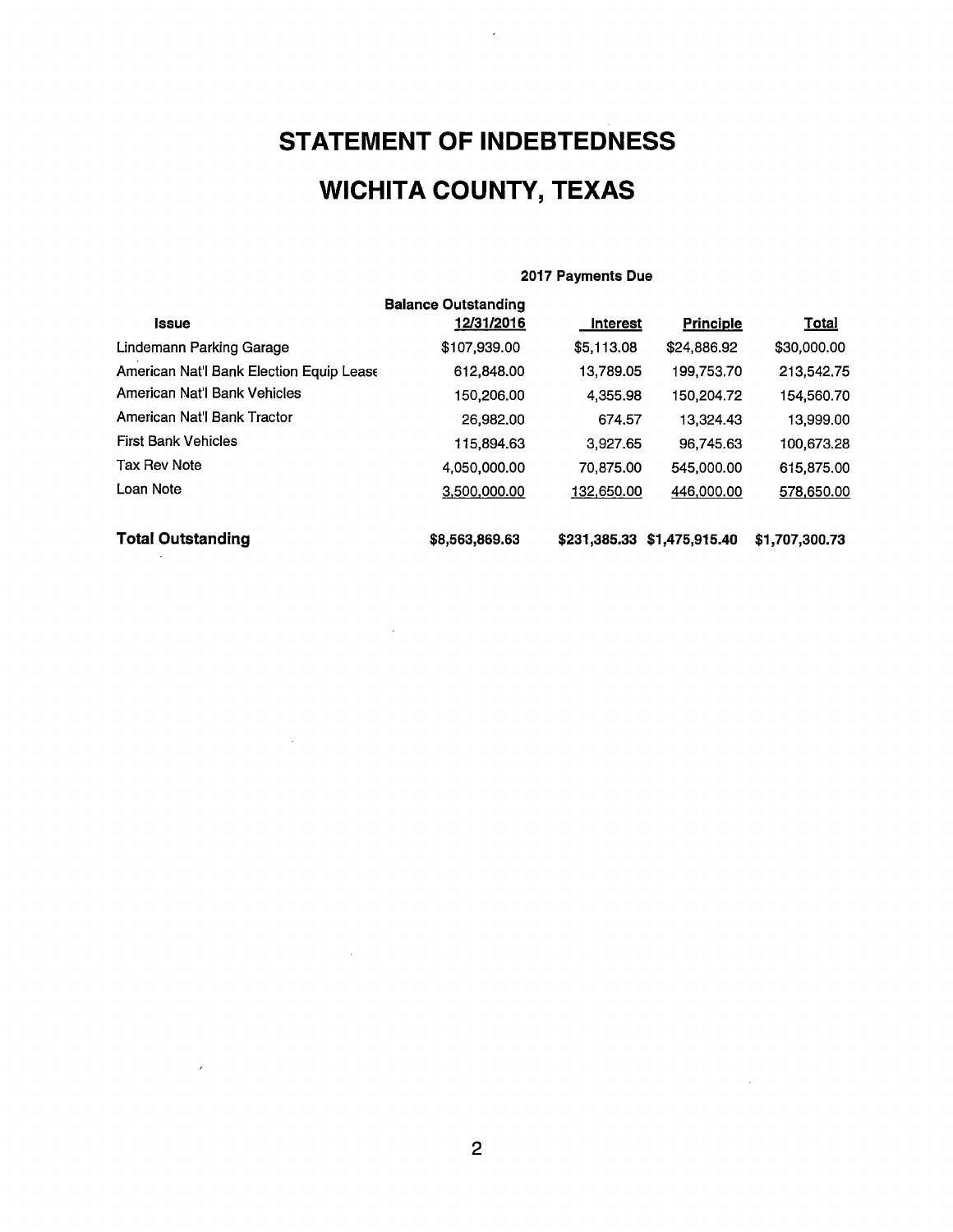# STATEMENT OF INDEBTEDNESS

# WICHITA COUNTY, TEXAS

| Issue | Balance Outstanding 12/31/2016 | 2017 Payments Due Interest | Principle | Total |
|---|---|---|---|---|
| Lindemann Parking Garage | $107,939.00 | $5,113.08 | $24,886.92 | $30,000.00 |
| American Nat'l Bank Election Equip Lease | 612,848.00 | 13,789.05 | 199,753.70 | 213,542.75 |
| American Nat'l Bank Vehicles | 150,206.00 | 4,355.98 | 150,204.72 | 154,560.70 |
| American Nat'l Bank Tractor | 26,982.00 | 674.57 | 13,324.43 | 13,999.00 |
| First Bank Vehicles | 115,894.63 | 3,927.65 | 96,745.63 | 100,673.28 |
| Tax Rev Note | 4,050,000.00 | 70,875.00 | 545,000.00 | 615,875.00 |
| Loan Note | 3,500,000.00 | 132,650.00 | 446,000.00 | 578,650.00 |
| **Total Outstanding** | **$8,563,869.63** | **$231,385.33** | **$1,475,915.40** | **$1,707,300.73** |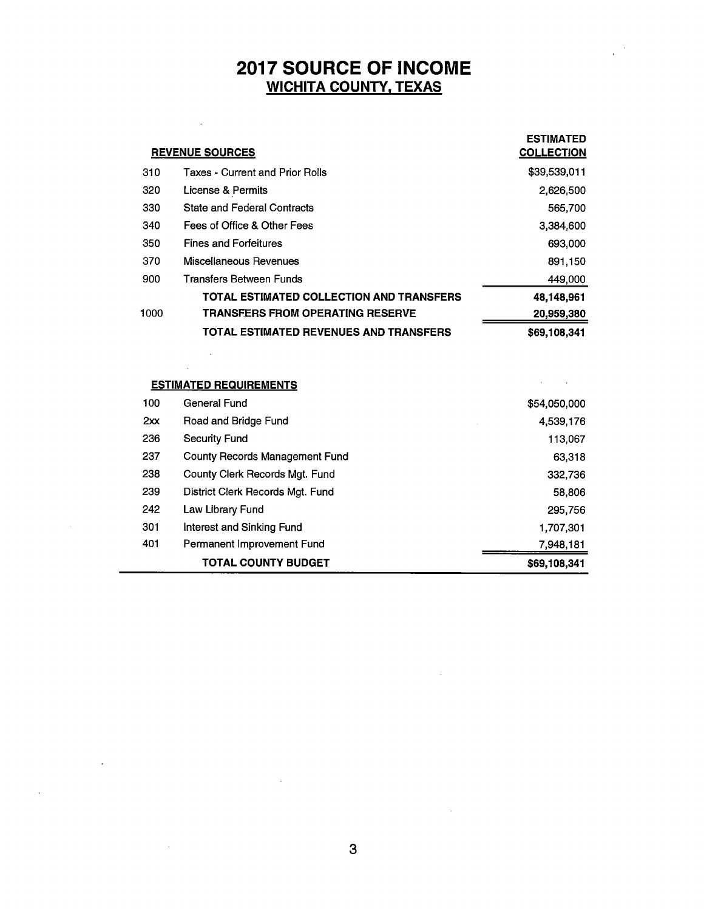# 2017 SOURCE OF INCOME
## WICHITA COUNTY, TEXAS

| | REVENUE SOURCES | ESTIMATED COLLECTION |
|---|---|---|
| 310 | Taxes - Current and Prior Rolls | $39,539,011 |
| 320 | License & Permits | 2,626,500 |
| 330 | State and Federal Contracts | 565,700 |
| 340 | Fees of Office & Other Fees | 3,384,600 |
| 350 | Fines and Forfeitures | 693,000 |
| 370 | Miscellaneous Revenues | 891,150 |
| 900 | Transfers Between Funds | 449,000 |
| | **TOTAL ESTIMATED COLLECTION AND TRANSFERS** | **48,148,961** |
| 1000 | **TRANSFERS FROM OPERATING RESERVE** | **20,959,380** |
| | **TOTAL ESTIMATED REVENUES AND TRANSFERS** | **$69,108,341** |

| | ESTIMATED REQUIREMENTS | |
|---|---|---|
| 100 | General Fund | $54,050,000 |
| 2xx | Road and Bridge Fund | 4,539,176 |
| 236 | Security Fund | 113,067 |
| 237 | County Records Management Fund | 63,318 |
| 238 | County Clerk Records Mgt. Fund | 332,736 |
| 239 | District Clerk Records Mgt. Fund | 58,806 |
| 242 | Law Library Fund | 295,756 |
| 301 | Interest and Sinking Fund | 1,707,301 |
| 401 | Permanent Improvement Fund | 7,948,181 |
| | **TOTAL COUNTY BUDGET** | **$69,108,341** |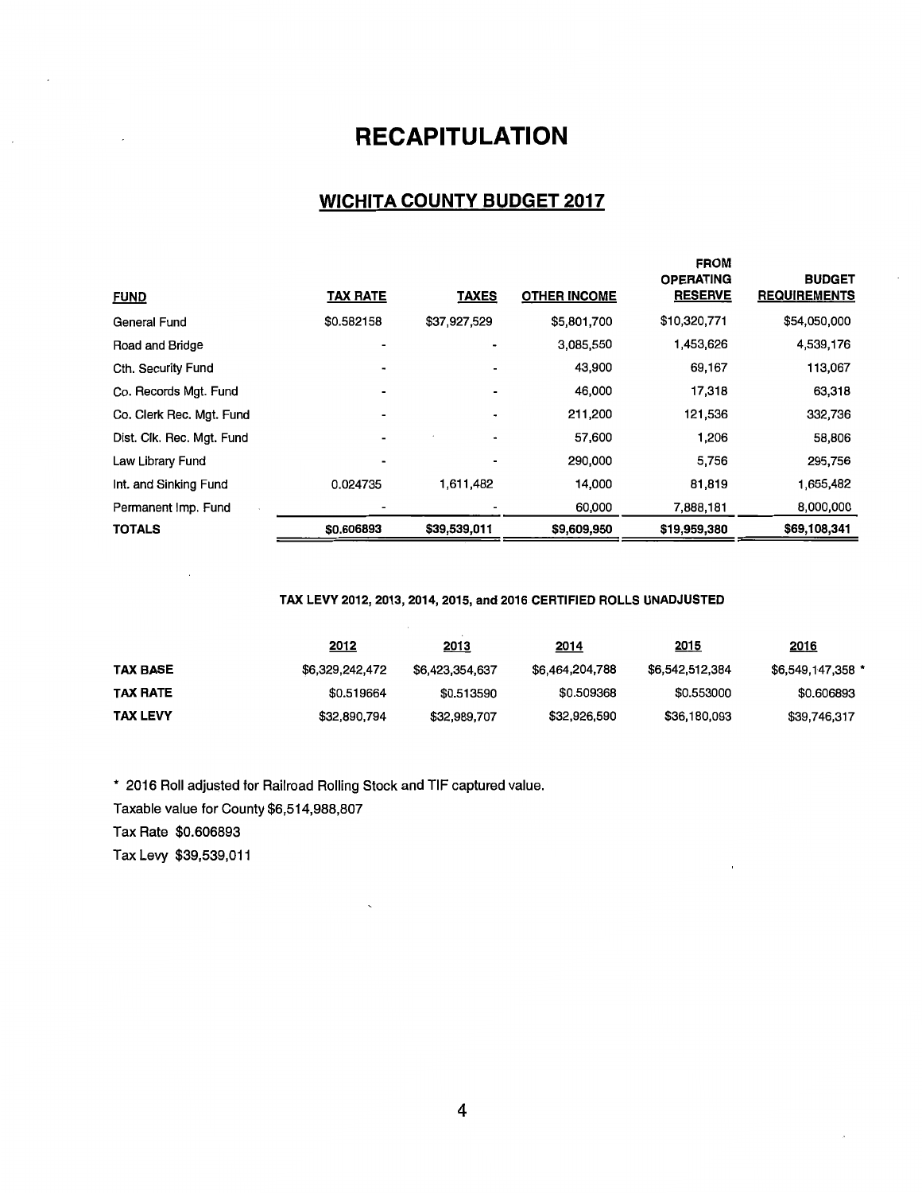# RECAPITULATION

## WICHITA COUNTY BUDGET 2017

| FUND | TAX RATE | TAXES | OTHER INCOME | FROM OPERATING RESERVE | BUDGET REQUIREMENTS |
|---|---|---|---|---|---|
| General Fund | $0.582158 | $37,927,529 | $5,801,700 | $10,320,771 | $54,050,000 |
| Road and Bridge | - | - | 3,085,550 | 1,453,626 | 4,539,176 |
| Cth. Security Fund | - | - | 43,900 | 69,167 | 113,067 |
| Co. Records Mgt. Fund | - | - | 46,000 | 17,318 | 63,318 |
| Co. Clerk Rec. Mgt. Fund | - | - | 211,200 | 121,536 | 332,736 |
| Dist. Clk. Rec. Mgt. Fund | - | - | 57,600 | 1,206 | 58,806 |
| Law Library Fund | - | - | 290,000 | 5,756 | 295,756 |
| Int. and Sinking Fund | 0.024735 | 1,611,482 | 14,000 | 81,819 | 1,655,482 |
| Permanent Imp. Fund | - | - | 60,000 | 7,888,181 | 8,000,000 |
| **TOTALS** | **$0.606893** | **$39,539,011** | **$9,609,950** | **$19,959,380** | **$69,108,341** |

**TAX LEVY 2012, 2013, 2014, 2015, and 2016 CERTIFIED ROLLS UNADJUSTED**

| | 2012 | 2013 | 2014 | 2015 | 2016 |
|---|---|---|---|---|---|
| **TAX BASE** | $6,329,242,472 | $6,423,354,637 | $6,464,204,788 | $6,542,512,384 | $6,549,147,358 * |
| **TAX RATE** | $0.519664 | $0.513590 | $0.509368 | $0.553000 | $0.606893 |
| **TAX LEVY** | $32,890,794 | $32,989,707 | $32,926,590 | $36,180,093 | $39,746,317 |

* 2016 Roll adjusted for Railroad Rolling Stock and TIF captured value.

Taxable value for County $6,514,988,807

Tax Rate $0.606893

Tax Levy $39,539,011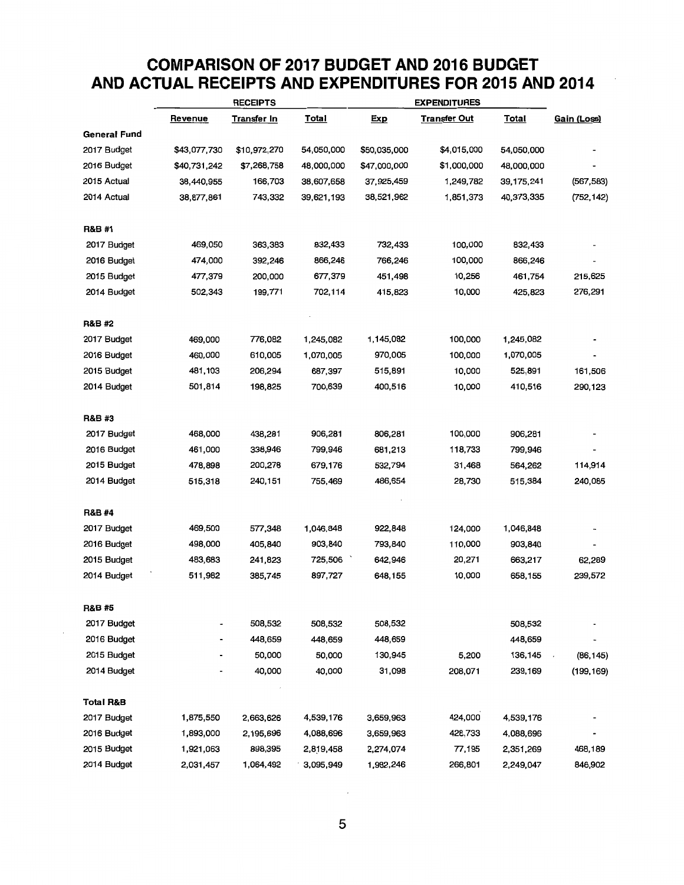# COMPARISON OF 2017 BUDGET AND 2016 BUDGET AND ACTUAL RECEIPTS AND EXPENDITURES FOR 2015 AND 2014

| | RECEIPTS | | | EXPENDITURES | | | |
|---|---|---|---|---|---|---|---|
| | Revenue | Transfer In | Total | Exp | Transfer Out | Total | Gain (Loss) |
| **General Fund** | | | | | | | |
| 2017 Budget | $43,077,730 | $10,972,270 | 54,050,000 | $50,035,000 | $4,015,000 | 54,050,000 | - |
| 2016 Budget | $40,731,242 | $7,268,758 | 48,000,000 | $47,000,000 | $1,000,000 | 48,000,000 | - |
| 2015 Actual | 38,440,955 | 166,703 | 38,607,658 | 37,925,459 | 1,249,782 | 39,175,241 | (567,583) |
| 2014 Actual | 38,877,861 | 743,332 | 39,621,193 | 38,521,962 | 1,851,373 | 40,373,335 | (752,142) |
| **R&B #1** | | | | | | | |
| 2017 Budget | 469,050 | 363,383 | 832,433 | 732,433 | 100,000 | 832,433 | - |
| 2016 Budget | 474,000 | 392,246 | 866,246 | 766,246 | 100,000 | 866,246 | - |
| 2015 Budget | 477,379 | 200,000 | 677,379 | 451,498 | 10,256 | 461,754 | 215,625 |
| 2014 Budget | 502,343 | 199,771 | 702,114 | 415,823 | 10,000 | 425,823 | 276,291 |
| **R&B #2** | | | | | | | |
| 2017 Budget | 469,000 | 776,082 | 1,245,082 | 1,145,082 | 100,000 | 1,245,082 | - |
| 2016 Budget | 460,000 | 610,005 | 1,070,005 | 970,005 | 100,000 | 1,070,005 | - |
| 2015 Budget | 481,103 | 206,294 | 687,397 | 515,891 | 10,000 | 525,891 | 161,506 |
| 2014 Budget | 501,814 | 198,825 | 700,639 | 400,516 | 10,000 | 410,516 | 290,123 |
| **R&B #3** | | | | | | | |
| 2017 Budget | 468,000 | 438,281 | 906,281 | 806,281 | 100,000 | 906,281 | - |
| 2016 Budget | 461,000 | 338,946 | 799,946 | 681,213 | 118,733 | 799,946 | - |
| 2015 Budget | 478,898 | 200,278 | 679,176 | 532,794 | 31,468 | 564,262 | 114,914 |
| 2014 Budget | 515,318 | 240,151 | 755,469 | 486,654 | 28,730 | 515,384 | 240,085 |
| **R&B #4** | | | | | | | |
| 2017 Budget | 469,500 | 577,348 | 1,046,848 | 922,848 | 124,000 | 1,046,848 | - |
| 2016 Budget | 498,000 | 405,840 | 903,840 | 793,840 | 110,000 | 903,840 | - |
| 2015 Budget | 483,683 | 241,823 | 725,506 | 642,946 | 20,271 | 663,217 | 62,289 |
| 2014 Budget | 511,982 | 385,745 | 897,727 | 648,155 | 10,000 | 658,155 | 239,572 |
| **R&B #5** | | | | | | | |
| 2017 Budget | - | 508,532 | 508,532 | 508,532 | | 508,532 | - |
| 2016 Budget | - | 448,659 | 448,659 | 448,659 | | 448,659 | - |
| 2015 Budget | - | 50,000 | 50,000 | 130,945 | 5,200 | 136,145 | (86,145) |
| 2014 Budget | - | 40,000 | 40,000 | 31,098 | 208,071 | 239,169 | (199,169) |
| **Total R&B** | | | | | | | |
| 2017 Budget | 1,875,550 | 2,663,626 | 4,539,176 | 3,659,963 | 424,000 | 4,539,176 | - |
| 2016 Budget | 1,893,000 | 2,195,696 | 4,088,696 | 3,659,963 | 428,733 | 4,088,696 | - |
| 2015 Budget | 1,921,063 | 898,395 | 2,819,458 | 2,274,074 | 77,195 | 2,351,269 | 468,189 |
| 2014 Budget | 2,031,457 | 1,064,492 | 3,095,949 | 1,982,246 | 266,801 | 2,249,047 | 846,902 |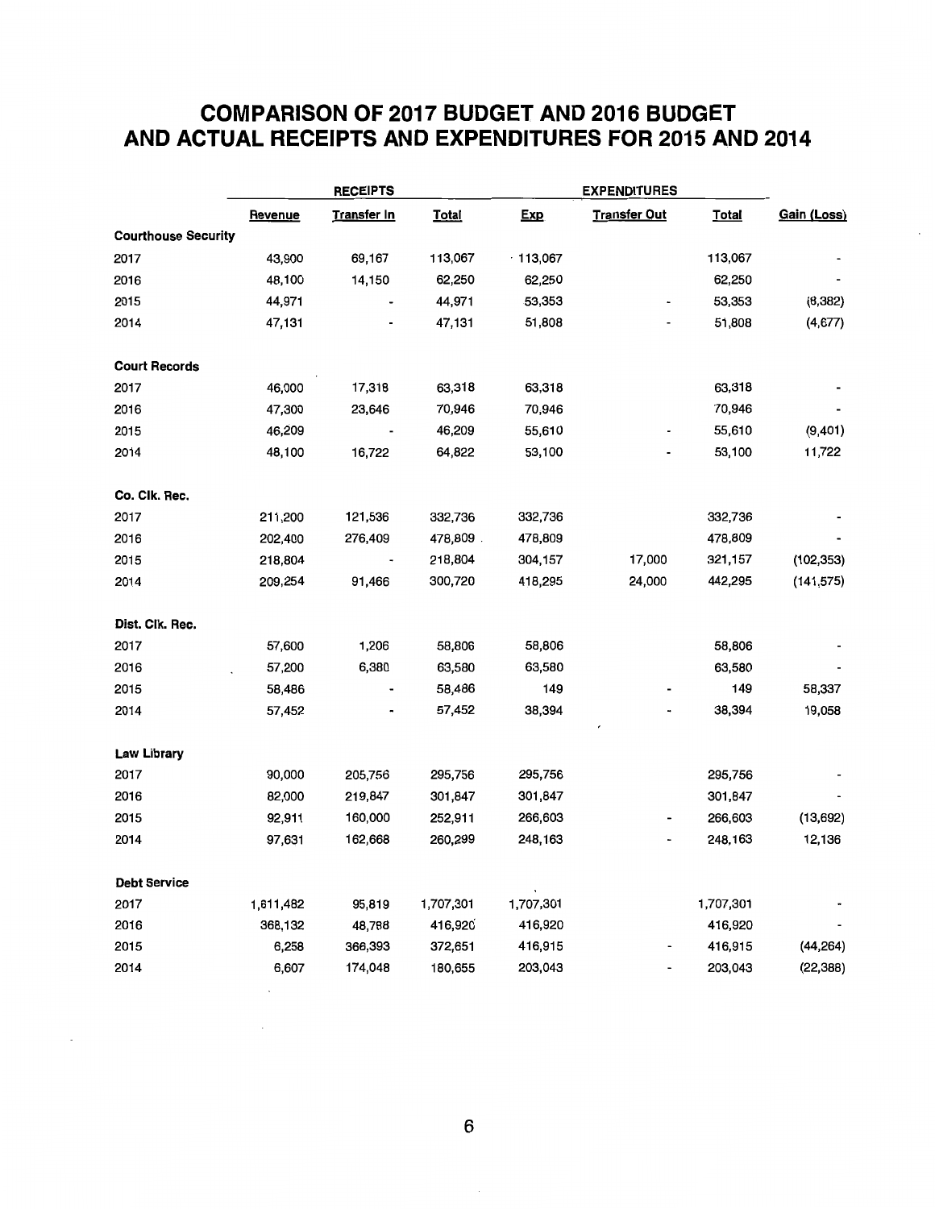# COMPARISON OF 2017 BUDGET AND 2016 BUDGET AND ACTUAL RECEIPTS AND EXPENDITURES FOR 2015 AND 2014

| | RECEIPTS | | | EXPENDITURES | | | |
|---|---|---|---|---|---|---|---|
| | Revenue | Transfer In | Total | Exp | Transfer Out | Total | Gain (Loss) |
| **Courthouse Security** | | | | | | | |
| 2017 | 43,900 | 69,167 | 113,067 | 113,067 | | 113,067 | - |
| 2016 | 48,100 | 14,150 | 62,250 | 62,250 | | 62,250 | - |
| 2015 | 44,971 | - | 44,971 | 53,353 | - | 53,353 | (8,382) |
| 2014 | 47,131 | - | 47,131 | 51,808 | - | 51,808 | (4,677) |
| **Court Records** | | | | | | | |
| 2017 | 46,000 | 17,318 | 63,318 | 63,318 | | 63,318 | - |
| 2016 | 47,300 | 23,646 | 70,946 | 70,946 | | 70,946 | - |
| 2015 | 46,209 | - | 46,209 | 55,610 | - | 55,610 | (9,401) |
| 2014 | 48,100 | 16,722 | 64,822 | 53,100 | - | 53,100 | 11,722 |
| **Co. Clk. Rec.** | | | | | | | |
| 2017 | 211,200 | 121,536 | 332,736 | 332,736 | | 332,736 | - |
| 2016 | 202,400 | 276,409 | 478,809 | 478,809 | | 478,809 | - |
| 2015 | 218,804 | - | 218,804 | 304,157 | 17,000 | 321,157 | (102,353) |
| 2014 | 209,254 | 91,466 | 300,720 | 418,295 | 24,000 | 442,295 | (141,575) |
| **Dist. Clk. Rec.** | | | | | | | |
| 2017 | 57,600 | 1,206 | 58,806 | 58,806 | | 58,806 | - |
| 2016 | 57,200 | 6,380 | 63,580 | 63,580 | | 63,580 | - |
| 2015 | 58,486 | - | 58,486 | 149 | - | 149 | 58,337 |
| 2014 | 57,452 | - | 57,452 | 38,394 | - | 38,394 | 19,058 |
| **Law Library** | | | | | | | |
| 2017 | 90,000 | 205,756 | 295,756 | 295,756 | | 295,756 | - |
| 2016 | 82,000 | 219,847 | 301,847 | 301,847 | | 301,847 | - |
| 2015 | 92,911 | 160,000 | 252,911 | 266,603 | - | 266,603 | (13,692) |
| 2014 | 97,631 | 162,668 | 260,299 | 248,163 | - | 248,163 | 12,136 |
| **Debt Service** | | | | | | | |
| 2017 | 1,611,482 | 95,819 | 1,707,301 | 1,707,301 | | 1,707,301 | - |
| 2016 | 368,132 | 48,788 | 416,920 | 416,920 | | 416,920 | - |
| 2015 | 6,258 | 366,393 | 372,651 | 416,915 | - | 416,915 | (44,264) |
| 2014 | 6,607 | 174,048 | 180,655 | 203,043 | - | 203,043 | (22,388) |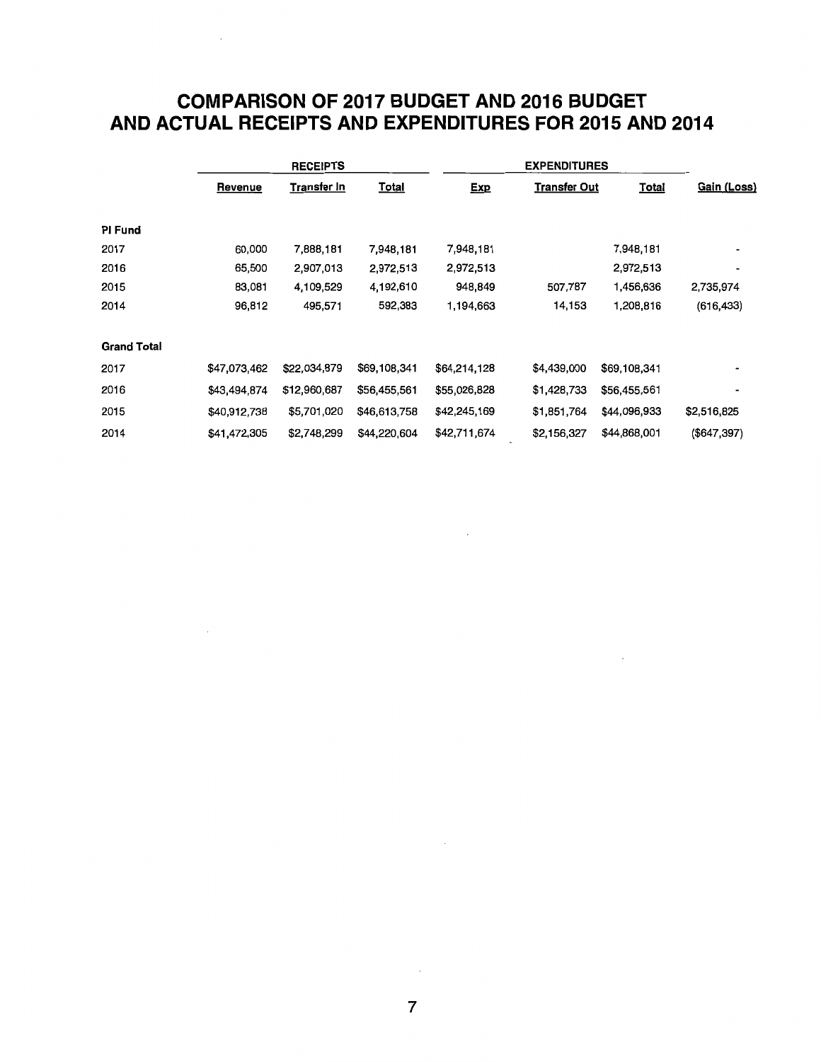# COMPARISON OF 2017 BUDGET AND 2016 BUDGET AND ACTUAL RECEIPTS AND EXPENDITURES FOR 2015 AND 2014

| | RECEIPTS | | | EXPENDITURES | | | |
|---|---|---|---|---|---|---|---|
| | Revenue | Transfer In | Total | Exp | Transfer Out | Total | Gain (Loss) |
| **PI Fund** | | | | | | | |
| 2017 | 60,000 | 7,888,181 | 7,948,181 | 7,948,181 | | 7,948,181 | - |
| 2016 | 65,500 | 2,907,013 | 2,972,513 | 2,972,513 | | 2,972,513 | - |
| 2015 | 83,081 | 4,109,529 | 4,192,610 | 948,849 | 507,787 | 1,456,636 | 2,735,974 |
| 2014 | 96,812 | 495,571 | 592,383 | 1,194,663 | 14,153 | 1,208,816 | (616,433) |
| **Grand Total** | | | | | | | |
| 2017 | $47,073,462 | $22,034,879 | $69,108,341 | $64,214,128 | $4,439,000 | $69,108,341 | - |
| 2016 | $43,494,874 | $12,960,687 | $56,455,561 | $55,026,828 | $1,428,733 | $56,455,561 | - |
| 2015 | $40,912,738 | $5,701,020 | $46,613,758 | $42,245,169 | $1,851,764 | $44,096,933 | $2,516,825 |
| 2014 | $41,472,305 | $2,748,299 | $44,220,604 | $42,711,674 | $2,156,327 | $44,868,001 | ($647,397) |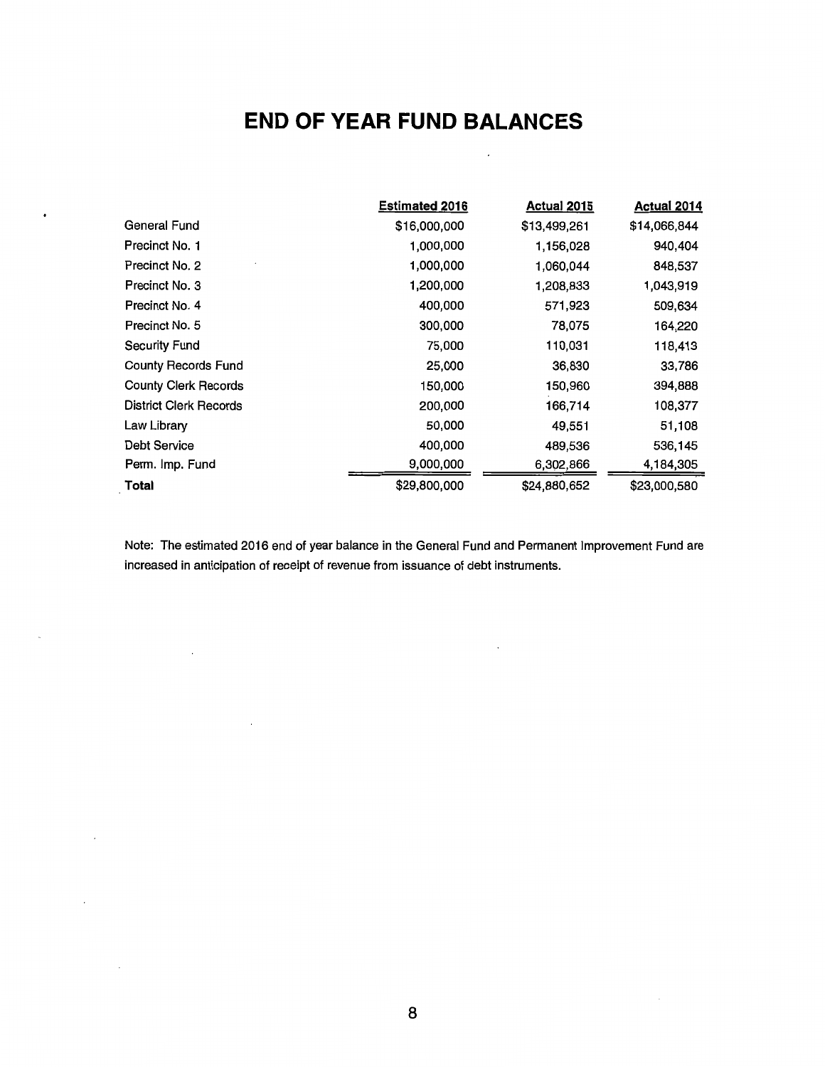# END OF YEAR FUND BALANCES

| | Estimated 2016 | Actual 2015 | Actual 2014 |
|---|---|---|---|
| General Fund | $16,000,000 | $13,499,261 | $14,066,844 |
| Precinct No. 1 | 1,000,000 | 1,156,028 | 940,404 |
| Precinct No. 2 | 1,000,000 | 1,060,044 | 848,537 |
| Precinct No. 3 | 1,200,000 | 1,208,833 | 1,043,919 |
| Precinct No. 4 | 400,000 | 571,923 | 509,634 |
| Precinct No. 5 | 300,000 | 78,075 | 164,220 |
| Security Fund | 75,000 | 110,031 | 118,413 |
| County Records Fund | 25,000 | 36,830 | 33,786 |
| County Clerk Records | 150,000 | 150,960 | 394,888 |
| District Clerk Records | 200,000 | 166,714 | 108,377 |
| Law Library | 50,000 | 49,551 | 51,108 |
| Debt Service | 400,000 | 489,536 | 536,145 |
| Perm. Imp. Fund | 9,000,000 | 6,302,866 | 4,184,305 |
| **Total** | $29,800,000 | $24,880,652 | $23,000,580 |

Note: The estimated 2016 end of year balance in the General Fund and Permanent Improvement Fund are increased in anticipation of receipt of revenue from issuance of debt instruments.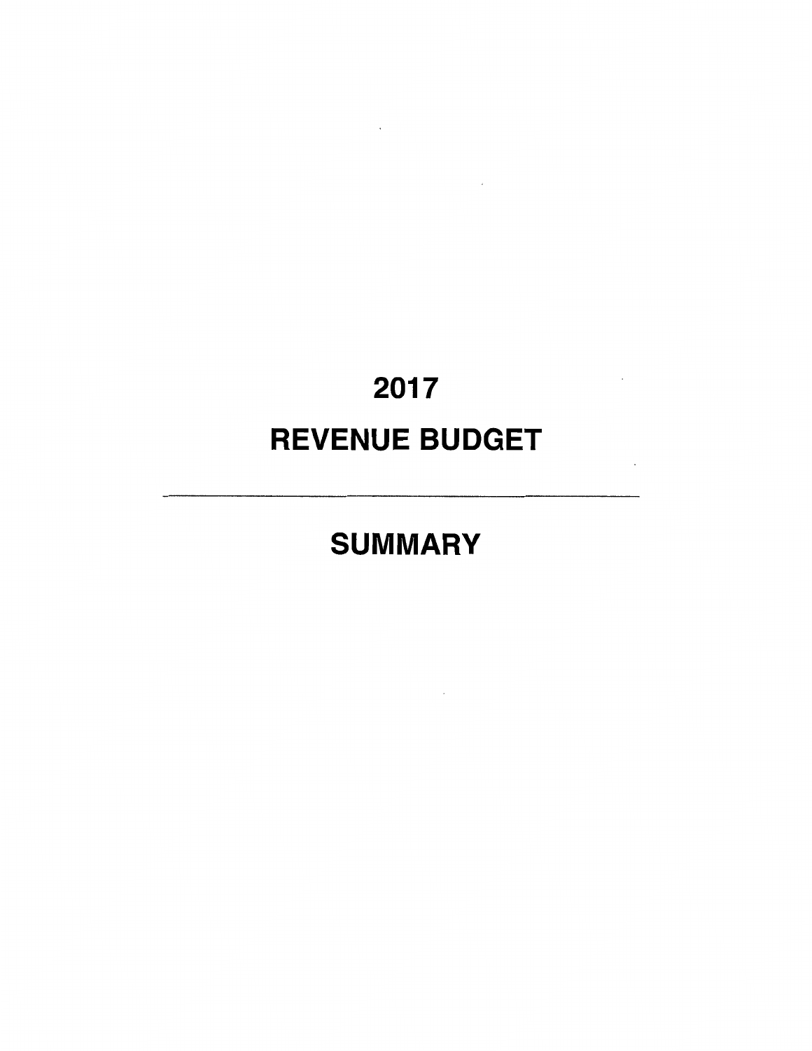# 2017

# REVENUE BUDGET

---

# SUMMARY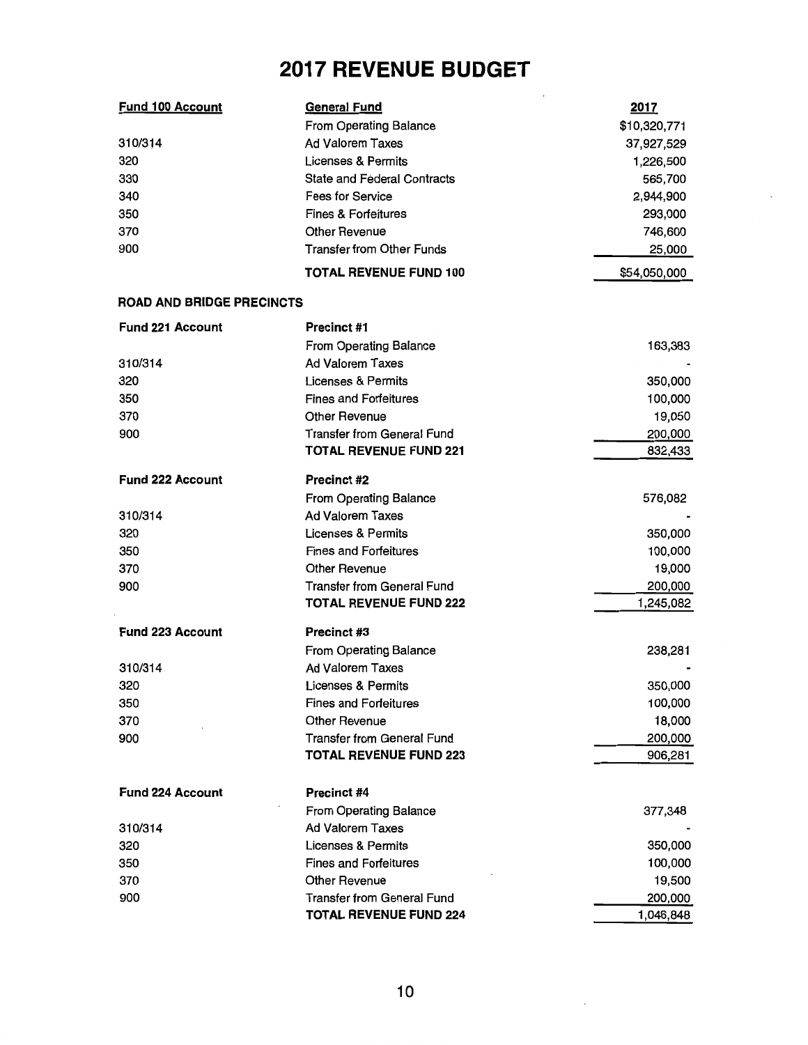# 2017 REVENUE BUDGET

| Fund 100 Account | General Fund | 2017 |
|---|---|---|
| | From Operating Balance | $10,320,771 |
| 310/314 | Ad Valorem Taxes | 37,927,529 |
| 320 | Licenses & Permits | 1,226,500 |
| 330 | State and Federal Contracts | 565,700 |
| 340 | Fees for Service | 2,944,900 |
| 350 | Fines & Forfeitures | 293,000 |
| 370 | Other Revenue | 746,600 |
| 900 | Transfer from Other Funds | 25,000 |
| | **TOTAL REVENUE FUND 100** | $54,050,000 |

**ROAD AND BRIDGE PRECINCTS**

| Fund 221 Account | Precinct #1 | |
|---|---|---|
| | From Operating Balance | 163,383 |
| 310/314 | Ad Valorem Taxes | - |
| 320 | Licenses & Permits | 350,000 |
| 350 | Fines and Forfeitures | 100,000 |
| 370 | Other Revenue | 19,050 |
| 900 | Transfer from General Fund | 200,000 |
| | **TOTAL REVENUE FUND 221** | 832,433 |

| Fund 222 Account | Precinct #2 | |
|---|---|---|
| | From Operating Balance | 576,082 |
| 310/314 | Ad Valorem Taxes | - |
| 320 | Licenses & Permits | 350,000 |
| 350 | Fines and Forfeitures | 100,000 |
| 370 | Other Revenue | 19,000 |
| 900 | Transfer from General Fund | 200,000 |
| | **TOTAL REVENUE FUND 222** | 1,245,082 |

| Fund 223 Account | Precinct #3 | |
|---|---|---|
| | From Operating Balance | 238,281 |
| 310/314 | Ad Valorem Taxes | - |
| 320 | Licenses & Permits | 350,000 |
| 350 | Fines and Forfeitures | 100,000 |
| 370 | Other Revenue | 18,000 |
| 900 | Transfer from General Fund | 200,000 |
| | **TOTAL REVENUE FUND 223** | 906,281 |

| Fund 224 Account | Precinct #4 | |
|---|---|---|
| | From Operating Balance | 377,348 |
| 310/314 | Ad Valorem Taxes | - |
| 320 | Licenses & Permits | 350,000 |
| 350 | Fines and Forfeitures | 100,000 |
| 370 | Other Revenue | 19,500 |
| 900 | Transfer from General Fund | 200,000 |
| | **TOTAL REVENUE FUND 224** | 1,046,848 |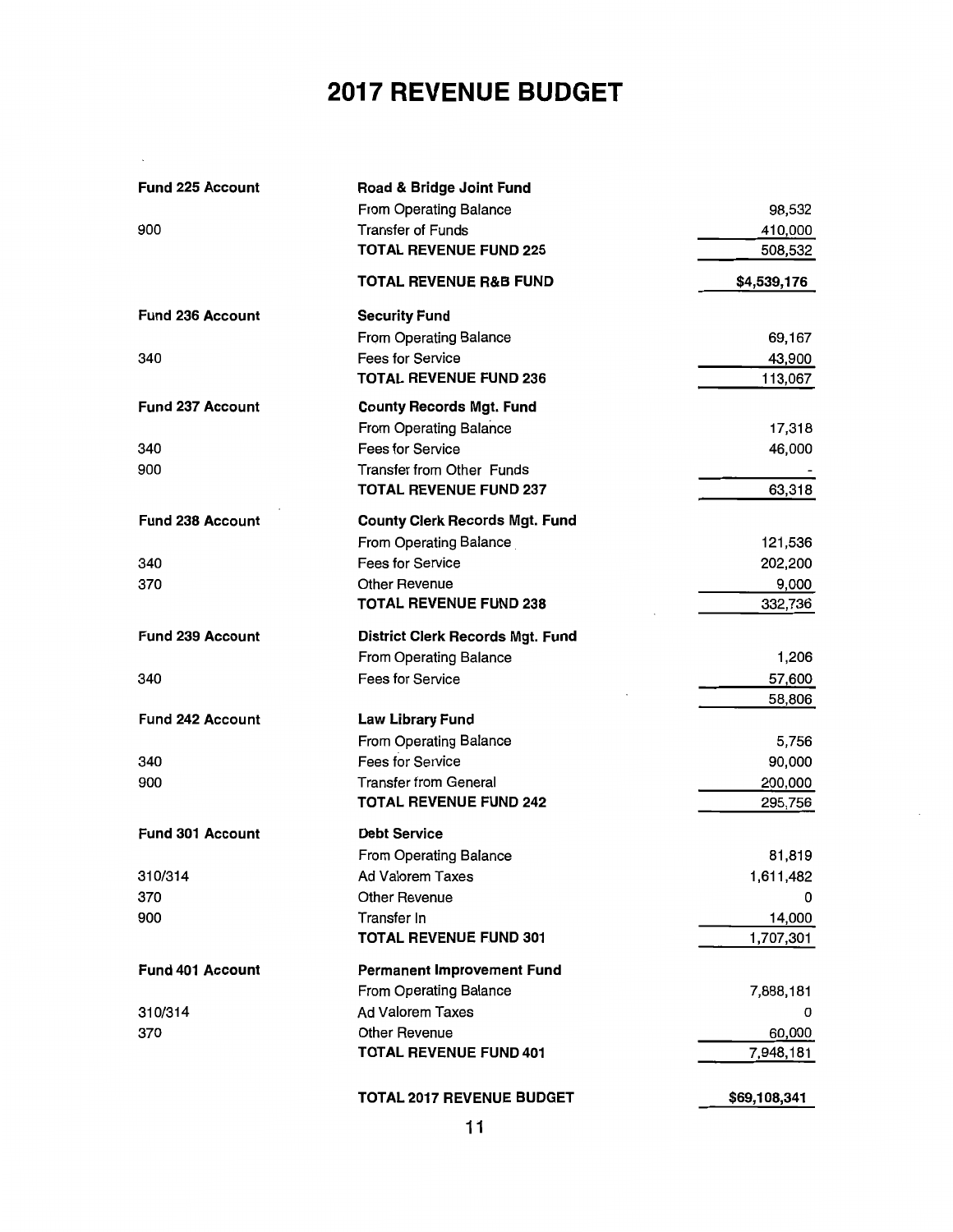# 2017 REVENUE BUDGET

| Account | Description | Amount |
|---|---|---|
| **Fund 225 Account** | **Road & Bridge Joint Fund** | |
| | From Operating Balance | 98,532 |
| 900 | Transfer of Funds | 410,000 |
| | **TOTAL REVENUE FUND 225** | 508,532 |
| | **TOTAL REVENUE R&B FUND** | **$4,539,176** |
| **Fund 236 Account** | **Security Fund** | |
| | From Operating Balance | 69,167 |
| 340 | Fees for Service | 43,900 |
| | **TOTAL REVENUE FUND 236** | 113,067 |
| **Fund 237 Account** | **County Records Mgt. Fund** | |
| | From Operating Balance | 17,318 |
| 340 | Fees for Service | 46,000 |
| 900 | Transfer from Other Funds | - |
| | **TOTAL REVENUE FUND 237** | 63,318 |
| **Fund 238 Account** | **County Clerk Records Mgt. Fund** | |
| | From Operating Balance | 121,536 |
| 340 | Fees for Service | 202,200 |
| 370 | Other Revenue | 9,000 |
| | **TOTAL REVENUE FUND 238** | 332,736 |
| **Fund 239 Account** | **District Clerk Records Mgt. Fund** | |
| | From Operating Balance | 1,206 |
| 340 | Fees for Service | 57,600 |
| | | 58,806 |
| **Fund 242 Account** | **Law Library Fund** | |
| | From Operating Balance | 5,756 |
| 340 | Fees for Service | 90,000 |
| 900 | Transfer from General | 200,000 |
| | **TOTAL REVENUE FUND 242** | 295,756 |
| **Fund 301 Account** | **Debt Service** | |
| | From Operating Balance | 81,819 |
| 310/314 | Ad Valorem Taxes | 1,611,482 |
| 370 | Other Revenue | 0 |
| 900 | Transfer In | 14,000 |
| | **TOTAL REVENUE FUND 301** | 1,707,301 |
| **Fund 401 Account** | **Permanent Improvement Fund** | |
| | From Operating Balance | 7,888,181 |
| 310/314 | Ad Valorem Taxes | 0 |
| 370 | Other Revenue | 60,000 |
| | **TOTAL REVENUE FUND 401** | 7,948,181 |
| | **TOTAL 2017 REVENUE BUDGET** | **$69,108,341** |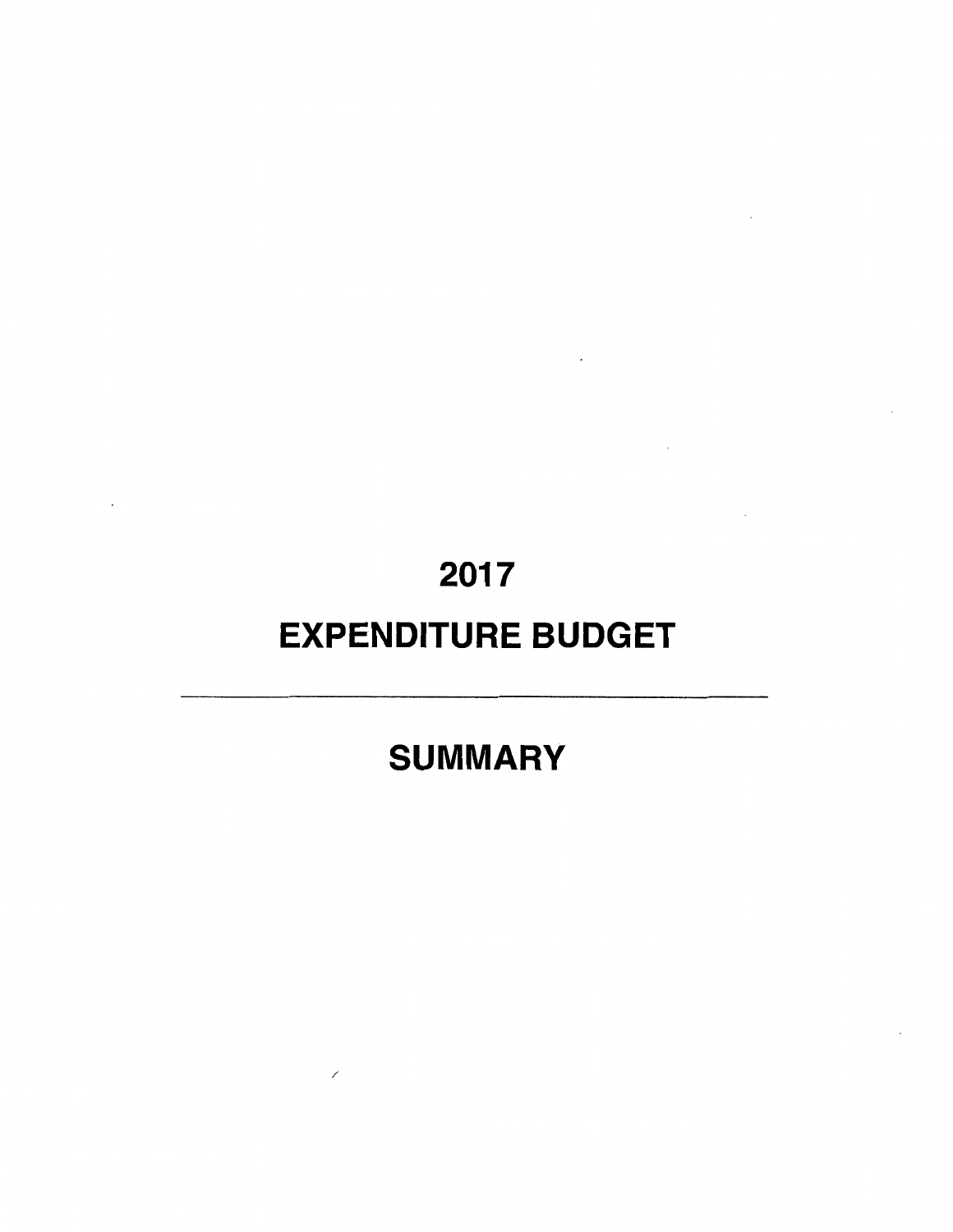# 2017

# EXPENDITURE BUDGET

---

# SUMMARY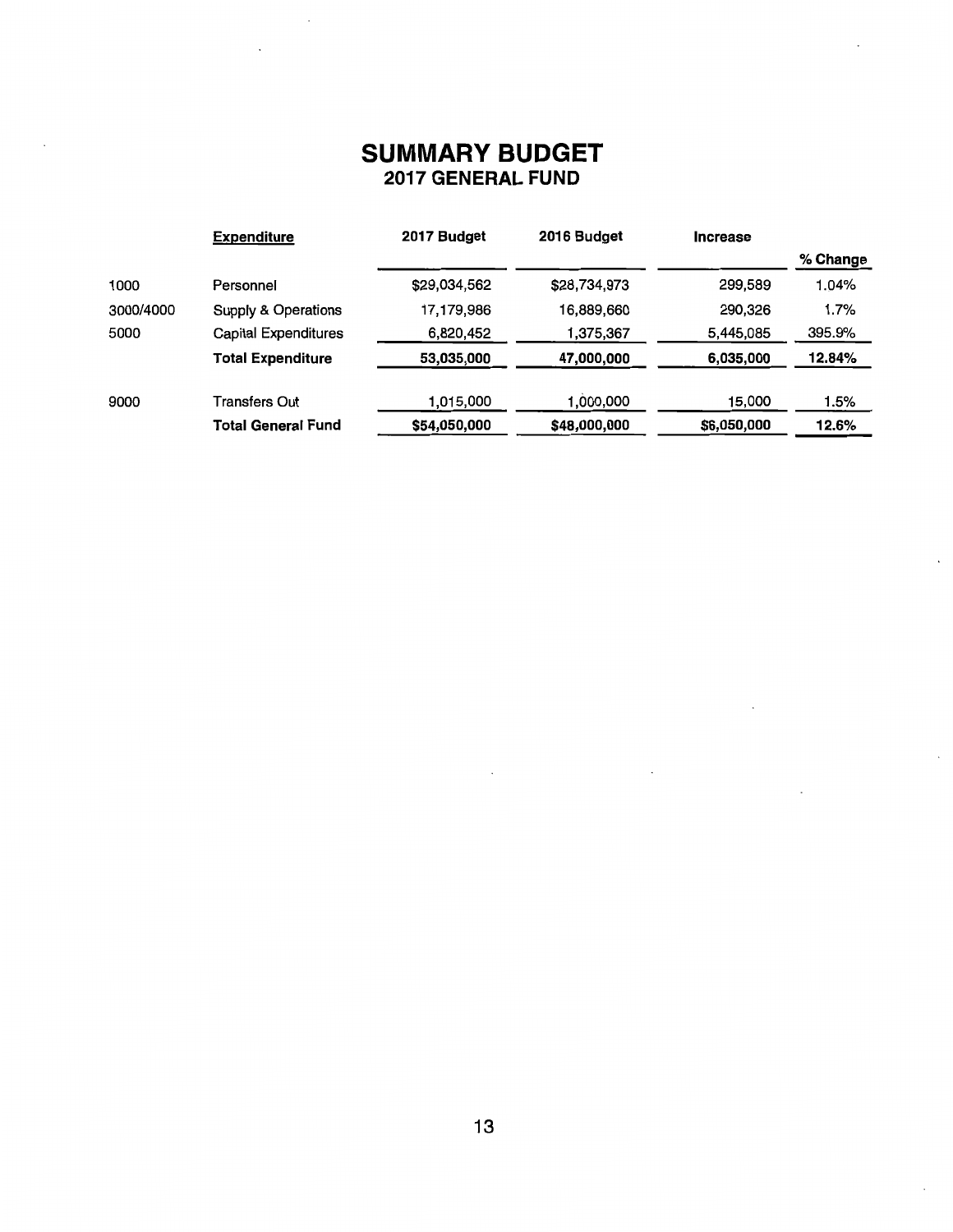# SUMMARY BUDGET

## 2017 GENERAL FUND

| | Expenditure | 2017 Budget | 2016 Budget | Increase | % Change |
|---|---|---|---|---|---|
| 1000 | Personnel | $29,034,562 | $28,734,973 | 299,589 | 1.04% |
| 3000/4000 | Supply & Operations | 17,179,986 | 16,889,660 | 290,326 | 1.7% |
| 5000 | Capital Expenditures | 6,820,452 | 1,375,367 | 5,445,085 | 395.9% |
| | **Total Expenditure** | **53,035,000** | **47,000,000** | **6,035,000** | **12.84%** |
| 9000 | Transfers Out | 1,015,000 | 1,000,000 | 15,000 | 1.5% |
| | **Total General Fund** | **$54,050,000** | **$48,000,000** | **$6,050,000** | **12.6%** |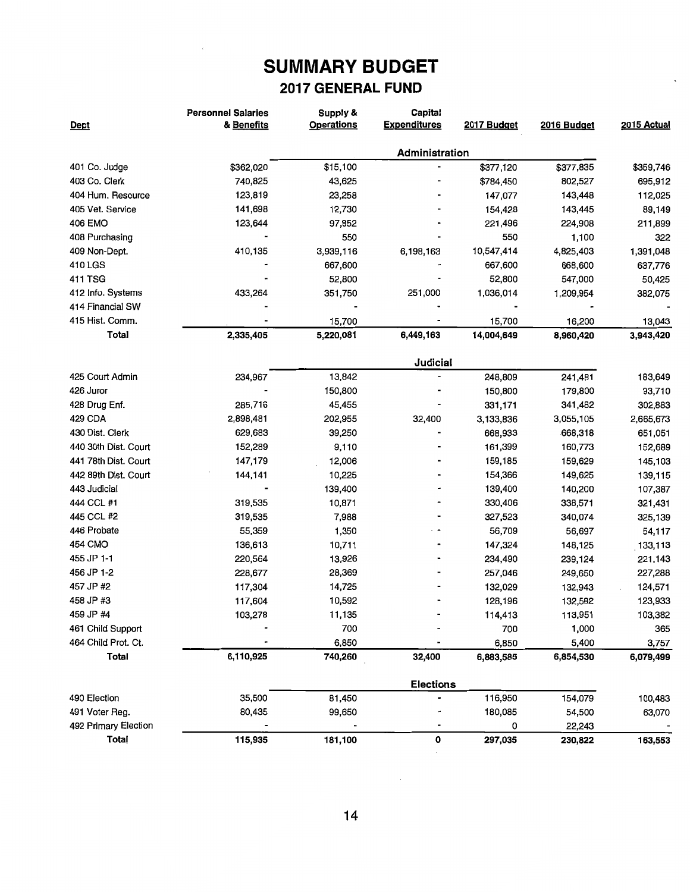# SUMMARY BUDGET

## 2017 GENERAL FUND

| Dept | Personnel Salaries & Benefits | Supply & Operations | Capital Expenditures | 2017 Budget | 2016 Budget | 2015 Actual |
|---|---|---|---|---|---|---|
| | | | **Administration** | | | |
| 401 Co. Judge | $362,020 | $15,100 | - | $377,120 | $377,835 | $359,746 |
| 403 Co. Clerk | 740,825 | 43,625 | - | $784,450 | 802,527 | 695,912 |
| 404 Hum. Resource | 123,819 | 23,258 | - | 147,077 | 143,448 | 112,025 |
| 405 Vet. Service | 141,698 | 12,730 | - | 154,428 | 143,445 | 89,149 |
| 406 EMO | 123,644 | 97,852 | - | 221,496 | 224,908 | 211,899 |
| 408 Purchasing | - | 550 | - | 550 | 1,100 | 322 |
| 409 Non-Dept. | 410,135 | 3,939,116 | 6,198,163 | 10,547,414 | 4,825,403 | 1,391,048 |
| 410 LGS | - | 667,600 | - | 667,600 | 668,600 | 637,776 |
| 411 TSG | - | 52,800 | - | 52,800 | 547,000 | 50,425 |
| 412 Info. Systems | 433,264 | 351,750 | 251,000 | 1,036,014 | 1,209,954 | 382,075 |
| 414 Financial SW | - | - | - | - | - | - |
| 415 Hist. Comm. | - | 15,700 | - | 15,700 | 16,200 | 13,043 |
| **Total** | **2,335,405** | **5,220,081** | **6,449,163** | **14,004,649** | **8,960,420** | **3,943,420** |
| | | | **Judicial** | | | |
| 425 Court Admin | 234,967 | 13,842 | - | 248,809 | 241,481 | 183,649 |
| 426 Juror | - | 150,800 | - | 150,800 | 179,800 | 93,710 |
| 428 Drug Enf. | 285,716 | 45,455 | - | 331,171 | 341,482 | 302,883 |
| 429 CDA | 2,898,481 | 202,955 | 32,400 | 3,133,836 | 3,055,105 | 2,665,673 |
| 430 Dist. Clerk | 629,683 | 39,250 | - | 668,933 | 668,318 | 651,051 |
| 440 30th Dist. Court | 152,289 | 9,110 | - | 161,399 | 160,773 | 152,689 |
| 441 78th Dist. Court | 147,179 | 12,006 | - | 159,185 | 159,629 | 145,103 |
| 442 89th Dist. Court | 144,141 | 10,225 | - | 154,366 | 149,625 | 139,115 |
| 443 Judicial | - | 139,400 | - | 139,400 | 140,200 | 107,387 |
| 444 CCL #1 | 319,535 | 10,871 | - | 330,406 | 338,571 | 321,431 |
| 445 CCL #2 | 319,535 | 7,988 | - | 327,523 | 340,074 | 325,139 |
| 446 Probate | 55,359 | 1,350 | - | 56,709 | 56,697 | 54,117 |
| 454 CMO | 136,613 | 10,711 | - | 147,324 | 148,125 | 133,113 |
| 455 JP 1-1 | 220,564 | 13,926 | - | 234,490 | 239,124 | 221,143 |
| 456 JP 1-2 | 228,677 | 28,369 | - | 257,046 | 249,650 | 227,288 |
| 457 JP #2 | 117,304 | 14,725 | - | 132,029 | 132,943 | 124,571 |
| 458 JP #3 | 117,604 | 10,592 | - | 128,196 | 132,582 | 123,933 |
| 459 JP #4 | 103,278 | 11,135 | - | 114,413 | 113,951 | 103,382 |
| 461 Child Support | - | 700 | - | 700 | 1,000 | 365 |
| 464 Child Prot. Ct. | - | 6,850 | - | 6,850 | 5,400 | 3,757 |
| **Total** | **6,110,925** | **740,260** | **32,400** | **6,883,585** | **6,854,530** | **6,079,499** |
| | | | **Elections** | | | |
| 490 Election | 35,500 | 81,450 | - | 116,950 | 154,079 | 100,483 |
| 491 Voter Reg. | 80,435 | 99,650 | - | 180,085 | 54,500 | 63,070 |
| 492 Primary Election | - | - | - | 0 | 22,243 | - |
| **Total** | **115,935** | **181,100** | **0** | **297,035** | **230,822** | **163,553** |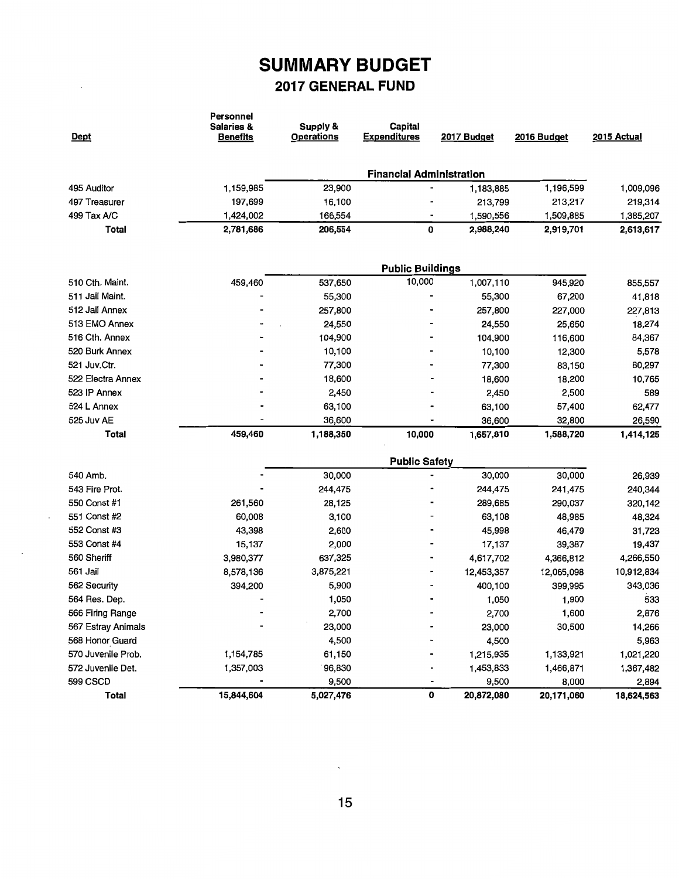# SUMMARY BUDGET

## 2017 GENERAL FUND

| Dept | Personnel Salaries & Benefits | Supply & Operations | Capital Expenditures | 2017 Budget | 2016 Budget | 2015 Actual |
|---|---|---|---|---|---|---|
| | | | **Financial Administration** | | | |
| 495 Auditor | 1,159,985 | 23,900 | - | 1,183,885 | 1,196,599 | 1,009,096 |
| 497 Treasurer | 197,699 | 16,100 | - | 213,799 | 213,217 | 219,314 |
| 499 Tax A/C | 1,424,002 | 166,554 | - | 1,590,556 | 1,509,885 | 1,385,207 |
| **Total** | **2,781,686** | **206,554** | **0** | **2,988,240** | **2,919,701** | **2,613,617** |
| | | | **Public Buildings** | | | |
| 510 Cth. Maint. | 459,460 | 537,650 | 10,000 | 1,007,110 | 945,920 | 855,557 |
| 511 Jail Maint. | - | 55,300 | - | 55,300 | 67,200 | 41,818 |
| 512 Jail Annex | - | 257,800 | - | 257,800 | 227,000 | 227,813 |
| 513 EMO Annex | - | 24,550 | - | 24,550 | 25,650 | 18,274 |
| 516 Cth. Annex | - | 104,900 | - | 104,900 | 116,600 | 84,367 |
| 520 Burk Annex | - | 10,100 | - | 10,100 | 12,300 | 5,578 |
| 521 Juv.Ctr. | - | 77,300 | - | 77,300 | 83,150 | 80,297 |
| 522 Electra Annex | - | 18,600 | - | 18,600 | 18,200 | 10,765 |
| 523 IP Annex | - | 2,450 | - | 2,450 | 2,500 | 589 |
| 524 L Annex | - | 63,100 | - | 63,100 | 57,400 | 62,477 |
| 525 Juv AE | - | 36,600 | - | 36,600 | 32,800 | 26,590 |
| **Total** | **459,460** | **1,188,350** | **10,000** | **1,657,810** | **1,588,720** | **1,414,125** |
| | | | **Public Safety** | | | |
| 540 Amb. | - | 30,000 | - | 30,000 | 30,000 | 26,939 |
| 543 Fire Prot. | - | 244,475 | - | 244,475 | 241,475 | 240,344 |
| 550 Const #1 | 261,560 | 28,125 | - | 289,685 | 290,037 | 320,142 |
| 551 Const #2 | 60,008 | 3,100 | - | 63,108 | 48,985 | 48,324 |
| 552 Const #3 | 43,398 | 2,600 | - | 45,998 | 46,479 | 31,723 |
| 553 Const #4 | 15,137 | 2,000 | - | 17,137 | 39,387 | 19,437 |
| 560 Sheriff | 3,980,377 | 637,325 | - | 4,617,702 | 4,366,812 | 4,266,550 |
| 561 Jail | 8,578,136 | 3,875,221 | - | 12,453,357 | 12,065,098 | 10,912,834 |
| 562 Security | 394,200 | 5,900 | - | 400,100 | 399,995 | 343,036 |
| 564 Res. Dep. | - | 1,050 | - | 1,050 | 1,900 | 533 |
| 566 Firing Range | - | 2,700 | - | 2,700 | 1,600 | 2,876 |
| 567 Estray Animals | - | 23,000 | - | 23,000 | 30,500 | 14,266 |
| 568 Honor Guard | | 4,500 | - | 4,500 | | 5,963 |
| 570 Juvenile Prob. | 1,154,785 | 61,150 | - | 1,215,935 | 1,133,921 | 1,021,220 |
| 572 Juvenile Det. | 1,357,003 | 96,830 | - | 1,453,833 | 1,466,871 | 1,367,482 |
| 599 CSCD | - | 9,500 | - | 9,500 | 8,000 | 2,894 |
| **Total** | **15,844,604** | **5,027,476** | **0** | **20,872,080** | **20,171,060** | **18,624,563** |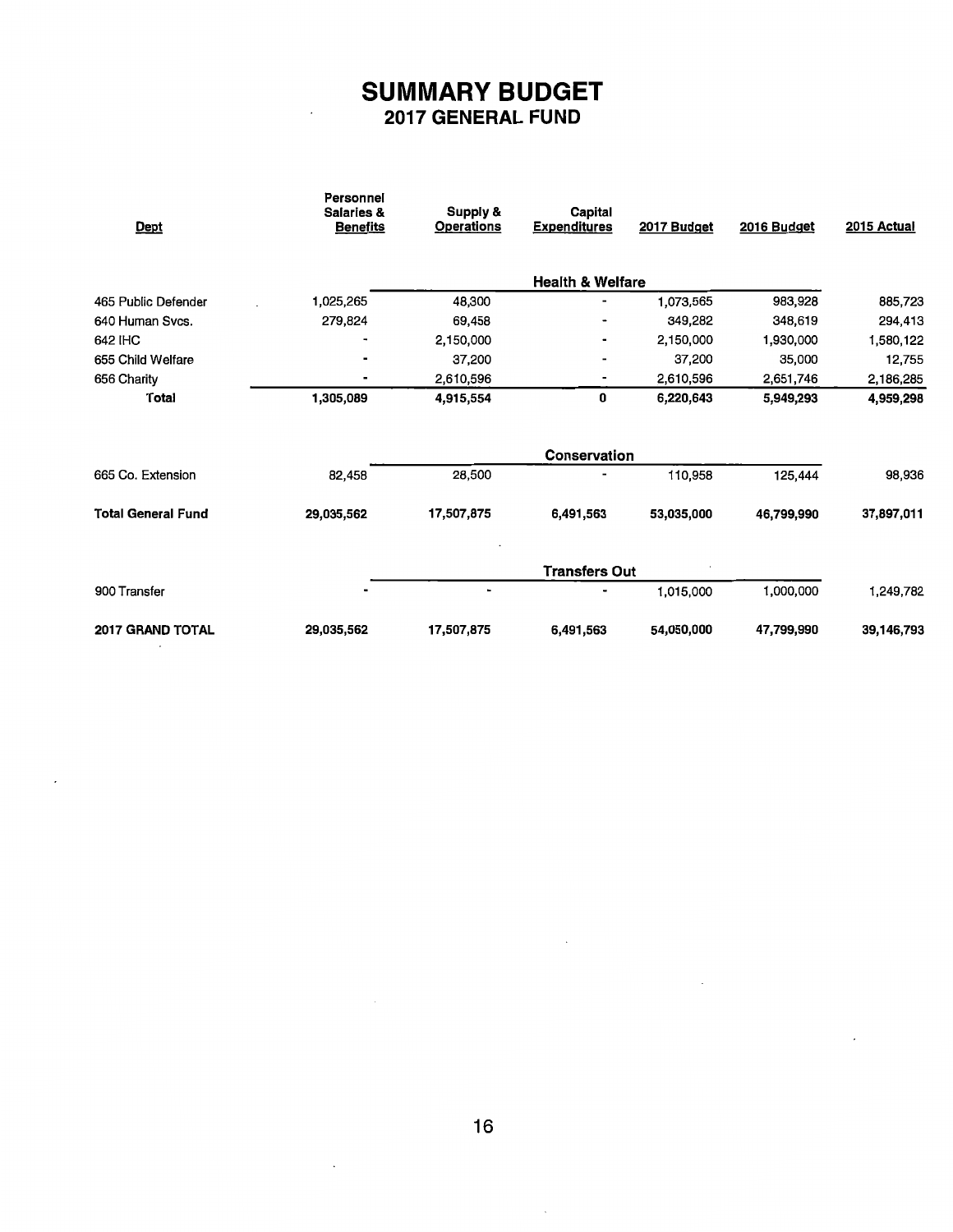# SUMMARY BUDGET
## 2017 GENERAL FUND

| Dept | Personnel Salaries & Benefits | Supply & Operations | Capital Expenditures | 2017 Budget | 2016 Budget | 2015 Actual |
|---|---|---|---|---|---|---|
| | | | **Health & Welfare** | | | |
| 465 Public Defender | 1,025,265 | 48,300 | - | 1,073,565 | 983,928 | 885,723 |
| 640 Human Svcs. | 279,824 | 69,458 | - | 349,282 | 348,619 | 294,413 |
| 642 IHC | - | 2,150,000 | - | 2,150,000 | 1,930,000 | 1,580,122 |
| 655 Child Welfare | - | 37,200 | - | 37,200 | 35,000 | 12,755 |
| 656 Charity | - | 2,610,596 | - | 2,610,596 | 2,651,746 | 2,186,285 |
| **Total** | **1,305,089** | **4,915,554** | **0** | **6,220,643** | **5,949,293** | **4,959,298** |
| | | | **Conservation** | | | |
| 665 Co. Extension | 82,458 | 28,500 | - | 110,958 | 125,444 | 98,936 |
| **Total General Fund** | **29,035,562** | **17,507,875** | **6,491,563** | **53,035,000** | **46,799,990** | **37,897,011** |
| | | | **Transfers Out** | | | |
| 900 Transfer | - | - | - | 1,015,000 | 1,000,000 | 1,249,782 |
| **2017 GRAND TOTAL** | **29,035,562** | **17,507,875** | **6,491,563** | **54,050,000** | **47,799,990** | **39,146,793** |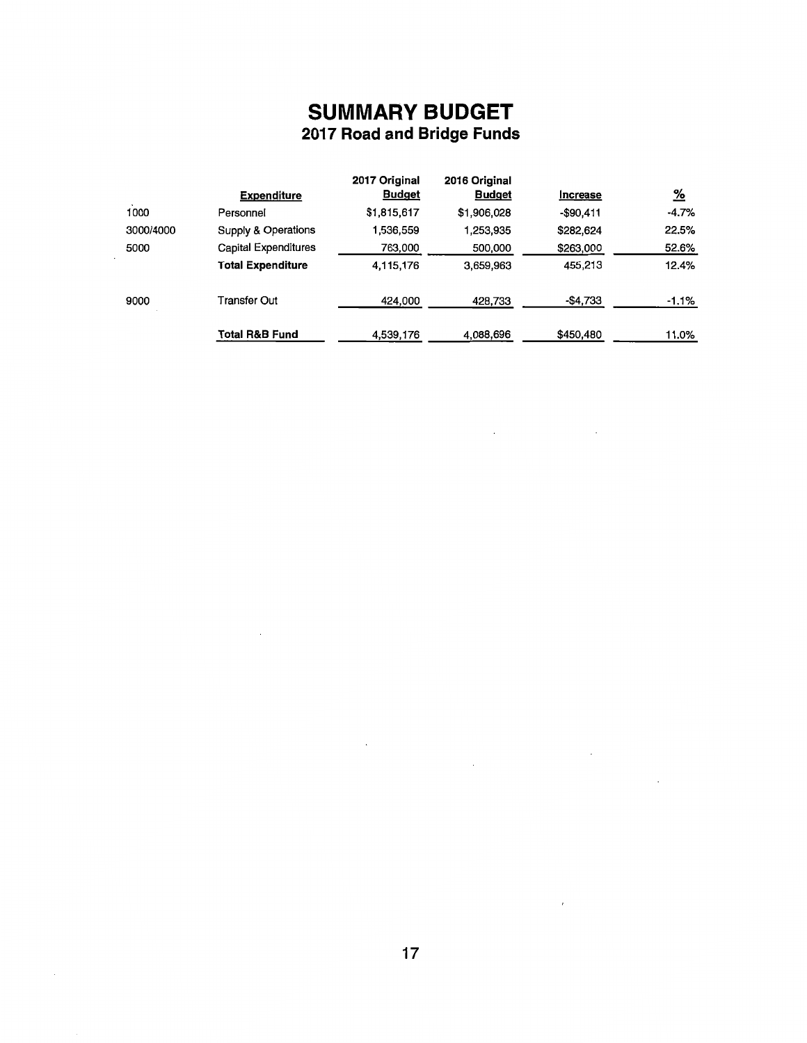# SUMMARY BUDGET

## 2017 Road and Bridge Funds

| | Expenditure | 2017 Original Budget | 2016 Original Budget | Increase | % |
|---|---|---|---|---|---|
| 1000 | Personnel | $1,815,617 | $1,906,028 | -$90,411 | -4.7% |
| 3000/4000 | Supply & Operations | 1,536,559 | 1,253,935 | $282,624 | 22.5% |
| 5000 | Capital Expenditures | 763,000 | 500,000 | $263,000 | 52.6% |
| | **Total Expenditure** | 4,115,176 | 3,659,963 | 455,213 | 12.4% |
| 9000 | Transfer Out | 424,000 | 428,733 | -$4,733 | -1.1% |
| | **Total R&B Fund** | 4,539,176 | 4,088,696 | $450,480 | 11.0% |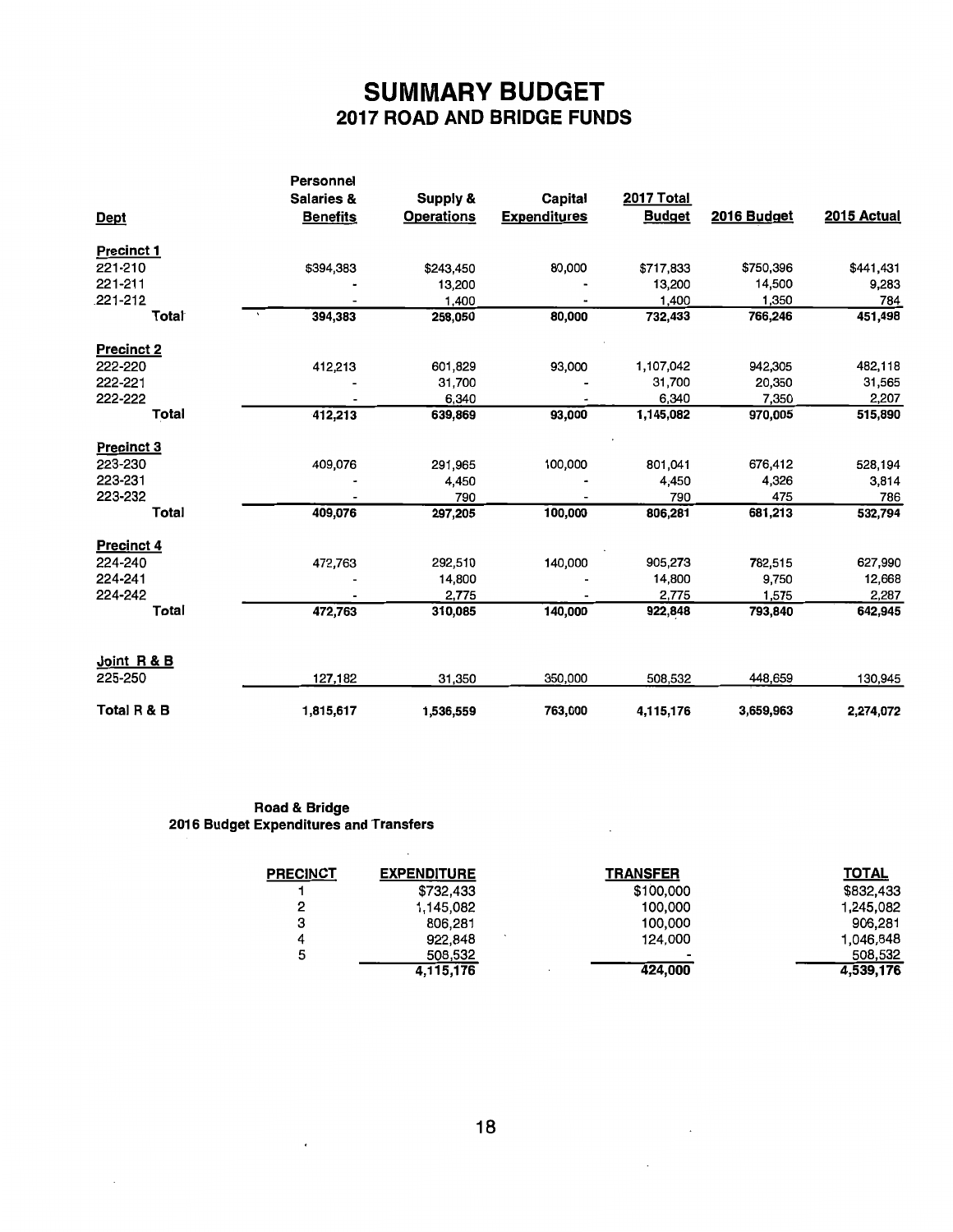# SUMMARY BUDGET
## 2017 ROAD AND BRIDGE FUNDS

| Dept | Personnel Salaries & Benefits | Supply & Operations | Capital Expenditures | 2017 Total Budget | 2016 Budget | 2015 Actual |
|---|---|---|---|---|---|---|
| **Precinct 1** | | | | | | |
| 221-210 | $394,383 | $243,450 | 80,000 | $717,833 | $750,396 | $441,431 |
| 221-211 | - | 13,200 | - | 13,200 | 14,500 | 9,283 |
| 221-212 | - | 1,400 | - | 1,400 | 1,350 | 784 |
| **Total** | 394,383 | 258,050 | 80,000 | 732,433 | 766,246 | 451,498 |
| **Precinct 2** | | | | | | |
| 222-220 | 412,213 | 601,829 | 93,000 | 1,107,042 | 942,305 | 482,118 |
| 222-221 | - | 31,700 | - | 31,700 | 20,350 | 31,565 |
| 222-222 | - | 6,340 | - | 6,340 | 7,350 | 2,207 |
| **Total** | 412,213 | 639,869 | 93,000 | 1,145,082 | 970,005 | 515,890 |
| **Precinct 3** | | | | | | |
| 223-230 | 409,076 | 291,965 | 100,000 | 801,041 | 676,412 | 528,194 |
| 223-231 | - | 4,450 | - | 4,450 | 4,326 | 3,814 |
| 223-232 | - | 790 | - | 790 | 475 | 786 |
| **Total** | 409,076 | 297,205 | 100,000 | 806,281 | 681,213 | 532,794 |
| **Precinct 4** | | | | | | |
| 224-240 | 472,763 | 292,510 | 140,000 | 905,273 | 782,515 | 627,990 |
| 224-241 | - | 14,800 | - | 14,800 | 9,750 | 12,668 |
| 224-242 | - | 2,775 | - | 2,775 | 1,575 | 2,287 |
| **Total** | 472,763 | 310,085 | 140,000 | 922,848 | 793,840 | 642,945 |
| **Joint R & B** | | | | | | |
| 225-250 | 127,182 | 31,350 | 350,000 | 508,532 | 448,659 | 130,945 |
| **Total R & B** | 1,815,617 | 1,536,559 | 763,000 | 4,115,176 | 3,659,963 | 2,274,072 |

**Road & Bridge**
**2016 Budget Expenditures and Transfers**

| PRECINCT | EXPENDITURE | TRANSFER | TOTAL |
|---|---|---|---|
| 1 | $732,433 | $100,000 | $832,433 |
| 2 | 1,145,082 | 100,000 | 1,245,082 |
| 3 | 806,281 | 100,000 | 906,281 |
| 4 | 922,848 | 124,000 | 1,046,848 |
| 5 | 508,532 | - | 508,532 |
| | 4,115,176 | 424,000 | 4,539,176 |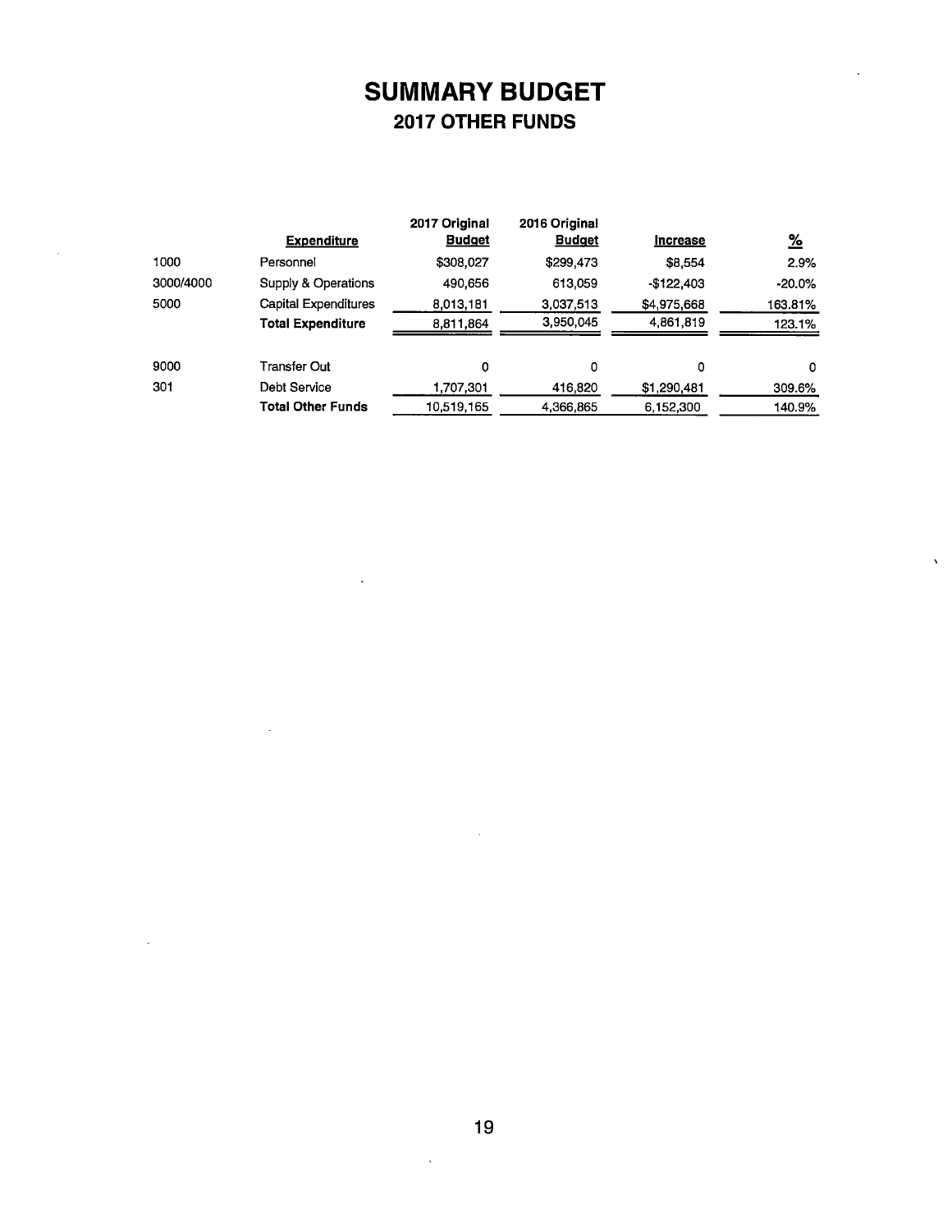# SUMMARY BUDGET

## 2017 OTHER FUNDS

| | Expenditure | 2017 Original Budget | 2016 Original Budget | Increase | % |
|---|---|---|---|---|---|
| 1000 | Personnel | $308,027 | $299,473 | $8,554 | 2.9% |
| 3000/4000 | Supply & Operations | 490,656 | 613,059 | -$122,403 | -20.0% |
| 5000 | Capital Expenditures | 8,013,181 | 3,037,513 | $4,975,668 | 163.81% |
| | **Total Expenditure** | 8,811,864 | 3,950,045 | 4,861,819 | 123.1% |
| 9000 | Transfer Out | 0 | 0 | 0 | 0 |
| 301 | Debt Service | 1,707,301 | 416,820 | $1,290,481 | 309.6% |
| | **Total Other Funds** | 10,519,165 | 4,366,865 | 6,152,300 | 140.9% |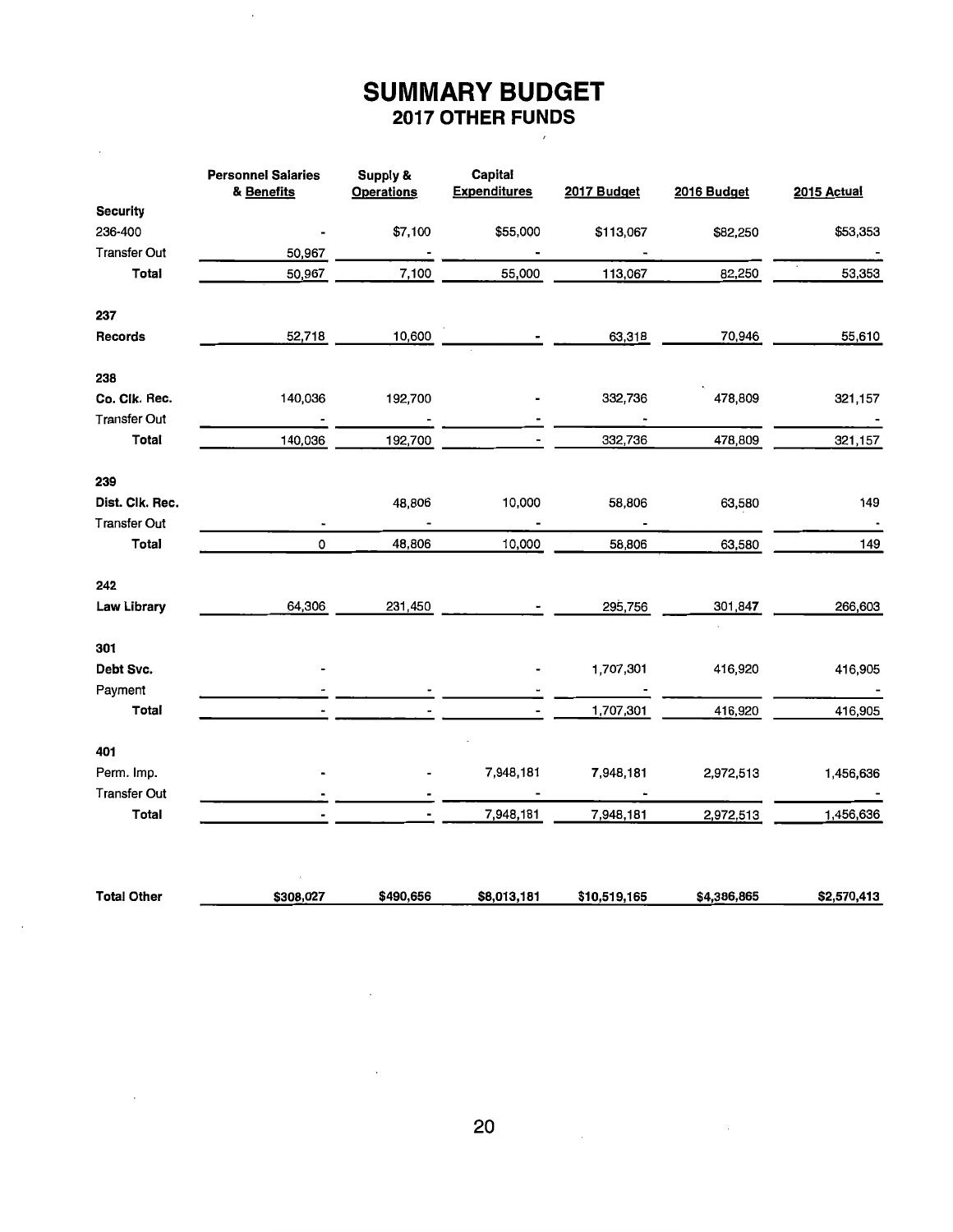# SUMMARY BUDGET
## 2017 OTHER FUNDS

| | Personnel Salaries & Benefits | Supply & Operations | Capital Expenditures | 2017 Budget | 2016 Budget | 2015 Actual |
|---|---|---|---|---|---|---|
| **Security** | | | | | | |
| 236-400 | - | $7,100 | $55,000 | $113,067 | $82,250 | $53,353 |
| Transfer Out | 50,967 | - | - | - | | - |
| **Total** | 50,967 | 7,100 | 55,000 | 113,067 | 82,250 | 53,353 |
| **237** | | | | | | |
| **Records** | 52,718 | 10,600 | - | 63,318 | 70,946 | 55,610 |
| **238** | | | | | | |
| **Co. Clk. Rec.** | 140,036 | 192,700 | - | 332,736 | 478,809 | 321,157 |
| Transfer Out | - | - | - | - | | - |
| **Total** | 140,036 | 192,700 | - | 332,736 | 478,809 | 321,157 |
| **239** | | | | | | |
| **Dist. Clk. Rec.** | | 48,806 | 10,000 | 58,806 | 63,580 | 149 |
| Transfer Out | - | - | - | - | | - |
| **Total** | 0 | 48,806 | 10,000 | 58,806 | 63,580 | 149 |
| **242** | | | | | | |
| **Law Library** | 64,306 | 231,450 | - | 295,756 | 301,847 | 266,603 |
| **301** | | | | | | |
| **Debt Svc.** | - | | - | 1,707,301 | 416,920 | 416,905 |
| Payment | - | - | - | - | | - |
| **Total** | - | - | - | 1,707,301 | 416,920 | 416,905 |
| **401** | | | | | | |
| Perm. Imp. | - | - | 7,948,181 | 7,948,181 | 2,972,513 | 1,456,636 |
| Transfer Out | - | - | - | - | | - |
| **Total** | - | - | 7,948,181 | 7,948,181 | 2,972,513 | 1,456,636 |
| **Total Other** | $308,027 | $490,656 | $8,013,181 | $10,519,165 | $4,386,865 | $2,570,413 |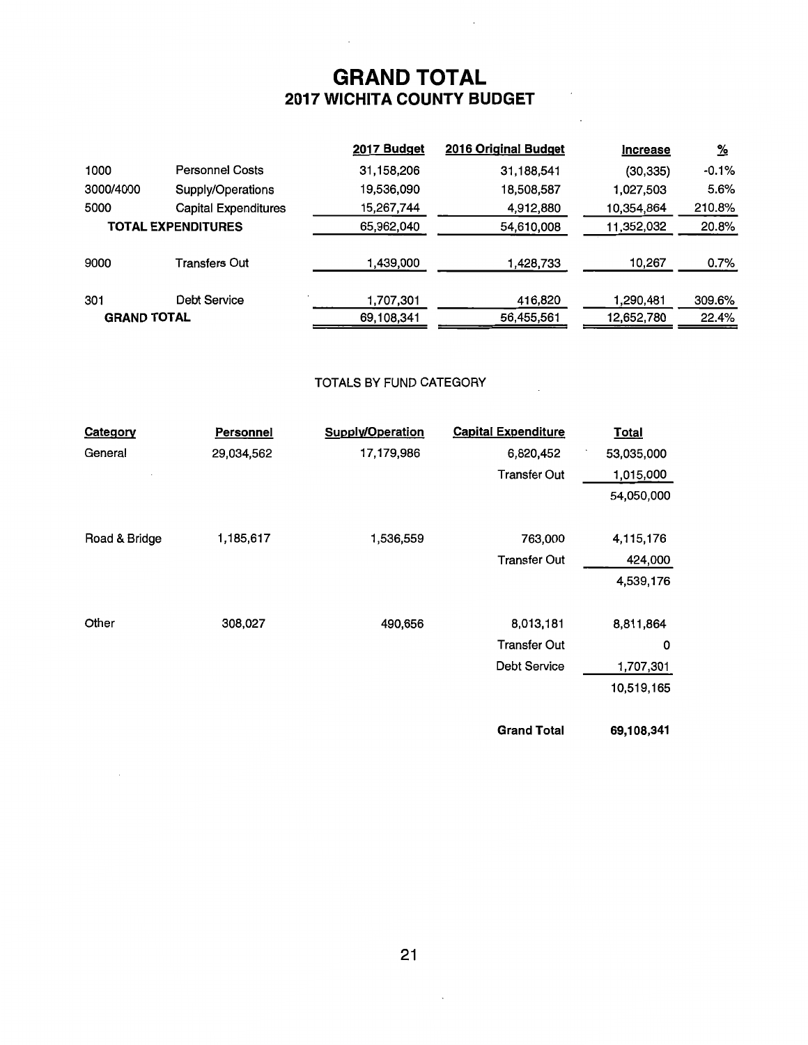# GRAND TOTAL
## 2017 WICHITA COUNTY BUDGET

| | | 2017 Budget | 2016 Original Budget | Increase | % |
|---|---|---|---|---|---|
| 1000 | Personnel Costs | 31,158,206 | 31,188,541 | (30,335) | -0.1% |
| 3000/4000 | Supply/Operations | 19,536,090 | 18,508,587 | 1,027,503 | 5.6% |
| 5000 | Capital Expenditures | 15,267,744 | 4,912,880 | 10,354,864 | 210.8% |
| **TOTAL EXPENDITURES** | | 65,962,040 | 54,610,008 | 11,352,032 | 20.8% |
| 9000 | Transfers Out | 1,439,000 | 1,428,733 | 10,267 | 0.7% |
| 301 | Debt Service | 1,707,301 | 416,820 | 1,290,481 | 309.6% |
| **GRAND TOTAL** | | 69,108,341 | 56,455,561 | 12,652,780 | 22.4% |

TOTALS BY FUND CATEGORY

| Category | Personnel | Supply/Operation | Capital Expenditure | Total |
|---|---|---|---|---|
| General | 29,034,562 | 17,179,986 | 6,820,452 | 53,035,000 |
| | | | Transfer Out | 1,015,000 |
| | | | | 54,050,000 |
| Road & Bridge | 1,185,617 | 1,536,559 | 763,000 | 4,115,176 |
| | | | Transfer Out | 424,000 |
| | | | | 4,539,176 |
| Other | 308,027 | 490,656 | 8,013,181 | 8,811,864 |
| | | | Transfer Out | 0 |
| | | | Debt Service | 1,707,301 |
| | | | | 10,519,165 |
| | | | **Grand Total** | **69,108,341** |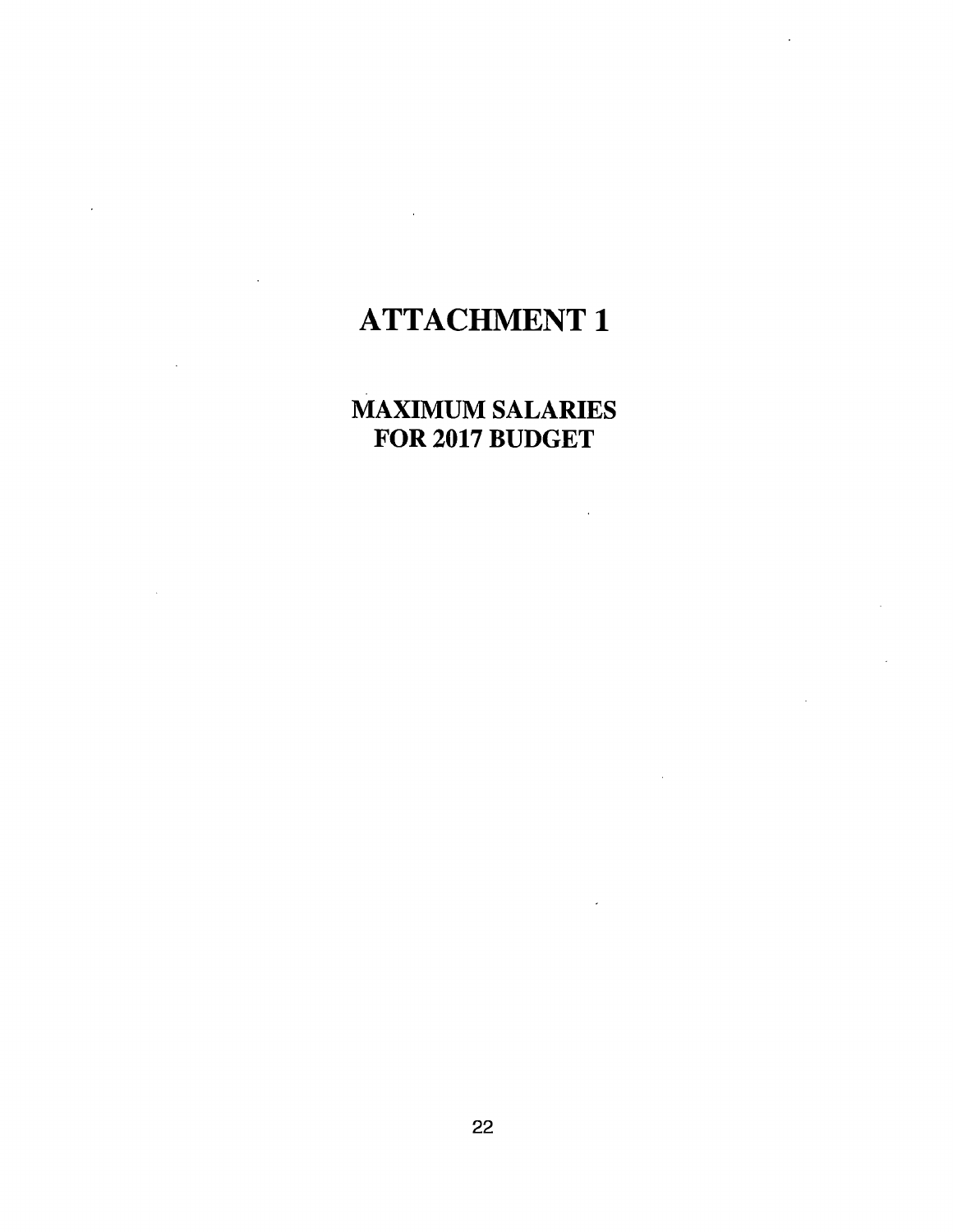# ATTACHMENT 1

## MAXIMUM SALARIES FOR 2017 BUDGET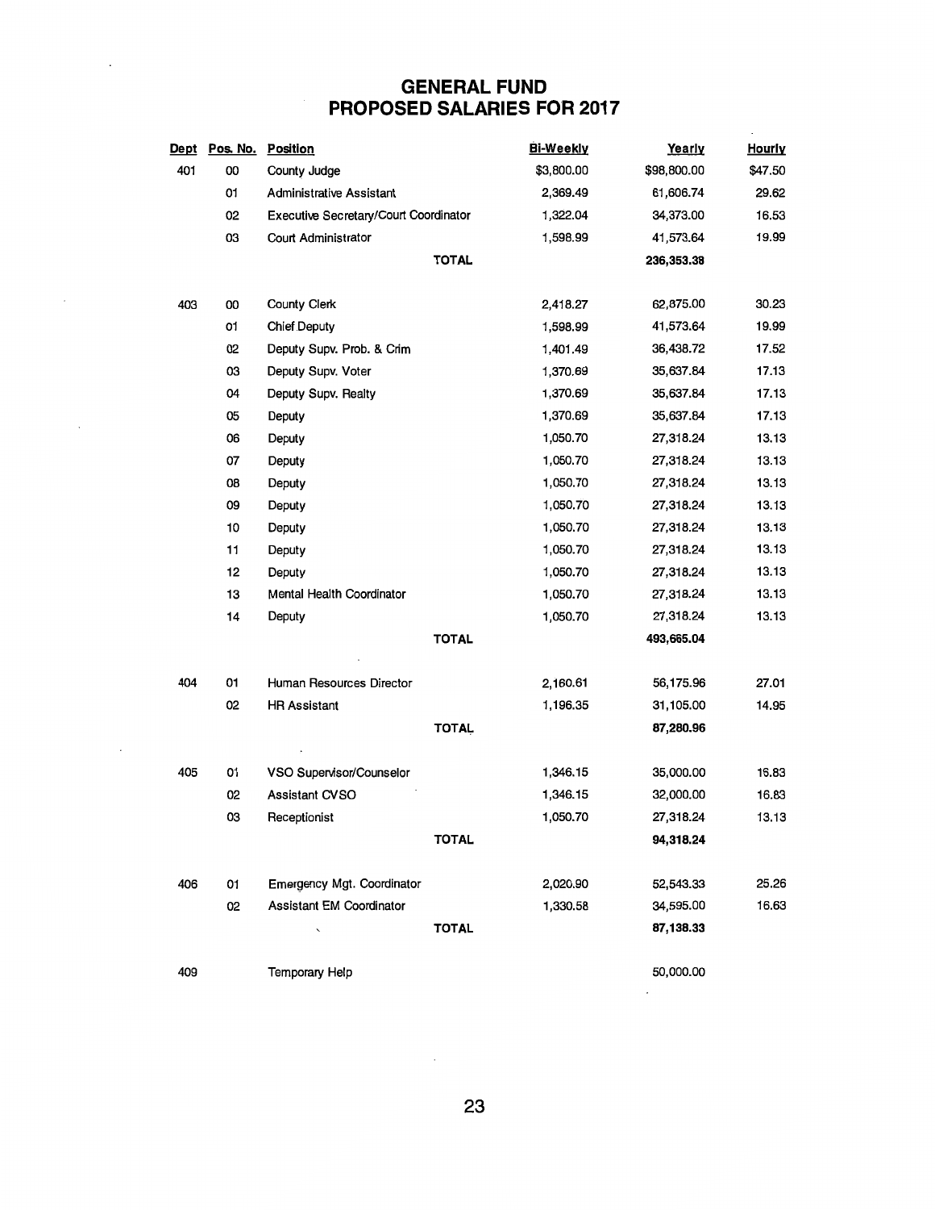# GENERAL FUND
# PROPOSED SALARIES FOR 2017

| Dept | Pos. No. | Position | Bi-Weekly | Yearly | Hourly |
|---|---|---|---|---|---|
| 401 | 00 | County Judge | $3,800.00 | $98,800.00 | $47.50 |
| | 01 | Administrative Assistant | 2,369.49 | 61,606.74 | 29.62 |
| | 02 | Executive Secretary/Court Coordinator | 1,322.04 | 34,373.00 | 16.53 |
| | 03 | Court Administrator | 1,598.99 | 41,573.64 | 19.99 |
| | | **TOTAL** | | **236,353.38** | |
| 403 | 00 | County Clerk | 2,418.27 | 62,875.00 | 30.23 |
| | 01 | Chief Deputy | 1,598.99 | 41,573.64 | 19.99 |
| | 02 | Deputy Supv. Prob. & Crim | 1,401.49 | 36,438.72 | 17.52 |
| | 03 | Deputy Supv. Voter | 1,370.69 | 35,637.84 | 17.13 |
| | 04 | Deputy Supv. Realty | 1,370.69 | 35,637.84 | 17.13 |
| | 05 | Deputy | 1,370.69 | 35,637.84 | 17.13 |
| | 06 | Deputy | 1,050.70 | 27,318.24 | 13.13 |
| | 07 | Deputy | 1,050.70 | 27,318.24 | 13.13 |
| | 08 | Deputy | 1,050.70 | 27,318.24 | 13.13 |
| | 09 | Deputy | 1,050.70 | 27,318.24 | 13.13 |
| | 10 | Deputy | 1,050.70 | 27,318.24 | 13.13 |
| | 11 | Deputy | 1,050.70 | 27,318.24 | 13.13 |
| | 12 | Deputy | 1,050.70 | 27,318.24 | 13.13 |
| | 13 | Mental Health Coordinator | 1,050.70 | 27,318.24 | 13.13 |
| | 14 | Deputy | 1,050.70 | 27,318.24 | 13.13 |
| | | **TOTAL** | | **493,665.04** | |
| 404 | 01 | Human Resources Director | 2,160.61 | 56,175.96 | 27.01 |
| | 02 | HR Assistant | 1,196.35 | 31,105.00 | 14.95 |
| | | **TOTAL** | | **87,280.96** | |
| 405 | 01 | VSO Supervisor/Counselor | 1,346.15 | 35,000.00 | 16.83 |
| | 02 | Assistant CVSO | 1,346.15 | 32,000.00 | 16.83 |
| | 03 | Receptionist | 1,050.70 | 27,318.24 | 13.13 |
| | | **TOTAL** | | **94,318.24** | |
| 406 | 01 | Emergency Mgt. Coordinator | 2,020.90 | 52,543.33 | 25.26 |
| | 02 | Assistant EM Coordinator | 1,330.58 | 34,595.00 | 16.63 |
| | | **TOTAL** | | **87,138.33** | |
| 409 | | Temporary Help | | 50,000.00 | |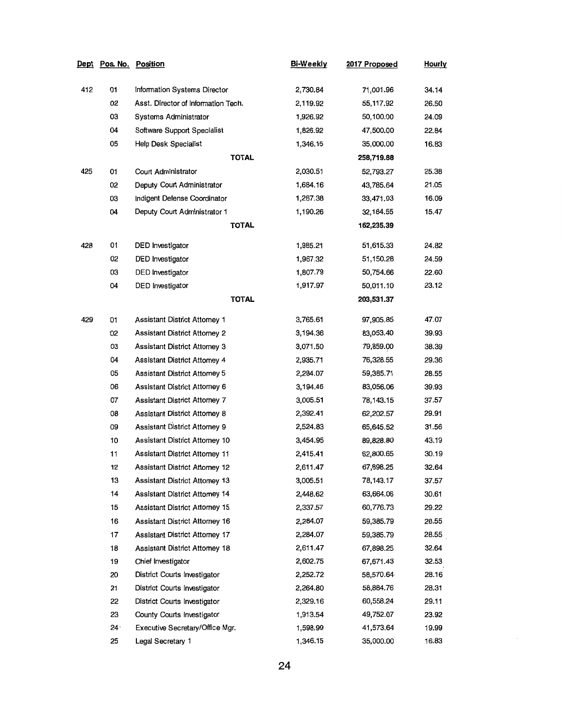| Dept | Pos. No. | Position | Bi-Weekly | 2017 Proposed | Hourly |
|---|---|---|---|---|---|
| 412 | 01 | Information Systems Director | 2,730.84 | 71,001.96 | 34.14 |
| | 02 | Asst. Director of Information Tech. | 2,119.92 | 55,117.92 | 26.50 |
| | 03 | Systems Administrator | 1,926.92 | 50,100.00 | 24.09 |
| | 04 | Software Support Specialist | 1,826.92 | 47,500.00 | 22.84 |
| | 05 | Help Desk Specialist | 1,346.15 | 35,000.00 | 16.83 |
| | | **TOTAL** | | **258,719.88** | |
| 425 | 01 | Court Administrator | 2,030.51 | 52,793.27 | 25.38 |
| | 02 | Deputy Court Administrator | 1,684.16 | 43,785.64 | 21.05 |
| | 03 | Indigent Defense Coordinator | 1,287.38 | 33,471.93 | 16.09 |
| | 04 | Deputy Court Administrator 1 | 1,190.26 | 32,184.55 | 15.47 |
| | | **TOTAL** | | **162,235.39** | |
| 428 | 01 | DED Investigator | 1,985.21 | 51,615.33 | 24.82 |
| | 02 | DED Investigator | 1,967.32 | 51,150.28 | 24.59 |
| | 03 | DED Investigator | 1,807.79 | 50,754.66 | 22.60 |
| | 04 | DED Investigator | 1,917.97 | 50,011.10 | 23.12 |
| | | **TOTAL** | | **203,531.37** | |
| 429 | 01 | Assistant District Attorney 1 | 3,765.61 | 97,905.85 | 47.07 |
| | 02 | Assistant District Attorney 2 | 3,194.36 | 83,053.40 | 39.93 |
| | 03 | Assistant District Attorney 3 | 3,071.50 | 79,859.00 | 38.39 |
| | 04 | Assistant District Attorney 4 | 2,935.71 | 76,328.55 | 29.36 |
| | 05 | Assistant District Attorney 5 | 2,284.07 | 59,385.71 | 28.55 |
| | 06 | Assistant District Attorney 6 | 3,194.46 | 83,056.06 | 39.93 |
| | 07 | Assistant District Attorney 7 | 3,005.51 | 78,143.15 | 37.57 |
| | 08 | Assistant District Attorney 8 | 2,392.41 | 62,202.57 | 29.91 |
| | 09 | Assistant District Attorney 9 | 2,524.83 | 65,645.52 | 31.56 |
| | 10 | Assistant District Attorney 10 | 3,454.95 | 89,828.80 | 43.19 |
| | 11 | Assistant District Attorney 11 | 2,415.41 | 62,800.65 | 30.19 |
| | 12 | Assistant District Attorney 12 | 2,611.47 | 67,898.25 | 32.64 |
| | 13 | Assistant District Attorney 13 | 3,005.51 | 78,143.17 | 37.57 |
| | 14 | Assistant District Attorney 14 | 2,448.62 | 63,664.06 | 30.61 |
| | 15 | Assistant District Attorney 15 | 2,337.57 | 60,776.73 | 29.22 |
| | 16 | Assistant District Attorney 16 | 2,284.07 | 59,385.79 | 28.55 |
| | 17 | Assistant District Attorney 17 | 2,284.07 | 59,385.79 | 28.55 |
| | 18 | Assistant District Attorney 18 | 2,611.47 | 67,898.25 | 32.64 |
| | 19 | Chief Investigator | 2,602.75 | 67,671.43 | 32.53 |
| | 20 | District Courts Investigator | 2,252.72 | 58,570.64 | 28.16 |
| | 21 | District Courts Investigator | 2,264.80 | 58,884.76 | 28.31 |
| | 22 | District Courts Investigator | 2,329.16 | 60,558.24 | 29.11 |
| | 23 | County Courts Investigator | 1,913.54 | 49,752.07 | 23.92 |
| | 24 | Executive Secretary/Office Mgr. | 1,598.99 | 41,573.64 | 19.99 |
| | 25 | Legal Secretary 1 | 1,346.15 | 35,000.00 | 16.83 |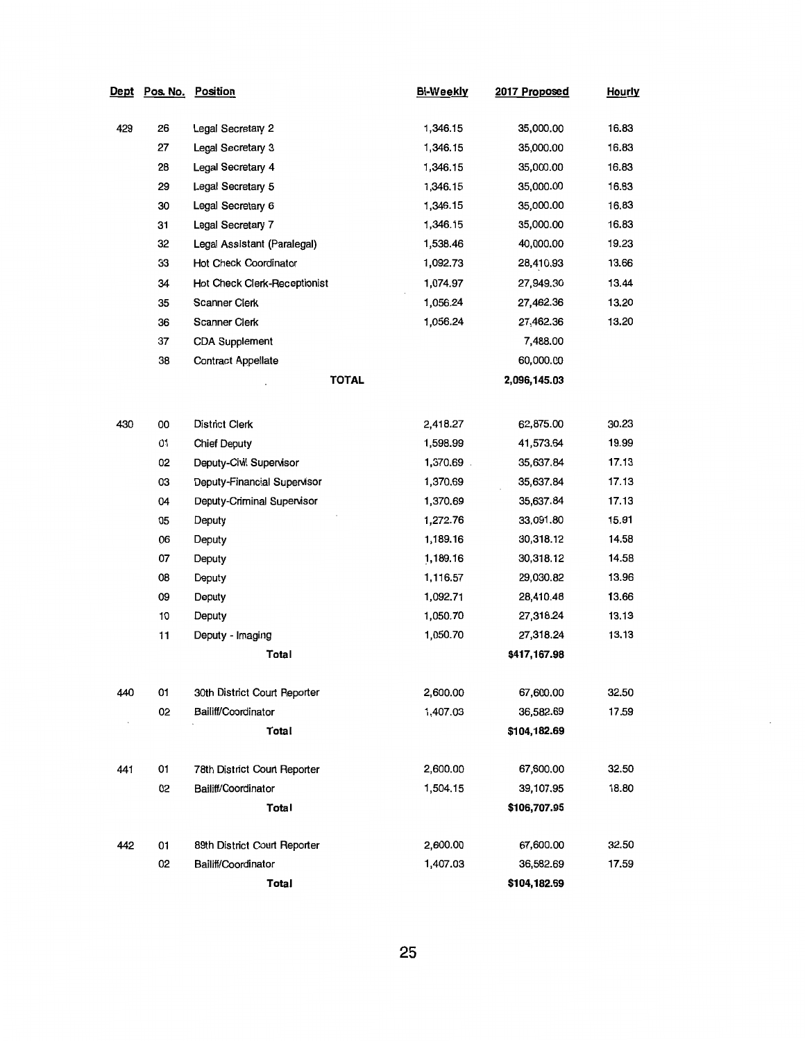| Dept | Pos. No. | Position | Bi-Weekly | 2017 Proposed | Hourly |
|---|---|---|---|---|---|
| 429 | 26 | Legal Secretary 2 | 1,346.15 | 35,000.00 | 16.83 |
| | 27 | Legal Secretary 3 | 1,346.15 | 35,000.00 | 16.83 |
| | 28 | Legal Secretary 4 | 1,346.15 | 35,000.00 | 16.83 |
| | 29 | Legal Secretary 5 | 1,346.15 | 35,000.00 | 16.83 |
| | 30 | Legal Secretary 6 | 1,346.15 | 35,000.00 | 16.83 |
| | 31 | Legal Secretary 7 | 1,346.15 | 35,000.00 | 16.83 |
| | 32 | Legal Assistant (Paralegal) | 1,538.46 | 40,000.00 | 19.23 |
| | 33 | Hot Check Coordinator | 1,092.73 | 28,410.93 | 13.66 |
| | 34 | Hot Check Clerk-Receptionist | 1,074.97 | 27,949.30 | 13.44 |
| | 35 | Scanner Clerk | 1,056.24 | 27,462.36 | 13.20 |
| | 36 | Scanner Clerk | 1,056.24 | 27,462.36 | 13.20 |
| | 37 | CDA Supplement | | 7,488.00 | |
| | 38 | Contract Appellate | | 60,000.00 | |
| | | **TOTAL** | | **2,096,145.03** | |
| | | | | | |
| 430 | 00 | District Clerk | 2,418.27 | 62,875.00 | 30.23 |
| | 01 | Chief Deputy | 1,598.99 | 41,573.64 | 19.99 |
| | 02 | Deputy-Civil Supervisor | 1,370.69 | 35,637.84 | 17.13 |
| | 03 | Deputy-Financial Supervisor | 1,370.69 | 35,637.84 | 17.13 |
| | 04 | Deputy-Criminal Supervisor | 1,370.69 | 35,637.84 | 17.13 |
| | 05 | Deputy | 1,272.76 | 33,091.80 | 15.91 |
| | 06 | Deputy | 1,189.16 | 30,318.12 | 14.58 |
| | 07 | Deputy | 1,189.16 | 30,318.12 | 14.58 |
| | 08 | Deputy | 1,116.57 | 29,030.82 | 13.96 |
| | 09 | Deputy | 1,092.71 | 28,410.48 | 13.66 |
| | 10 | Deputy | 1,050.70 | 27,318.24 | 13.13 |
| | 11 | Deputy - Imaging | 1,050.70 | 27,318.24 | 13.13 |
| | | **Total** | | **$417,167.98** | |
| | | | | | |
| 440 | 01 | 30th District Court Reporter | 2,600.00 | 67,600.00 | 32.50 |
| | 02 | Bailiff/Coordinator | 1,407.03 | 36,582.69 | 17.59 |
| | | **Total** | | **$104,182.69** | |
| | | | | | |
| 441 | 01 | 78th District Court Reporter | 2,600.00 | 67,600.00 | 32.50 |
| | 02 | Bailiff/Coordinator | 1,504.15 | 39,107.95 | 18.80 |
| | | **Total** | | **$106,707.95** | |
| | | | | | |
| 442 | 01 | 89th District Court Reporter | 2,600.00 | 67,600.00 | 32.50 |
| | 02 | Bailiff/Coordinator | 1,407.03 | 36,582.69 | 17.59 |
| | | **Total** | | **$104,182.69** | |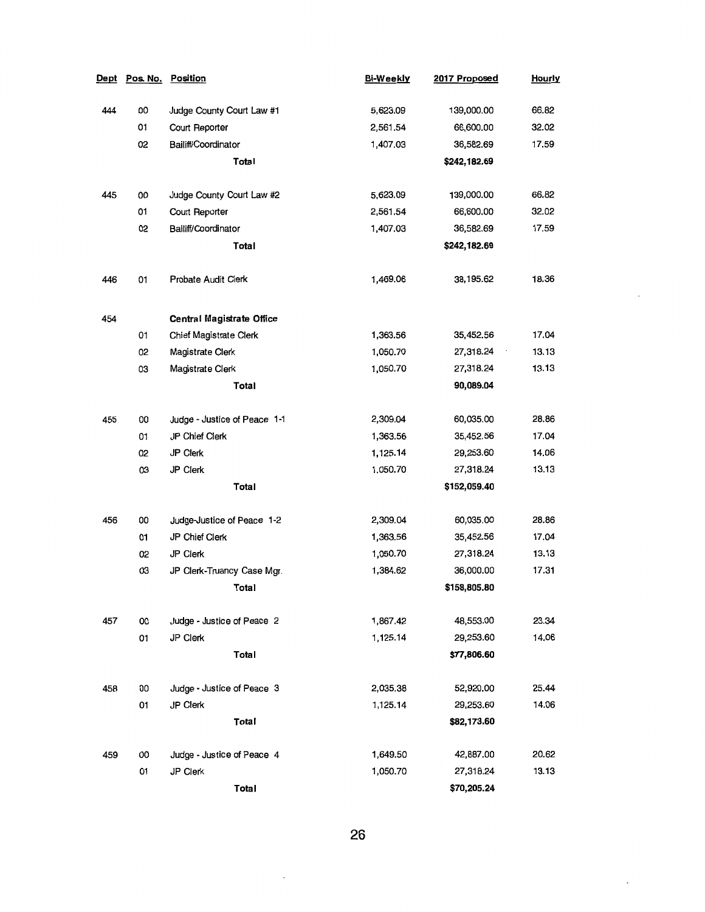| Dept | Pos. No. | Position | Bi-Weekly | 2017 Proposed | Hourly |
|---|---|---|---|---|---|
| 444 | 00 | Judge County Court Law #1 | 5,623.09 | 139,000.00 | 66.82 |
| | 01 | Court Reporter | 2,561.54 | 66,600.00 | 32.02 |
| | 02 | Bailiff/Coordinator | 1,407.03 | 36,582.69 | 17.59 |
| | | **Total** | | **$242,182.69** | |
| 445 | 00 | Judge County Court Law #2 | 5,623.09 | 139,000.00 | 66.82 |
| | 01 | Court Reporter | 2,561.54 | 66,600.00 | 32.02 |
| | 02 | Bailiff/Coordinator | 1,407.03 | 36,582.69 | 17.59 |
| | | **Total** | | **$242,182.69** | |
| 446 | 01 | Probate Audit Clerk | 1,469.06 | 38,195.62 | 18.36 |
| 454 | | **Central Magistrate Office** | | | |
| | 01 | Chief Magistrate Clerk | 1,363.56 | 35,452.56 | 17.04 |
| | 02 | Magistrate Clerk | 1,050.70 | 27,318.24 | 13.13 |
| | 03 | Magistrate Clerk | 1,050.70 | 27,318.24 | 13.13 |
| | | **Total** | | **90,089.04** | |
| 455 | 00 | Judge - Justice of Peace 1-1 | 2,309.04 | 60,035.00 | 28.86 |
| | 01 | JP Chief Clerk | 1,363.56 | 35,452.56 | 17.04 |
| | 02 | JP Clerk | 1,125.14 | 29,253.60 | 14.06 |
| | 03 | JP Clerk | 1,050.70 | 27,318.24 | 13.13 |
| | | **Total** | | **$152,059.40** | |
| 456 | 00 | Judge-Justice of Peace 1-2 | 2,309.04 | 60,035.00 | 28.86 |
| | 01 | JP Chief Clerk | 1,363.56 | 35,452.56 | 17.04 |
| | 02 | JP Clerk | 1,050.70 | 27,318.24 | 13.13 |
| | 03 | JP Clerk-Truancy Case Mgr. | 1,384.62 | 36,000.00 | 17.31 |
| | | **Total** | | **$158,805.80** | |
| 457 | 00 | Judge - Justice of Peace 2 | 1,867.42 | 48,553.00 | 23.34 |
| | 01 | JP Clerk | 1,125.14 | 29,253.60 | 14.06 |
| | | **Total** | | **$77,806.60** | |
| 458 | 00 | Judge - Justice of Peace 3 | 2,035.38 | 52,920.00 | 25.44 |
| | 01 | JP Clerk | 1,125.14 | 29,253.60 | 14.06 |
| | | **Total** | | **$82,173.60** | |
| 459 | 00 | Judge - Justice of Peace 4 | 1,649.50 | 42,887.00 | 20.62 |
| | 01 | JP Clerk | 1,050.70 | 27,318.24 | 13.13 |
| | | **Total** | | **$70,205.24** | |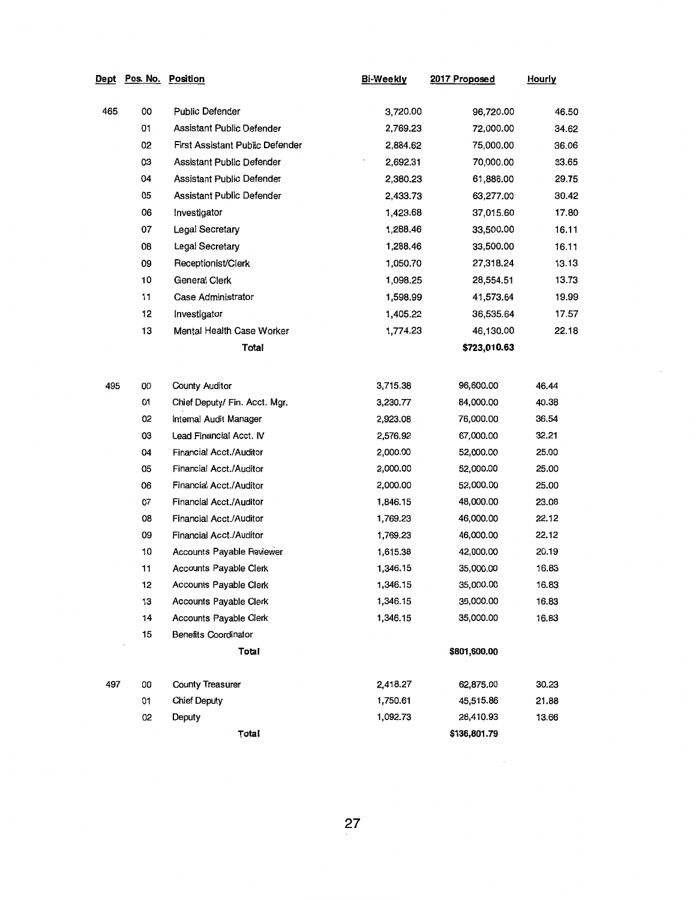| Dept | Pos. No. | Position | Bi-Weekly | 2017 Proposed | Hourly |
|---|---|---|---|---|---|
| 465 | 00 | Public Defender | 3,720.00 | 96,720.00 | 46.50 |
| | 01 | Assistant Public Defender | 2,769.23 | 72,000.00 | 34.62 |
| | 02 | First Assistant Public Defender | 2,884.62 | 75,000.00 | 36.06 |
| | 03 | Assistant Public Defender | 2,692.31 | 70,000.00 | 33.65 |
| | 04 | Assistant Public Defender | 2,380.23 | 61,886.00 | 29.75 |
| | 05 | Assistant Public Defender | 2,433.73 | 63,277.00 | 30.42 |
| | 06 | Investigator | 1,423.68 | 37,015.60 | 17.80 |
| | 07 | Legal Secretary | 1,288.46 | 33,500.00 | 16.11 |
| | 08 | Legal Secretary | 1,288.46 | 33,500.00 | 16.11 |
| | 09 | Receptionist/Clerk | 1,050.70 | 27,318.24 | 13.13 |
| | 10 | General Clerk | 1,098.25 | 28,554.51 | 13.73 |
| | 11 | Case Administrator | 1,598.99 | 41,573.64 | 19.99 |
| | 12 | Investigator | 1,405.22 | 36,535.64 | 17.57 |
| | 13 | Mental Health Case Worker | 1,774.23 | 46,130.00 | 22.18 |
| | | **Total** | | **$723,010.63** | |
| 495 | 00 | County Auditor | 3,715.38 | 96,600.00 | 46.44 |
| | 01 | Chief Deputy/ Fin. Acct. Mgr. | 3,230.77 | 84,000.00 | 40.38 |
| | 02 | Internal Audit Manager | 2,923.08 | 76,000.00 | 36.54 |
| | 03 | Lead Financial Acct. IV | 2,576.92 | 67,000.00 | 32.21 |
| | 04 | Financial Acct./Auditor | 2,000.00 | 52,000.00 | 25.00 |
| | 05 | Financial Acct./Auditor | 2,000.00 | 52,000.00 | 25.00 |
| | 06 | Financial Acct./Auditor | 2,000.00 | 52,000.00 | 25.00 |
| | 07 | Financial Acct./Auditor | 1,846.15 | 48,000.00 | 23.08 |
| | 08 | Financial Acct./Auditor | 1,769.23 | 46,000.00 | 22.12 |
| | 09 | Financial Acct./Auditor | 1,769.23 | 46,000.00 | 22.12 |
| | 10 | Accounts Payable Reviewer | 1,615.38 | 42,000.00 | 20.19 |
| | 11 | Accounts Payable Clerk | 1,346.15 | 35,000.00 | 16.83 |
| | 12 | Accounts Payable Clerk | 1,346.15 | 35,000.00 | 16.83 |
| | 13 | Accounts Payable Clerk | 1,346.15 | 35,000.00 | 16.83 |
| | 14 | Accounts Payable Clerk | 1,346.15 | 35,000.00 | 16.83 |
| | 15 | Benefits Coordinator | | | |
| | | **Total** | | **$801,600.00** | |
| 497 | 00 | County Treasurer | 2,418.27 | 62,875.00 | 30.23 |
| | 01 | Chief Deputy | 1,750.61 | 45,515.86 | 21.88 |
| | 02 | Deputy | 1,092.73 | 28,410.93 | 13.66 |
| | | **Total** | | **$136,801.79** | |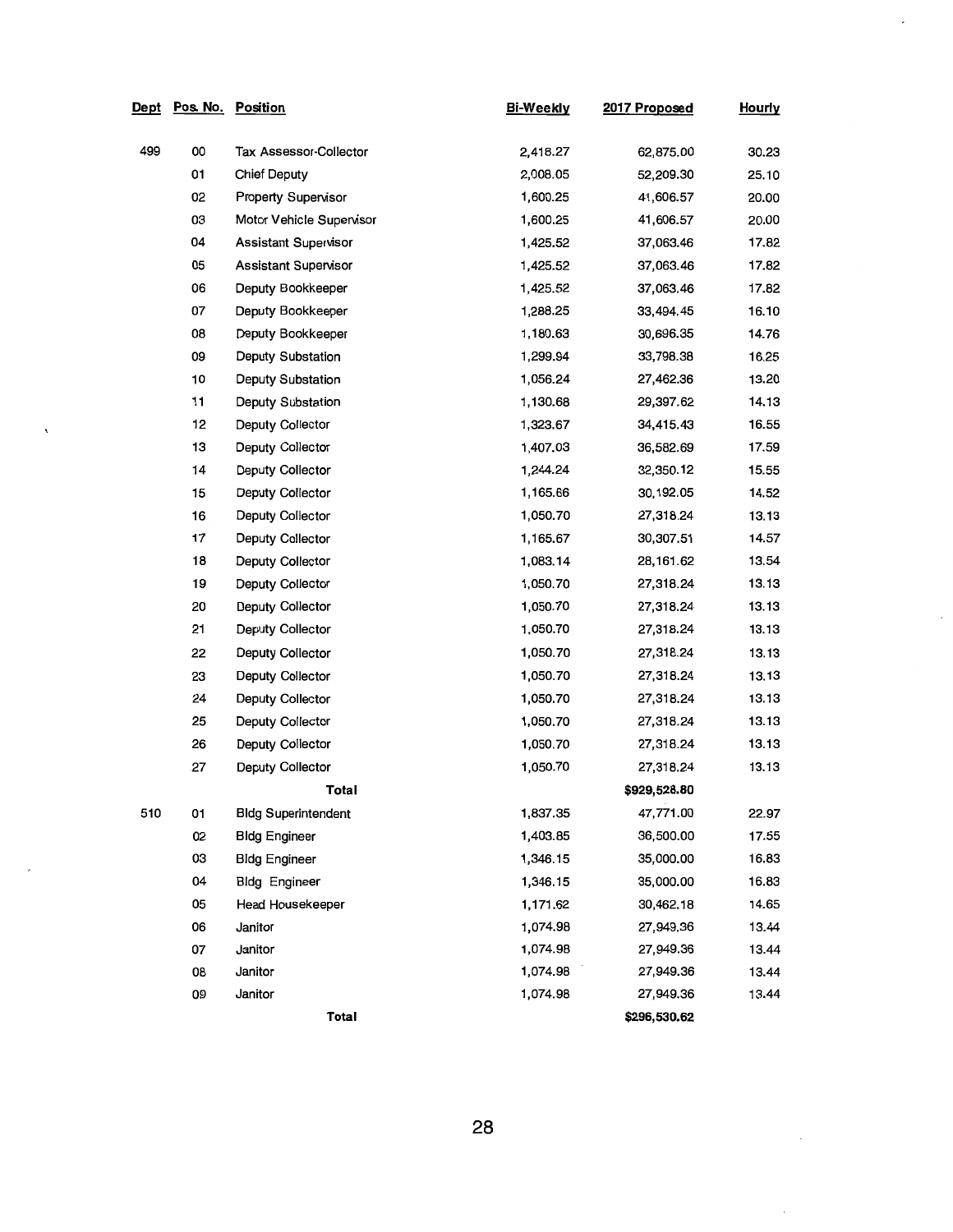| Dept | Pos. No. | Position | Bi-Weekly | 2017 Proposed | Hourly |
|---|---|---|---|---|---|
| 499 | 00 | Tax Assessor-Collector | 2,418.27 | 62,875.00 | 30.23 |
| | 01 | Chief Deputy | 2,008.05 | 52,209.30 | 25.10 |
| | 02 | Property Supervisor | 1,600.25 | 41,606.57 | 20.00 |
| | 03 | Motor Vehicle Supervisor | 1,600.25 | 41,606.57 | 20.00 |
| | 04 | Assistant Supervisor | 1,425.52 | 37,063.46 | 17.82 |
| | 05 | Assistant Supervisor | 1,425.52 | 37,063.46 | 17.82 |
| | 06 | Deputy Bookkeeper | 1,425.52 | 37,063.46 | 17.82 |
| | 07 | Deputy Bookkeeper | 1,288.25 | 33,494.45 | 16.10 |
| | 08 | Deputy Bookkeeper | 1,180.63 | 30,696.35 | 14.76 |
| | 09 | Deputy Substation | 1,299.94 | 33,798.38 | 16.25 |
| | 10 | Deputy Substation | 1,056.24 | 27,462.36 | 13.20 |
| | 11 | Deputy Substation | 1,130.68 | 29,397.62 | 14.13 |
| | 12 | Deputy Collector | 1,323.67 | 34,415.43 | 16.55 |
| | 13 | Deputy Collector | 1,407.03 | 36,582.69 | 17.59 |
| | 14 | Deputy Collector | 1,244.24 | 32,350.12 | 15.55 |
| | 15 | Deputy Collector | 1,165.66 | 30,192.05 | 14.52 |
| | 16 | Deputy Collector | 1,050.70 | 27,318.24 | 13.13 |
| | 17 | Deputy Collector | 1,165.67 | 30,307.51 | 14.57 |
| | 18 | Deputy Collector | 1,083.14 | 28,161.62 | 13.54 |
| | 19 | Deputy Collector | 1,050.70 | 27,318.24 | 13.13 |
| | 20 | Deputy Collector | 1,050.70 | 27,318.24 | 13.13 |
| | 21 | Deputy Collector | 1,050.70 | 27,318.24 | 13.13 |
| | 22 | Deputy Collector | 1,050.70 | 27,318.24 | 13.13 |
| | 23 | Deputy Collector | 1,050.70 | 27,318.24 | 13.13 |
| | 24 | Deputy Collector | 1,050.70 | 27,318.24 | 13.13 |
| | 25 | Deputy Collector | 1,050.70 | 27,318.24 | 13.13 |
| | 26 | Deputy Collector | 1,050.70 | 27,318.24 | 13.13 |
| | 27 | Deputy Collector | 1,050.70 | 27,318.24 | 13.13 |
| | | **Total** | | **$929,528.80** | |
| 510 | 01 | Bldg Superintendent | 1,837.35 | 47,771.00 | 22.97 |
| | 02 | Bldg Engineer | 1,403.85 | 36,500.00 | 17.55 |
| | 03 | Bldg Engineer | 1,346.15 | 35,000.00 | 16.83 |
| | 04 | Bldg Engineer | 1,346.15 | 35,000.00 | 16.83 |
| | 05 | Head Housekeeper | 1,171.62 | 30,462.18 | 14.65 |
| | 06 | Janitor | 1,074.98 | 27,949.36 | 13.44 |
| | 07 | Janitor | 1,074.98 | 27,949.36 | 13.44 |
| | 08 | Janitor | 1,074.98 | 27,949.36 | 13.44 |
| | 09 | Janitor | 1,074.98 | 27,949.36 | 13.44 |
| | | **Total** | | **$296,530.62** | |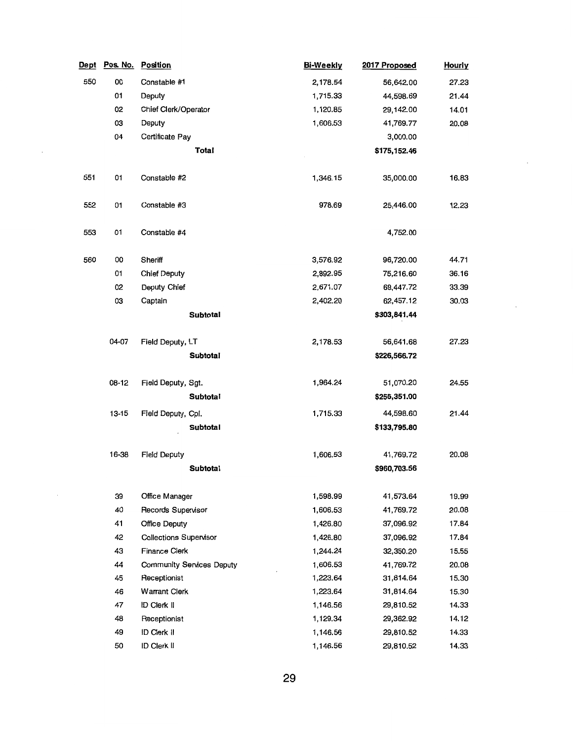| Dept | Pos. No. | Position | Bi-Weekly | 2017 Proposed | Hourly |
|---|---|---|---|---|---|
| 550 | 00 | Constable #1 | 2,178.54 | 56,642.00 | 27.23 |
| | 01 | Deputy | 1,715.33 | 44,598.69 | 21.44 |
| | 02 | Chief Clerk/Operator | 1,120.85 | 29,142.00 | 14.01 |
| | 03 | Deputy | 1,606.53 | 41,769.77 | 20.08 |
| | 04 | Certificate Pay | | 3,000.00 | |
| | | **Total** | | **$175,152.46** | |
| 551 | 01 | Constable #2 | 1,346.15 | 35,000.00 | 16.83 |
| 552 | 01 | Constable #3 | 978.69 | 25,446.00 | 12.23 |
| 553 | 01 | Constable #4 | | 4,752.00 | |
| 560 | 00 | Sheriff | 3,576.92 | 96,720.00 | 44.71 |
| | 01 | Chief Deputy | 2,892.95 | 75,216.60 | 36.16 |
| | 02 | Deputy Chief | 2,671.07 | 69,447.72 | 33.39 |
| | 03 | Captain | 2,402.20 | 62,457.12 | 30.03 |
| | | **Subtotal** | | **$303,841.44** | |
| | 04-07 | Field Deputy, LT | 2,178.53 | 56,641.68 | 27.23 |
| | | **Subtotal** | | **$226,566.72** | |
| | 08-12 | Field Deputy, Sgt. | 1,964.24 | 51,070.20 | 24.55 |
| | | **Subtotal** | | **$255,351.00** | |
| | 13-15 | Field Deputy, Cpl. | 1,715.33 | 44,598.60 | 21.44 |
| | | **Subtotal** | | **$133,795.80** | |
| | 16-38 | Field Deputy | 1,606.53 | 41,769.72 | 20.08 |
| | | **Subtotal** | | **$960,703.56** | |
| | 39 | Office Manager | 1,598.99 | 41,573.64 | 19.99 |
| | 40 | Records Supervisor | 1,606.53 | 41,769.72 | 20.08 |
| | 41 | Office Deputy | 1,426.80 | 37,096.92 | 17.84 |
| | 42 | Collections Supervisor | 1,426.80 | 37,096.92 | 17.84 |
| | 43 | Finance Clerk | 1,244.24 | 32,350.20 | 15.55 |
| | 44 | Community Services Deputy | 1,606.53 | 41,769.72 | 20.08 |
| | 45 | Receptionist | 1,223.64 | 31,814.64 | 15.30 |
| | 46 | Warrant Clerk | 1,223.64 | 31,814.64 | 15.30 |
| | 47 | ID Clerk II | 1,146.56 | 29,810.52 | 14.33 |
| | 48 | Receptionist | 1,129.34 | 29,362.92 | 14.12 |
| | 49 | ID Clerk II | 1,146.56 | 29,810.52 | 14.33 |
| | 50 | ID Clerk II | 1,146.56 | 29,810.52 | 14.33 |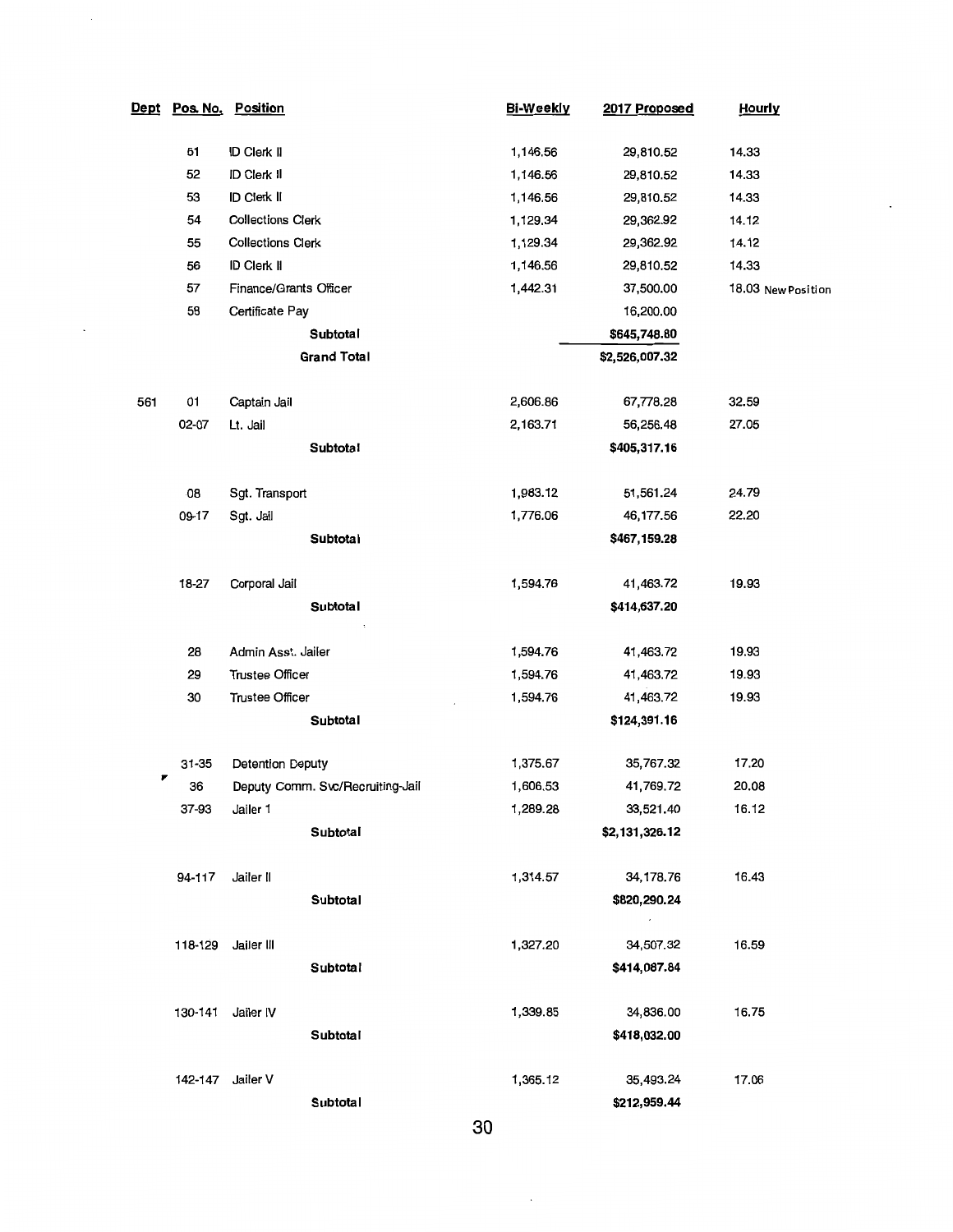| Dept | Pos. No. | Position | Bi-Weekly | 2017 Proposed | Hourly |
|---|---|---|---|---|---|
| | 51 | ID Clerk II | 1,146.56 | 29,810.52 | 14.33 |
| | 52 | ID Clerk II | 1,146.56 | 29,810.52 | 14.33 |
| | 53 | ID Clerk II | 1,146.56 | 29,810.52 | 14.33 |
| | 54 | Collections Clerk | 1,129.34 | 29,362.92 | 14.12 |
| | 55 | Collections Clerk | 1,129.34 | 29,362.92 | 14.12 |
| | 56 | ID Clerk II | 1,146.56 | 29,810.52 | 14.33 |
| | 57 | Finance/Grants Officer | 1,442.31 | 37,500.00 | 18.03 New Position |
| | 58 | Certificate Pay | | 16,200.00 | |
| | | **Subtotal** | | **$645,748.80** | |
| | | **Grand Total** | | **$2,526,007.32** | |
| 561 | 01 | Captain Jail | 2,606.86 | 67,778.28 | 32.59 |
| | 02-07 | Lt. Jail | 2,163.71 | 56,256.48 | 27.05 |
| | | **Subtotal** | | **$405,317.16** | |
| | 08 | Sgt. Transport | 1,983.12 | 51,561.24 | 24.79 |
| | 09-17 | Sgt. Jail | 1,776.06 | 46,177.56 | 22.20 |
| | | **Subtotal** | | **$467,159.28** | |
| | 18-27 | Corporal Jail | 1,594.76 | 41,463.72 | 19.93 |
| | | **Subtotal** | | **$414,637.20** | |
| | 28 | Admin Asst. Jailer | 1,594.76 | 41,463.72 | 19.93 |
| | 29 | Trustee Officer | 1,594.76 | 41,463.72 | 19.93 |
| | 30 | Trustee Officer | 1,594.76 | 41,463.72 | 19.93 |
| | | **Subtotal** | | **$124,391.16** | |
| | 31-35 | Detention Deputy | 1,375.67 | 35,767.32 | 17.20 |
| | 36 | Deputy Comm. Svc/Recruiting-Jail | 1,606.53 | 41,769.72 | 20.08 |
| | 37-93 | Jailer 1 | 1,289.28 | 33,521.40 | 16.12 |
| | | **Subtotal** | | **$2,131,326.12** | |
| | 94-117 | Jailer II | 1,314.57 | 34,178.76 | 16.43 |
| | | **Subtotal** | | **$820,290.24** | |
| | 118-129 | Jailer III | 1,327.20 | 34,507.32 | 16.59 |
| | | **Subtotal** | | **$414,087.84** | |
| | 130-141 | Jailer IV | 1,339.85 | 34,836.00 | 16.75 |
| | | **Subtotal** | | **$418,032.00** | |
| | 142-147 | Jailer V | 1,365.12 | 35,493.24 | 17.06 |
| | | **Subtotal** | | **$212,959.44** | |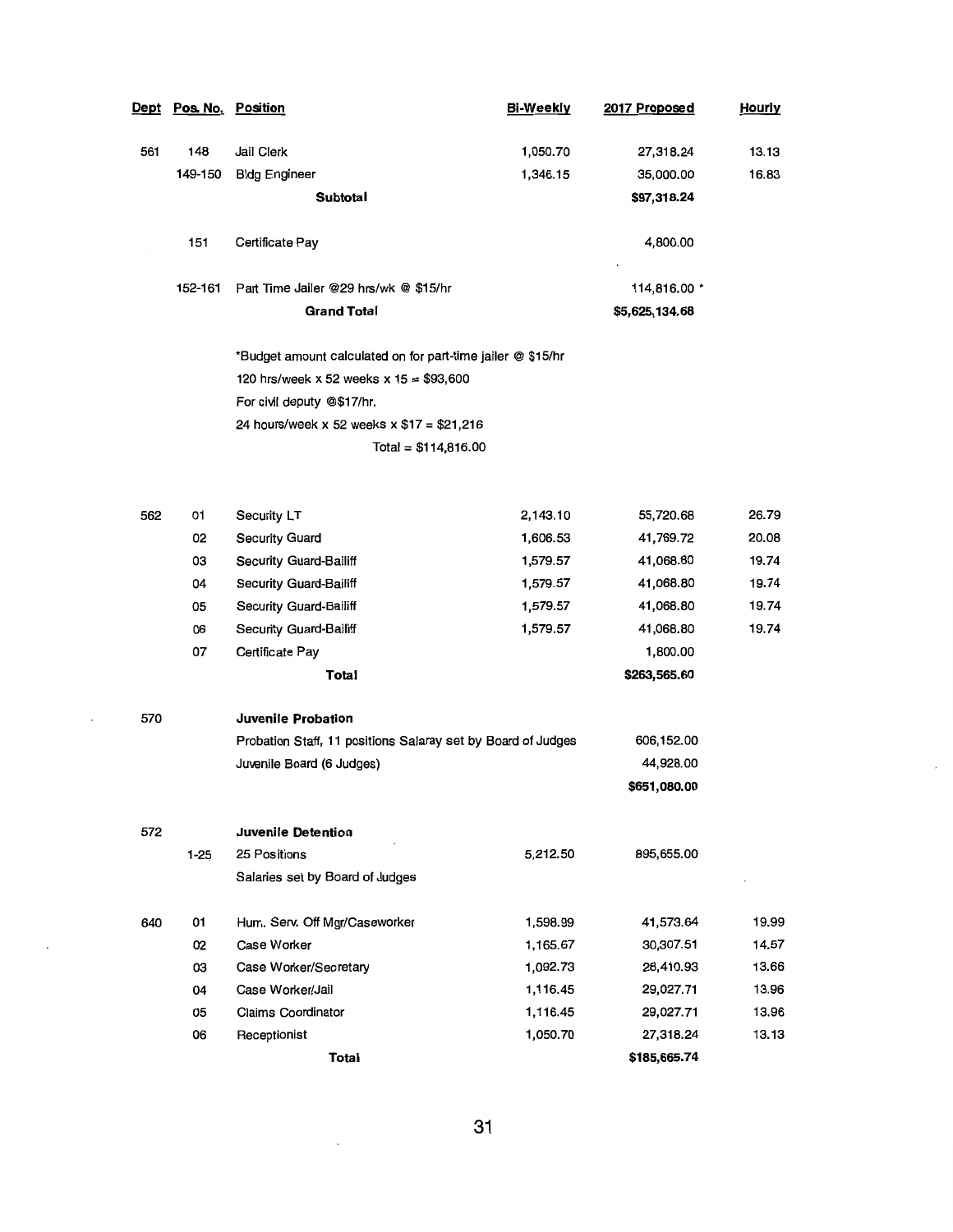| Dept | Pos. No. | Position | Bi-Weekly | 2017 Proposed | Hourly |
|---|---|---|---|---|---|
| 561 | 148 | Jail Clerk | 1,050.70 | 27,318.24 | 13.13 |
| | 149-150 | Bldg Engineer | 1,346.15 | 35,000.00 | 16.83 |
| | | **Subtotal** | | **$97,318.24** | |
| | 151 | Certificate Pay | | 4,800.00 | |
| | 152-161 | Part Time Jailer @29 hrs/wk @ $15/hr | | 114,816.00 * | |
| | | **Grand Total** | | **$5,625,134.68** | |

*Budget amount calculated on for part-time jailer @ $15/hr
120 hrs/week x 52 weeks x 15 = $93,600
For civil deputy @$17/hr.
24 hours/week x 52 weeks x $17 = $21,216
Total = $114,816.00

| Dept | Pos. No. | Position | Bi-Weekly | 2017 Proposed | Hourly |
|---|---|---|---|---|---|
| 562 | 01 | Security LT | 2,143.10 | 55,720.68 | 26.79 |
| | 02 | Security Guard | 1,606.53 | 41,769.72 | 20.08 |
| | 03 | Security Guard-Bailiff | 1,579.57 | 41,068.80 | 19.74 |
| | 04 | Security Guard-Bailiff | 1,579.57 | 41,068.80 | 19.74 |
| | 05 | Security Guard-Bailiff | 1,579.57 | 41,068.80 | 19.74 |
| | 06 | Security Guard-Bailiff | 1,579.57 | 41,068.80 | 19.74 |
| | 07 | Certificate Pay | | 1,800.00 | |
| | | **Total** | | **$263,565.60** | |
| 570 | | **Juvenile Probation** | | | |
| | | Probation Staff, 11 positions Salaray set by Board of Judges | | 606,152.00 | |
| | | Juvenile Board (6 Judges) | | 44,928.00 | |
| | | | | **$651,080.00** | |
| 572 | | **Juvenile Detention** | | | |
| | 1-25 | 25 Positions | 5,212.50 | 895,655.00 | |
| | | Salaries set by Board of Judges | | | |
| 640 | 01 | Hum. Serv. Off Mgr/Caseworker | 1,598.99 | 41,573.64 | 19.99 |
| | 02 | Case Worker | 1,165.67 | 30,307.51 | 14.57 |
| | 03 | Case Worker/Secretary | 1,092.73 | 28,410.93 | 13.66 |
| | 04 | Case Worker/Jail | 1,116.45 | 29,027.71 | 13.96 |
| | 05 | Claims Coordinator | 1,116.45 | 29,027.71 | 13.96 |
| | 06 | Receptionist | 1,050.70 | 27,318.24 | 13.13 |
| | | **Total** | | **$185,665.74** | |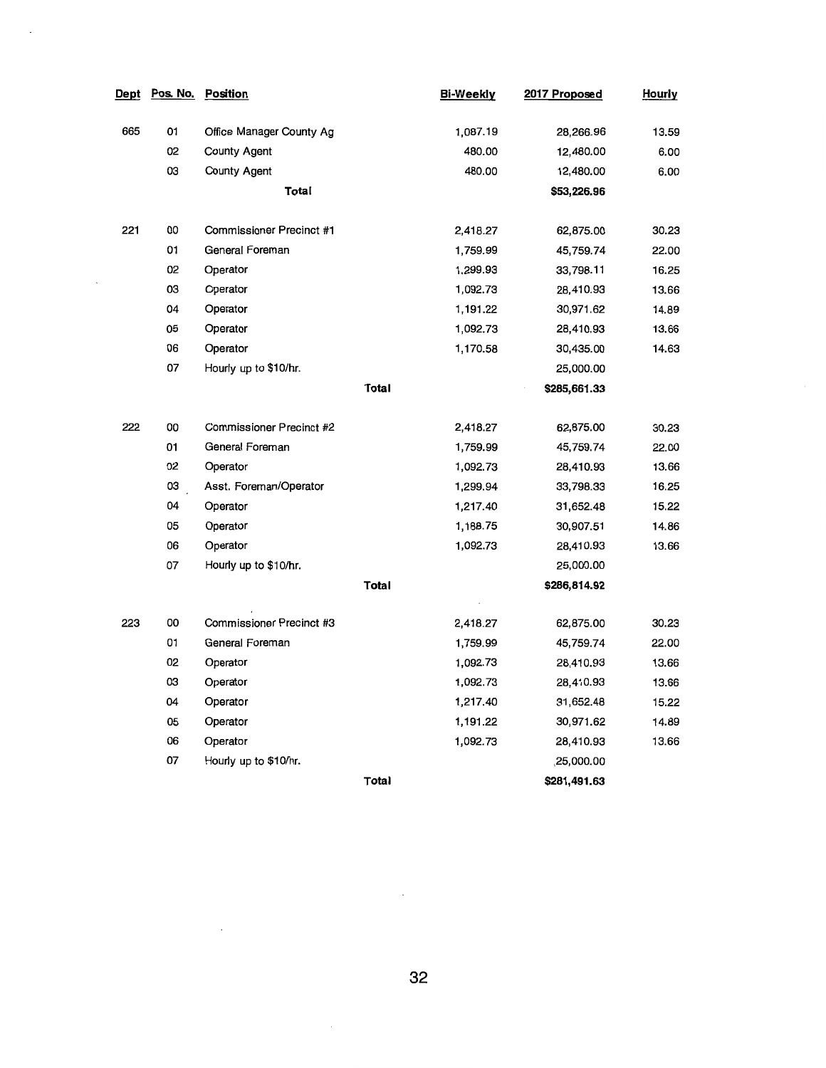| Dept | Pos. No. | Position | | Bi-Weekly | 2017 Proposed | Hourly |
|---|---|---|---|---|---|---|
| 665 | 01 | Office Manager County Ag | | 1,087.19 | 28,266.96 | 13.59 |
| | 02 | County Agent | | 480.00 | 12,480.00 | 6.00 |
| | 03 | County Agent | | 480.00 | 12,480.00 | 6.00 |
| | | **Total** | | | **$53,226.96** | |
| 221 | 00 | Commissioner Precinct #1 | | 2,418.27 | 62,875.00 | 30.23 |
| | 01 | General Foreman | | 1,759.99 | 45,759.74 | 22.00 |
| | 02 | Operator | | 1,299.93 | 33,798.11 | 16.25 |
| | 03 | Operator | | 1,092.73 | 28,410.93 | 13.66 |
| | 04 | Operator | | 1,191.22 | 30,971.62 | 14.89 |
| | 05 | Operator | | 1,092.73 | 28,410.93 | 13.66 |
| | 06 | Operator | | 1,170.58 | 30,435.00 | 14.63 |
| | 07 | Hourly up to $10/hr. | | | 25,000.00 | |
| | | | **Total** | | **$285,661.33** | |
| 222 | 00 | Commissioner Precinct #2 | | 2,418.27 | 62,875.00 | 30.23 |
| | 01 | General Foreman | | 1,759.99 | 45,759.74 | 22.00 |
| | 02 | Operator | | 1,092.73 | 28,410.93 | 13.66 |
| | 03 | Asst. Foreman/Operator | | 1,299.94 | 33,798.33 | 16.25 |
| | 04 | Operator | | 1,217.40 | 31,652.48 | 15.22 |
| | 05 | Operator | | 1,188.75 | 30,907.51 | 14.86 |
| | 06 | Operator | | 1,092.73 | 28,410.93 | 13.66 |
| | 07 | Hourly up to $10/hr. | | | 25,000.00 | |
| | | | **Total** | | **$286,814.92** | |
| 223 | 00 | Commissioner Precinct #3 | | 2,418.27 | 62,875.00 | 30.23 |
| | 01 | General Foreman | | 1,759.99 | 45,759.74 | 22.00 |
| | 02 | Operator | | 1,092.73 | 28,410.93 | 13.66 |
| | 03 | Operator | | 1,092.73 | 28,410.93 | 13.66 |
| | 04 | Operator | | 1,217.40 | 31,652.48 | 15.22 |
| | 05 | Operator | | 1,191.22 | 30,971.62 | 14.89 |
| | 06 | Operator | | 1,092.73 | 28,410.93 | 13.66 |
| | 07 | Hourly up to $10/hr. | | | 25,000.00 | |
| | | | **Total** | | **$281,491.63** | |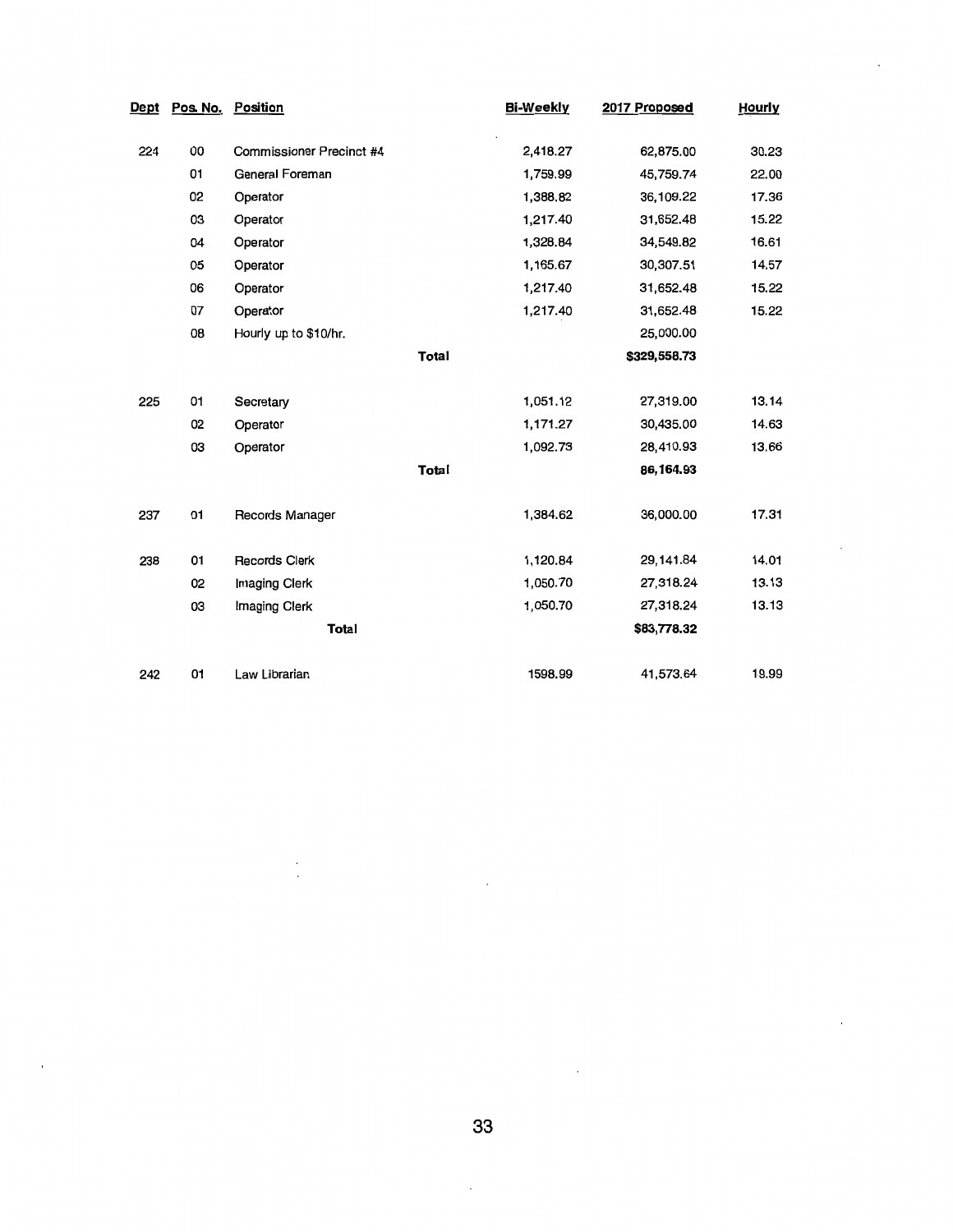| Dept | Pos. No. | Position | | Bi-Weekly | 2017 Proposed | Hourly |
|---|---|---|---|---|---|---|
| 224 | 00 | Commissioner Precinct #4 | | 2,418.27 | 62,875.00 | 30.23 |
| | 01 | General Foreman | | 1,759.99 | 45,759.74 | 22.00 |
| | 02 | Operator | | 1,388.82 | 36,109.22 | 17.36 |
| | 03 | Operator | | 1,217.40 | 31,652.48 | 15.22 |
| | 04 | Operator | | 1,328.84 | 34,549.82 | 16.61 |
| | 05 | Operator | | 1,165.67 | 30,307.51 | 14.57 |
| | 06 | Operator | | 1,217.40 | 31,652.48 | 15.22 |
| | 07 | Operator | | 1,217.40 | 31,652.48 | 15.22 |
| | 08 | Hourly up to $10/hr. | | | 25,000.00 | |
| | | | **Total** | | **$329,558.73** | |
| 225 | 01 | Secretary | | 1,051.12 | 27,319.00 | 13.14 |
| | 02 | Operator | | 1,171.27 | 30,435.00 | 14.63 |
| | 03 | Operator | | 1,092.73 | 28,410.93 | 13.66 |
| | | | **Total** | | **86,164.93** | |
| 237 | 01 | Records Manager | | 1,384.62 | 36,000.00 | 17.31 |
| 238 | 01 | Records Clerk | | 1,120.84 | 29,141.84 | 14.01 |
| | 02 | Imaging Clerk | | 1,050.70 | 27,318.24 | 13.13 |
| | 03 | Imaging Clerk | | 1,050.70 | 27,318.24 | 13.13 |
| | | **Total** | | | **$83,778.32** | |
| 242 | 01 | Law Librarian | | 1598.99 | 41,573.64 | 19.99 |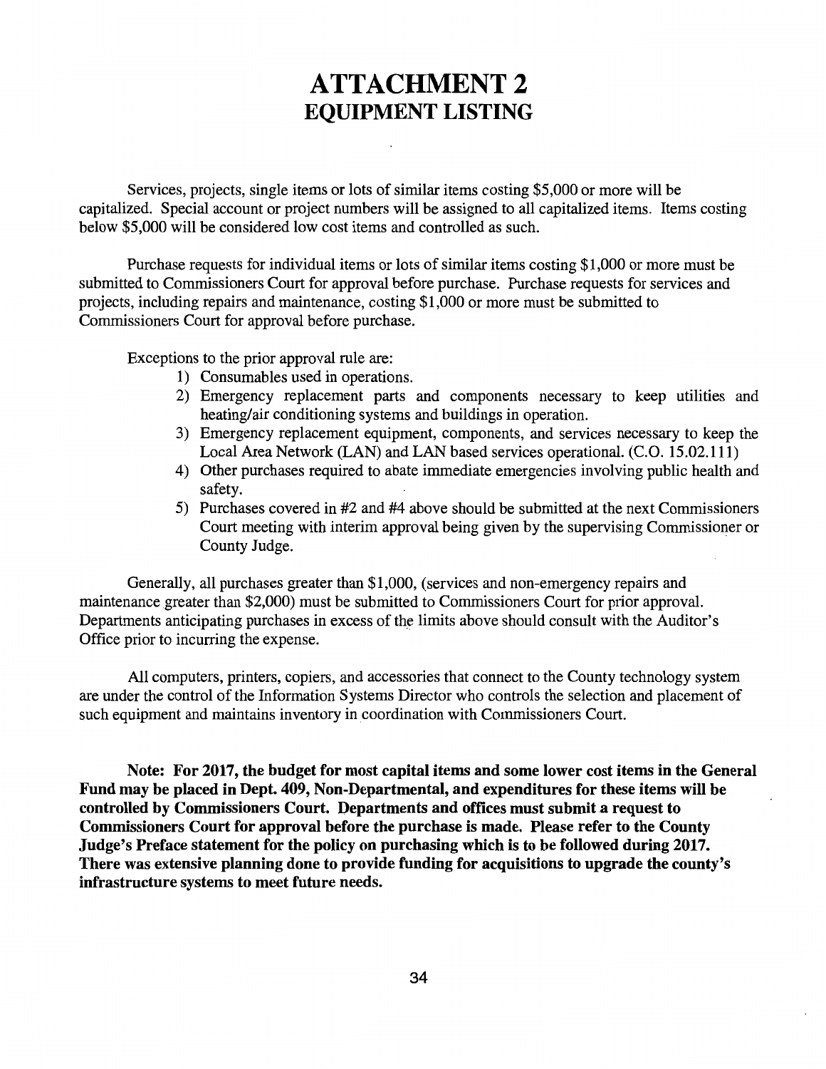# ATTACHMENT 2
## EQUIPMENT LISTING

Services, projects, single items or lots of similar items costing $5,000 or more will be capitalized. Special account or project numbers will be assigned to all capitalized items. Items costing below $5,000 will be considered low cost items and controlled as such.

Purchase requests for individual items or lots of similar items costing $1,000 or more must be submitted to Commissioners Court for approval before purchase. Purchase requests for services and projects, including repairs and maintenance, costing $1,000 or more must be submitted to Commissioners Court for approval before purchase.

Exceptions to the prior approval rule are:

1) Consumables used in operations.
2) Emergency replacement parts and components necessary to keep utilities and heating/air conditioning systems and buildings in operation.
3) Emergency replacement equipment, components, and services necessary to keep the Local Area Network (LAN) and LAN based services operational. (C.O. 15.02.111)
4) Other purchases required to abate immediate emergencies involving public health and safety.
5) Purchases covered in #2 and #4 above should be submitted at the next Commissioners Court meeting with interim approval being given by the supervising Commissioner or County Judge.

Generally, all purchases greater than $1,000, (services and non-emergency repairs and maintenance greater than $2,000) must be submitted to Commissioners Court for prior approval. Departments anticipating purchases in excess of the limits above should consult with the Auditor's Office prior to incurring the expense.

All computers, printers, copiers, and accessories that connect to the County technology system are under the control of the Information Systems Director who controls the selection and placement of such equipment and maintains inventory in coordination with Commissioners Court.

**Note: For 2017, the budget for most capital items and some lower cost items in the General Fund may be placed in Dept. 409, Non-Departmental, and expenditures for these items will be controlled by Commissioners Court. Departments and offices must submit a request to Commissioners Court for approval before the purchase is made. Please refer to the County Judge's Preface statement for the policy on purchasing which is to be followed during 2017. There was extensive planning done to provide funding for acquisitions to upgrade the county's infrastructure systems to meet future needs.**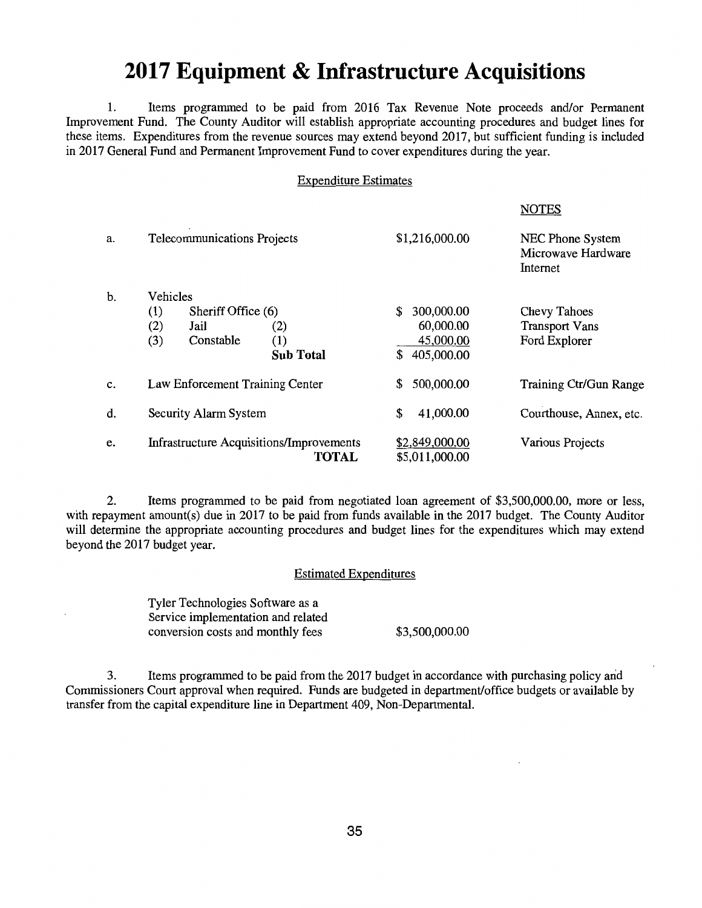# 2017 Equipment & Infrastructure Acquisitions

1. Items programmed to be paid from 2016 Tax Revenue Note proceeds and/or Permanent Improvement Fund. The County Auditor will establish appropriate accounting procedures and budget lines for these items. Expenditures from the revenue sources may extend beyond 2017, but sufficient funding is included in 2017 General Fund and Permanent Improvement Fund to cover expenditures during the year.

Expenditure Estimates

| | | | NOTES |
|---|---|---|---|
| a. | Telecommunications Projects | $1,216,000.00 | NEC Phone System<br>Microwave Hardware<br>Internet |
| b. | Vehicles | | |
| | (1) Sheriff Office (6) | $ 300,000.00 | Chevy Tahoes |
| | (2) Jail (2) | 60,000.00 | Transport Vans |
| | (3) Constable (1) | 45,000.00 | Ford Explorer |
| | **Sub Total** | $ 405,000.00 | |
| c. | Law Enforcement Training Center | $ 500,000.00 | Training Ctr/Gun Range |
| d. | Security Alarm System | $ 41,000.00 | Courthouse, Annex, etc. |
| e. | Infrastructure Acquisitions/Improvements | $2,849,000.00 | Various Projects |
| | **TOTAL** | $5,011,000.00 | |

2. Items programmed to be paid from negotiated loan agreement of $3,500,000.00, more or less, with repayment amount(s) due in 2017 to be paid from funds available in the 2017 budget. The County Auditor will determine the appropriate accounting procedures and budget lines for the expenditures which may extend beyond the 2017 budget year.

Estimated Expenditures

| | |
|---|---|
| Tyler Technologies Software as a Service implementation and related conversion costs and monthly fees | $3,500,000.00 |

3. Items programmed to be paid from the 2017 budget in accordance with purchasing policy and Commissioners Court approval when required. Funds are budgeted in department/office budgets or available by transfer from the capital expenditure line in Department 409, Non-Departmental.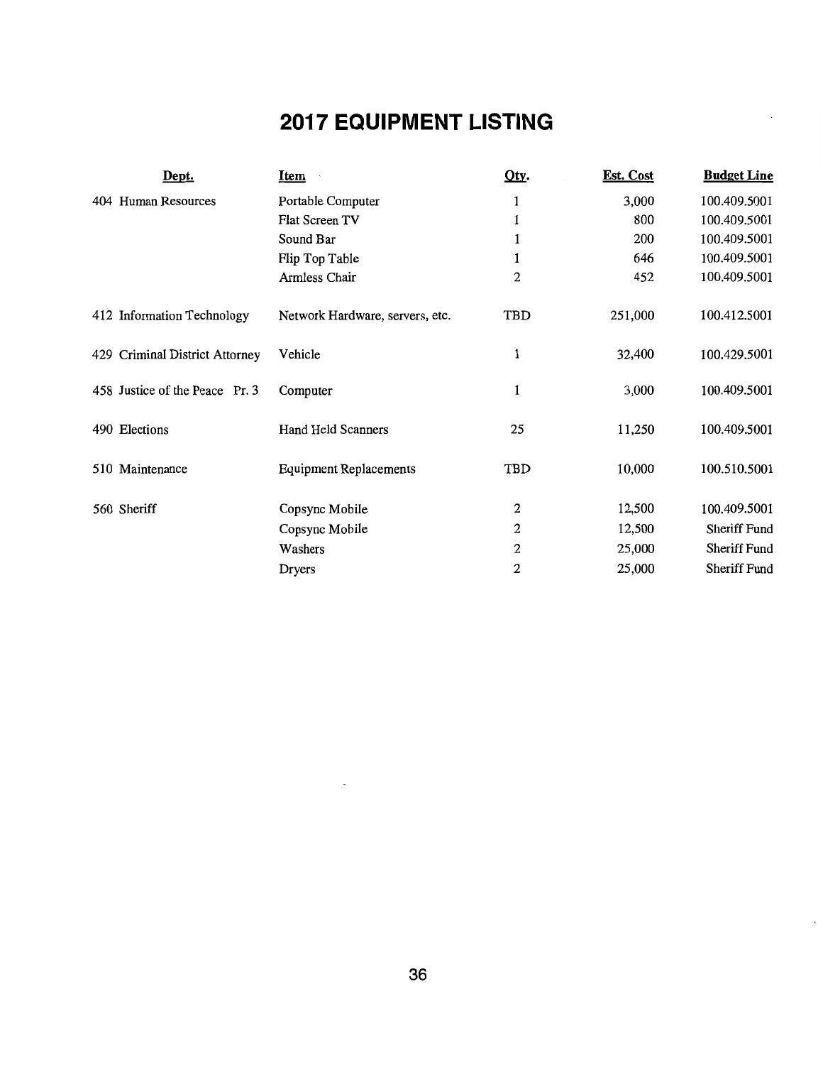# 2017 EQUIPMENT LISTING

| Dept. | Item | Qty. | Est. Cost | Budget Line |
|---|---|---|---|---|
| 404 Human Resources | Portable Computer | 1 | 3,000 | 100.409.5001 |
| | Flat Screen TV | 1 | 800 | 100.409.5001 |
| | Sound Bar | 1 | 200 | 100.409.5001 |
| | Flip Top Table | 1 | 646 | 100.409.5001 |
| | Armless Chair | 2 | 452 | 100.409.5001 |
| 412 Information Technology | Network Hardware, servers, etc. | TBD | 251,000 | 100.412.5001 |
| 429 Criminal District Attorney | Vehicle | 1 | 32,400 | 100.429.5001 |
| 458 Justice of the Peace Pr. 3 | Computer | 1 | 3,000 | 100.409.5001 |
| 490 Elections | Hand Held Scanners | 25 | 11,250 | 100.409.5001 |
| 510 Maintenance | Equipment Replacements | TBD | 10,000 | 100.510.5001 |
| 560 Sheriff | Copsync Mobile | 2 | 12,500 | 100.409.5001 |
| | Copsync Mobile | 2 | 12,500 | Sheriff Fund |
| | Washers | 2 | 25,000 | Sheriff Fund |
| | Dryers | 2 | 25,000 | Sheriff Fund |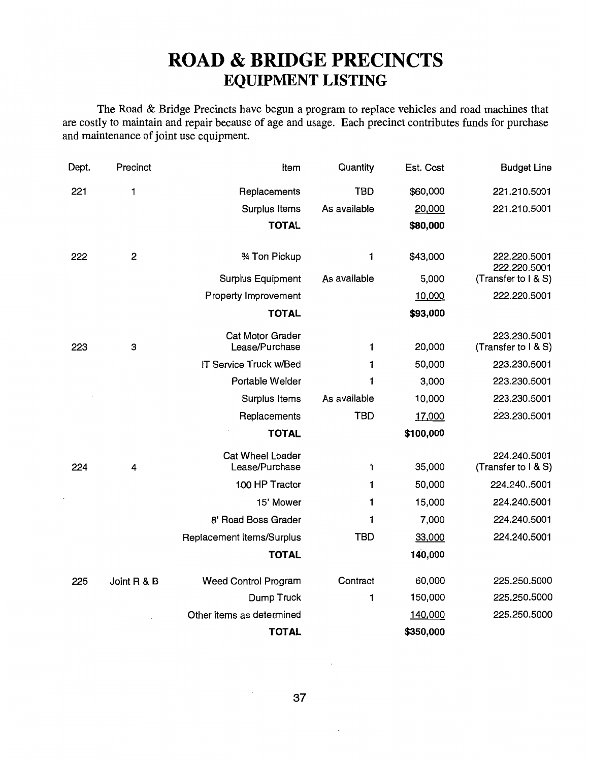# ROAD & BRIDGE PRECINCTS

## EQUIPMENT LISTING

The Road & Bridge Precincts have begun a program to replace vehicles and road machines that are costly to maintain and repair because of age and usage. Each precinct contributes funds for purchase and maintenance of joint use equipment.

| Dept. | Precinct | Item | Quantity | Est. Cost | Budget Line |
|---|---|---|---|---|---|
| 221 | 1 | Replacements | TBD | $60,000 | 221.210.5001 |
| | | Surplus Items | As available | 20,000 | 221.210.5001 |
| | | **TOTAL** | | **$80,000** | |
| 222 | 2 | ¾ Ton Pickup | 1 | $43,000 | 222.220.5001 |
| | | Surplus Equipment | As available | 5,000 | 222.220.5001 (Transfer to I & S) |
| | | Property Improvement | | 10,000 | 222.220.5001 |
| | | **TOTAL** | | **$93,000** | |
| 223 | 3 | Cat Motor Grader Lease/Purchase | 1 | 20,000 | 223.230.5001 (Transfer to I & S) |
| | | IT Service Truck w/Bed | 1 | 50,000 | 223.230.5001 |
| | | Portable Welder | 1 | 3,000 | 223.230.5001 |
| | | Surplus Items | As available | 10,000 | 223.230.5001 |
| | | Replacements | TBD | 17,000 | 223.230.5001 |
| | | **TOTAL** | | **$100,000** | |
| 224 | 4 | Cat Wheel Loader Lease/Purchase | 1 | 35,000 | 224.240.5001 (Transfer to I & S) |
| | | 100 HP Tractor | 1 | 50,000 | 224.240..5001 |
| | | 15' Mower | 1 | 15,000 | 224.240.5001 |
| | | 8' Road Boss Grader | 1 | 7,000 | 224.240.5001 |
| | | Replacement Items/Surplus | TBD | 33,000 | 224.240.5001 |
| | | **TOTAL** | | **140,000** | |
| 225 | Joint R & B | Weed Control Program | Contract | 60,000 | 225.250.5000 |
| | | Dump Truck | 1 | 150,000 | 225.250.5000 |
| | | Other items as determined | | 140,000 | 225.250.5000 |
| | | **TOTAL** | | **$350,000** | |